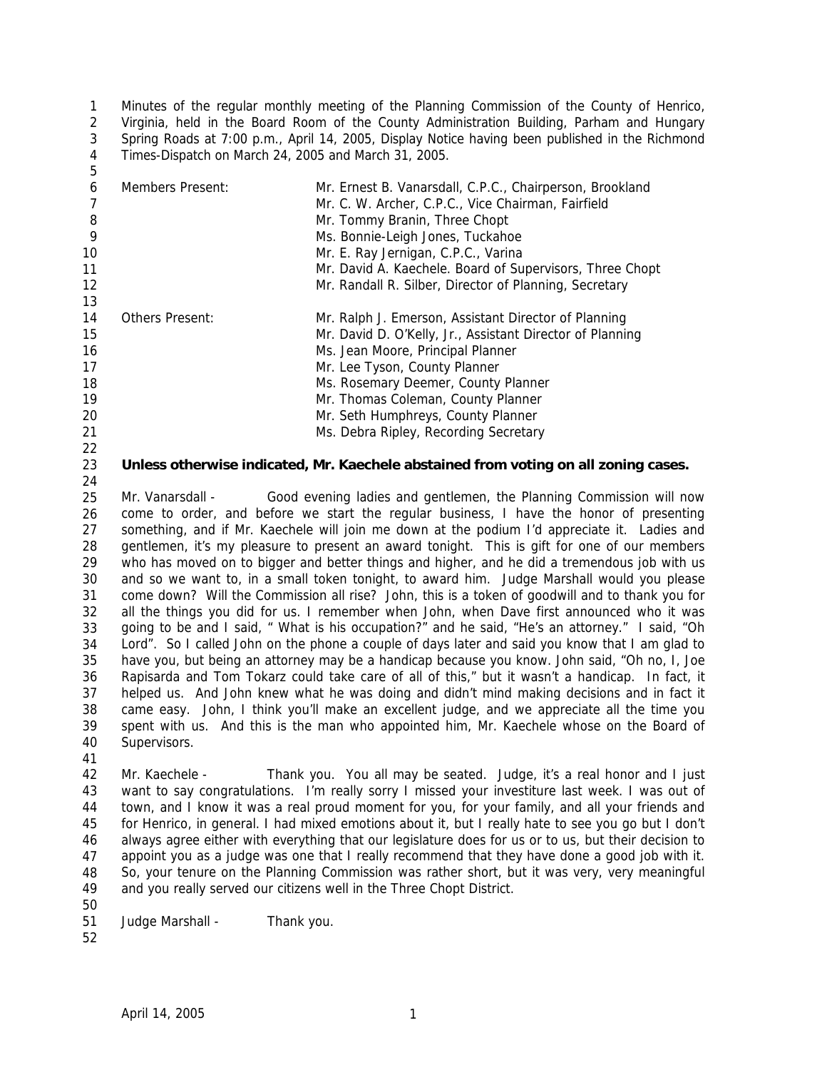Minutes of the regular monthly meeting of the Planning Commission of the County of Henrico, Virginia, held in the Board Room of the County Administration Building, Parham and Hungary Spring Roads at 7:00 p.m., April 14, 2005, Display Notice having been published in the Richmond Times-Dispatch on March 24, 2005 and March 31, 2005.

| | |
|---|---|
| Members Present: | Mr. Ernest B. Vanarsdall, C.P.C., Chairperson, Brookland |
| | Mr. C. W. Archer, C.P.C., Vice Chairman, Fairfield |
| | Mr. Tommy Branin, Three Chopt |
| | Ms. Bonnie-Leigh Jones, Tuckahoe |
| | Mr. E. Ray Jernigan, C.P.C., Varina |
| | Mr. David A. Kaechele. Board of Supervisors, Three Chopt |
| | Mr. Randall R. Silber, Director of Planning, Secretary |
| Others Present: | Mr. Ralph J. Emerson, Assistant Director of Planning |
| | Mr. David D. O'Kelly, Jr., Assistant Director of Planning |
| | Ms. Jean Moore, Principal Planner |
| | Mr. Lee Tyson, County Planner |
| | Ms. Rosemary Deemer, County Planner |
| | Mr. Thomas Coleman, County Planner |
| | Mr. Seth Humphreys, County Planner |
| | Ms. Debra Ripley, Recording Secretary |

**Unless otherwise indicated, Mr. Kaechele abstained from voting on all zoning cases.**

Mr. Vanarsdall - Good evening ladies and gentlemen, the Planning Commission will now come to order, and before we start the regular business, I have the honor of presenting something, and if Mr. Kaechele will join me down at the podium I'd appreciate it. Ladies and gentlemen, it's my pleasure to present an award tonight. This is gift for one of our members who has moved on to bigger and better things and higher, and he did a tremendous job with us and so we want to, in a small token tonight, to award him. Judge Marshall would you please come down? Will the Commission all rise? John, this is a token of goodwill and to thank you for all the things you did for us. I remember when John, when Dave first announced who it was going to be and I said, " What is his occupation?" and he said, "He's an attorney." I said, "Oh Lord". So I called John on the phone a couple of days later and said you know that I am glad to have you, but being an attorney may be a handicap because you know. John said, "Oh no, I, Joe Rapisarda and Tom Tokarz could take care of all of this," but it wasn't a handicap. In fact, it helped us. And John knew what he was doing and didn't mind making decisions and in fact it came easy. John, I think you'll make an excellent judge, and we appreciate all the time you spent with us. And this is the man who appointed him, Mr. Kaechele whose on the Board of Supervisors.

Mr. Kaechele - Thank you. You all may be seated. Judge, it's a real honor and I just want to say congratulations. I'm really sorry I missed your investiture last week. I was out of town, and I know it was a real proud moment for you, for your family, and all your friends and for Henrico, in general. I had mixed emotions about it, but I really hate to see you go but I don't always agree either with everything that our legislature does for us or to us, but their decision to appoint you as a judge was one that I really recommend that they have done a good job with it. So, your tenure on the Planning Commission was rather short, but it was very, very meaningful and you really served our citizens well in the Three Chopt District.

Judge Marshall - Thank you.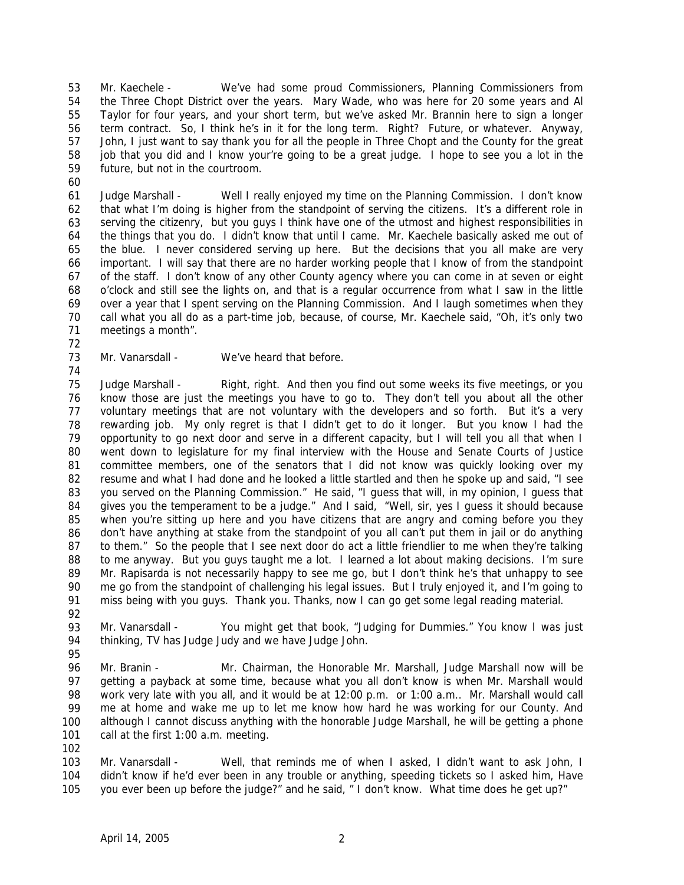Mr. Kaechele - We've had some proud Commissioners, Planning Commissioners from the Three Chopt District over the years. Mary Wade, who was here for 20 some years and Al Taylor for four years, and your short term, but we've asked Mr. Brannin here to sign a longer term contract. So, I think he's in it for the long term. Right? Future, or whatever. Anyway, John, I just want to say thank you for all the people in Three Chopt and the County for the great job that you did and I know your're going to be a great judge. I hope to see you a lot in the future, but not in the courtroom.

Judge Marshall - Well I really enjoyed my time on the Planning Commission. I don't know that what I'm doing is higher from the standpoint of serving the citizens. It's a different role in serving the citizenry, but you guys I think have one of the utmost and highest responsibilities in the things that you do. I didn't know that until I came. Mr. Kaechele basically asked me out of the blue. I never considered serving up here. But the decisions that you all make are very important. I will say that there are no harder working people that I know of from the standpoint of the staff. I don't know of any other County agency where you can come in at seven or eight o'clock and still see the lights on, and that is a regular occurrence from what I saw in the little over a year that I spent serving on the Planning Commission. And I laugh sometimes when they call what you all do as a part-time job, because, of course, Mr. Kaechele said, "Oh, it's only two meetings a month".

Mr. Vanarsdall - We've heard that before.

Judge Marshall - Right, right. And then you find out some weeks its five meetings, or you know those are just the meetings you have to go to. They don't tell you about all the other voluntary meetings that are not voluntary with the developers and so forth. But it's a very rewarding job. My only regret is that I didn't get to do it longer. But you know I had the opportunity to go next door and serve in a different capacity, but I will tell you all that when I went down to legislature for my final interview with the House and Senate Courts of Justice committee members, one of the senators that I did not know was quickly looking over my resume and what I had done and he looked a little startled and then he spoke up and said, "I see you served on the Planning Commission." He said, "I guess that will, in my opinion, I guess that gives you the temperament to be a judge." And I said, "Well, sir, yes I guess it should because when you're sitting up here and you have citizens that are angry and coming before you they don't have anything at stake from the standpoint of you all can't put them in jail or do anything to them." So the people that I see next door do act a little friendlier to me when they're talking to me anyway. But you guys taught me a lot. I learned a lot about making decisions. I'm sure Mr. Rapisarda is not necessarily happy to see me go, but I don't think he's that unhappy to see me go from the standpoint of challenging his legal issues. But I truly enjoyed it, and I'm going to miss being with you guys. Thank you. Thanks, now I can go get some legal reading material.

Mr. Vanarsdall - You might get that book, "Judging for Dummies." You know I was just thinking, TV has Judge Judy and we have Judge John.

Mr. Branin - Mr. Chairman, the Honorable Mr. Marshall, Judge Marshall now will be getting a payback at some time, because what you all don't know is when Mr. Marshall would work very late with you all, and it would be at 12:00 p.m. or 1:00 a.m.. Mr. Marshall would call me at home and wake me up to let me know how hard he was working for our County. And although I cannot discuss anything with the honorable Judge Marshall, he will be getting a phone call at the first 1:00 a.m. meeting.

Mr. Vanarsdall - Well, that reminds me of when I asked, I didn't want to ask John, I didn't know if he'd ever been in any trouble or anything, speeding tickets so I asked him, Have you ever been up before the judge?" and he said, " I don't know. What time does he get up?"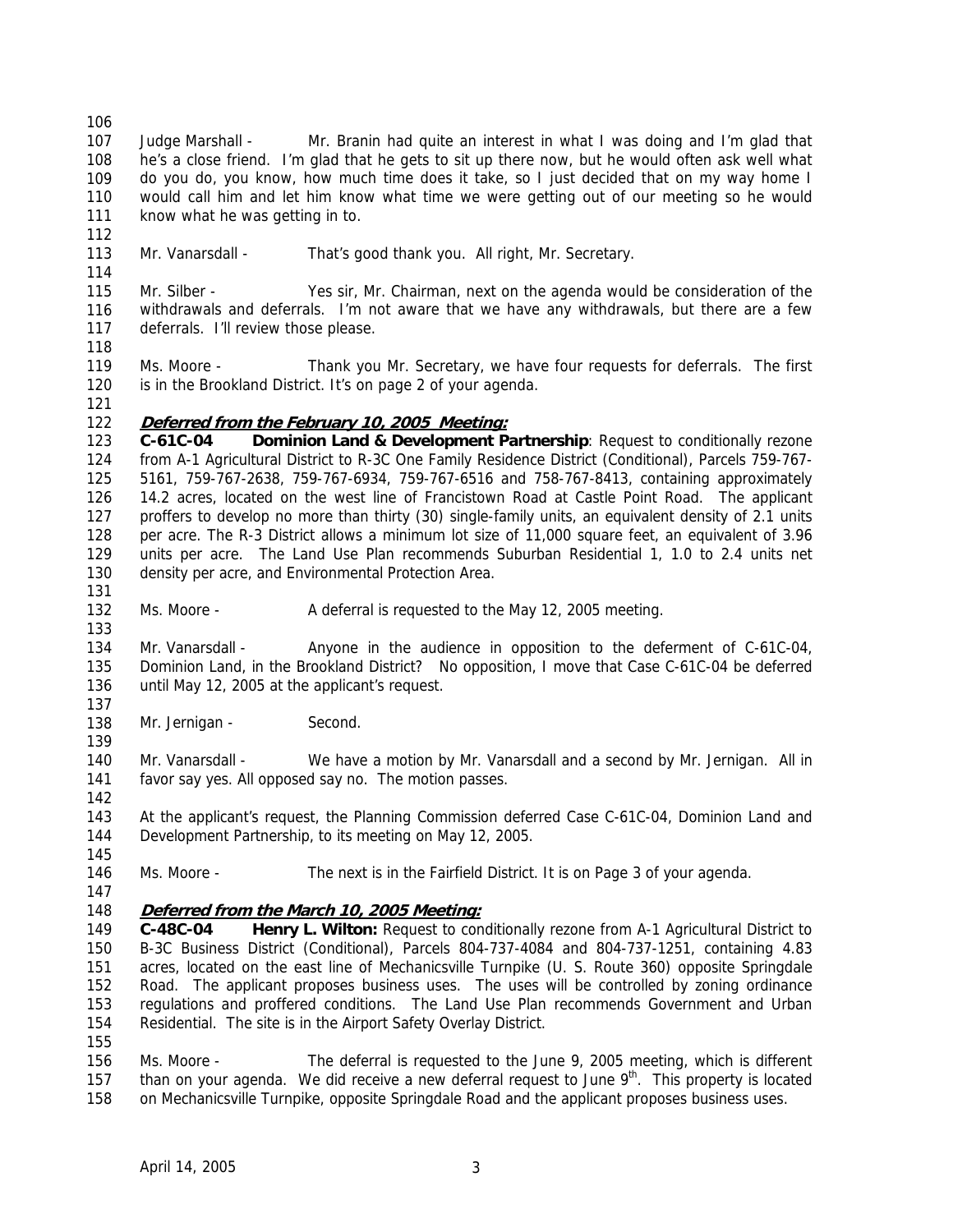Judge Marshall - Mr. Branin had quite an interest in what I was doing and I'm glad that he's a close friend. I'm glad that he gets to sit up there now, but he would often ask well what do you do, you know, how much time does it take, so I just decided that on my way home I would call him and let him know what time we were getting out of our meeting so he would know what he was getting in to.

Mr. Vanarsdall - That's good thank you. All right, Mr. Secretary.

Mr. Silber - Yes sir, Mr. Chairman, next on the agenda would be consideration of the withdrawals and deferrals. I'm not aware that we have any withdrawals, but there are a few deferrals. I'll review those please.

Ms. Moore - Thank you Mr. Secretary, we have four requests for deferrals. The first is in the Brookland District. It's on page 2 of your agenda.

***Deferred from the February 10, 2005 Meeting:***

**C-61C-04 Dominion Land & Development Partnership**: Request to conditionally rezone from A-1 Agricultural District to R-3C One Family Residence District (Conditional), Parcels 759-767-5161, 759-767-2638, 759-767-6934, 759-767-6516 and 758-767-8413, containing approximately 14.2 acres, located on the west line of Francistown Road at Castle Point Road. The applicant proffers to develop no more than thirty (30) single-family units, an equivalent density of 2.1 units per acre. The R-3 District allows a minimum lot size of 11,000 square feet, an equivalent of 3.96 units per acre. The Land Use Plan recommends Suburban Residential 1, 1.0 to 2.4 units net density per acre, and Environmental Protection Area.

Ms. Moore - A deferral is requested to the May 12, 2005 meeting.

Mr. Vanarsdall - Anyone in the audience in opposition to the deferment of C-61C-04, Dominion Land, in the Brookland District? No opposition, I move that Case C-61C-04 be deferred until May 12, 2005 at the applicant's request.

Mr. Jernigan - Second.

Mr. Vanarsdall - We have a motion by Mr. Vanarsdall and a second by Mr. Jernigan. All in favor say yes. All opposed say no. The motion passes.

At the applicant's request, the Planning Commission deferred Case C-61C-04, Dominion Land and Development Partnership, to its meeting on May 12, 2005.

Ms. Moore - The next is in the Fairfield District. It is on Page 3 of your agenda.

***Deferred from the March 10, 2005 Meeting:***

**C-48C-04 Henry L. Wilton:** Request to conditionally rezone from A-1 Agricultural District to B-3C Business District (Conditional), Parcels 804-737-4084 and 804-737-1251, containing 4.83 acres, located on the east line of Mechanicsville Turnpike (U. S. Route 360) opposite Springdale Road. The applicant proposes business uses. The uses will be controlled by zoning ordinance regulations and proffered conditions. The Land Use Plan recommends Government and Urban Residential. The site is in the Airport Safety Overlay District.

Ms. Moore - The deferral is requested to the June 9, 2005 meeting, which is different than on your agenda. We did receive a new deferral request to June 9th. This property is located on Mechanicsville Turnpike, opposite Springdale Road and the applicant proposes business uses.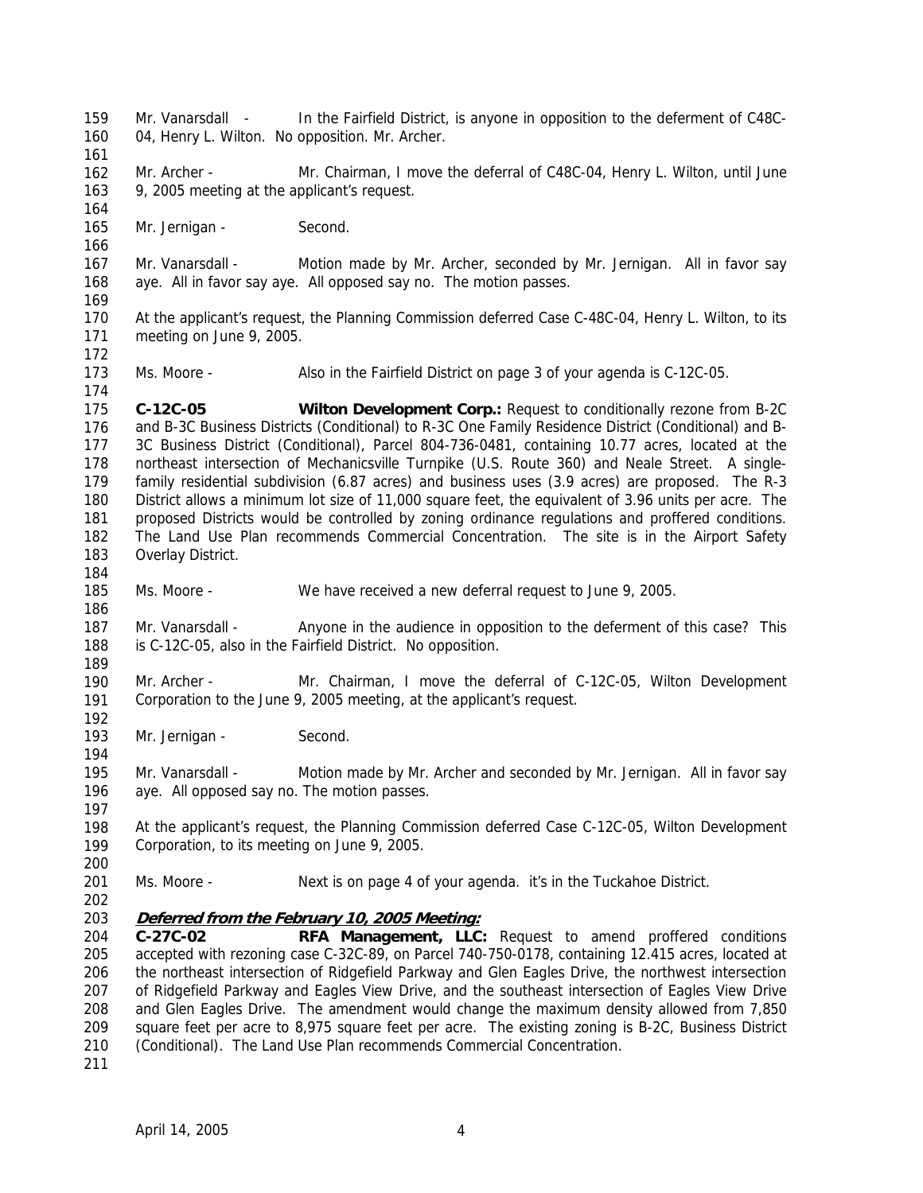Mr. Vanarsdall - In the Fairfield District, is anyone in opposition to the deferment of C48C-04, Henry L. Wilton. No opposition. Mr. Archer.

Mr. Archer - Mr. Chairman, I move the deferral of C48C-04, Henry L. Wilton, until June 9, 2005 meeting at the applicant's request.

Mr. Jernigan - Second.

Mr. Vanarsdall - Motion made by Mr. Archer, seconded by Mr. Jernigan. All in favor say aye. All in favor say aye. All opposed say no. The motion passes.

At the applicant's request, the Planning Commission deferred Case C-48C-04, Henry L. Wilton, to its meeting on June 9, 2005.

Ms. Moore - Also in the Fairfield District on page 3 of your agenda is C-12C-05.

**C-12C-05 Wilton Development Corp.:** Request to conditionally rezone from B-2C and B-3C Business Districts (Conditional) to R-3C One Family Residence District (Conditional) and B-3C Business District (Conditional), Parcel 804-736-0481, containing 10.77 acres, located at the northeast intersection of Mechanicsville Turnpike (U.S. Route 360) and Neale Street. A single-family residential subdivision (6.87 acres) and business uses (3.9 acres) are proposed. The R-3 District allows a minimum lot size of 11,000 square feet, the equivalent of 3.96 units per acre. The proposed Districts would be controlled by zoning ordinance regulations and proffered conditions. The Land Use Plan recommends Commercial Concentration. The site is in the Airport Safety Overlay District.

Ms. Moore - We have received a new deferral request to June 9, 2005.

Mr. Vanarsdall - Anyone in the audience in opposition to the deferment of this case? This is C-12C-05, also in the Fairfield District. No opposition.

Mr. Archer - Mr. Chairman, I move the deferral of C-12C-05, Wilton Development Corporation to the June 9, 2005 meeting, at the applicant's request.

Mr. Jernigan - Second.

Mr. Vanarsdall - Motion made by Mr. Archer and seconded by Mr. Jernigan. All in favor say aye. All opposed say no. The motion passes.

At the applicant's request, the Planning Commission deferred Case C-12C-05, Wilton Development Corporation, to its meeting on June 9, 2005.

Ms. Moore - Next is on page 4 of your agenda. it's in the Tuckahoe District.

***Deferred from the February 10, 2005 Meeting:***

**C-27C-02 RFA Management, LLC:** Request to amend proffered conditions accepted with rezoning case C-32C-89, on Parcel 740-750-0178, containing 12.415 acres, located at the northeast intersection of Ridgefield Parkway and Glen Eagles Drive, the northwest intersection of Ridgefield Parkway and Eagles View Drive, and the southeast intersection of Eagles View Drive and Glen Eagles Drive. The amendment would change the maximum density allowed from 7,850 square feet per acre to 8,975 square feet per acre. The existing zoning is B-2C, Business District (Conditional). The Land Use Plan recommends Commercial Concentration.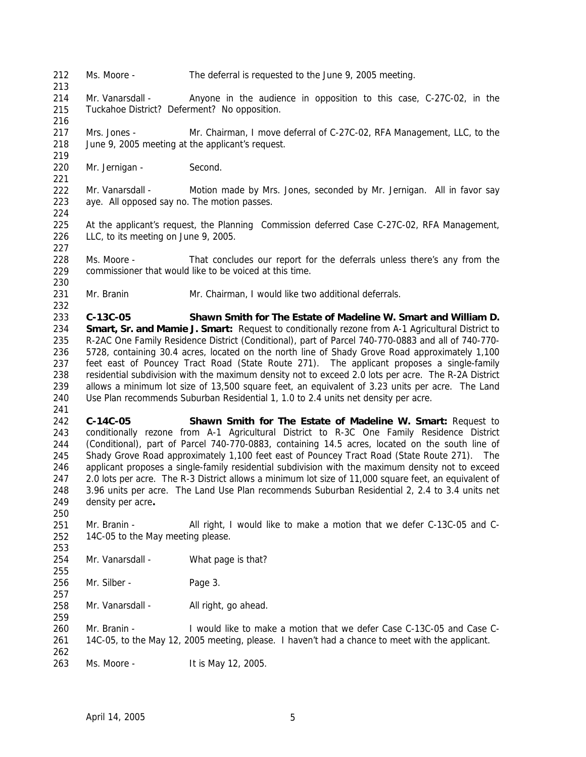Ms. Moore - The deferral is requested to the June 9, 2005 meeting.

Mr. Vanarsdall - Anyone in the audience in opposition to this case, C-27C-02, in the Tuckahoe District? Deferment? No opposition.

Mrs. Jones - Mr. Chairman, I move deferral of C-27C-02, RFA Management, LLC, to the June 9, 2005 meeting at the applicant's request.

Mr. Jernigan - Second.

Mr. Vanarsdall - Motion made by Mrs. Jones, seconded by Mr. Jernigan. All in favor say aye. All opposed say no. The motion passes.

At the applicant's request, the Planning Commission deferred Case C-27C-02, RFA Management, LLC, to its meeting on June 9, 2005.

Ms. Moore - That concludes our report for the deferrals unless there's any from the commissioner that would like to be voiced at this time.

Mr. Branin Mr. Chairman, I would like two additional deferrals.

**C-13C-05 Shawn Smith for The Estate of Madeline W. Smart and William D. Smart, Sr. and Mamie J. Smart:** Request to conditionally rezone from A-1 Agricultural District to R-2AC One Family Residence District (Conditional), part of Parcel 740-770-0883 and all of 740-770-5728, containing 30.4 acres, located on the north line of Shady Grove Road approximately 1,100 feet east of Pouncey Tract Road (State Route 271). The applicant proposes a single-family residential subdivision with the maximum density not to exceed 2.0 lots per acre. The R-2A District allows a minimum lot size of 13,500 square feet, an equivalent of 3.23 units per acre. The Land Use Plan recommends Suburban Residential 1, 1.0 to 2.4 units net density per acre.

**C-14C-05 Shawn Smith for The Estate of Madeline W. Smart:** Request to conditionally rezone from A-1 Agricultural District to R-3C One Family Residence District (Conditional), part of Parcel 740-770-0883, containing 14.5 acres, located on the south line of Shady Grove Road approximately 1,100 feet east of Pouncey Tract Road (State Route 271). The applicant proposes a single-family residential subdivision with the maximum density not to exceed 2.0 lots per acre. The R-3 District allows a minimum lot size of 11,000 square feet, an equivalent of 3.96 units per acre. The Land Use Plan recommends Suburban Residential 2, 2.4 to 3.4 units net density per acre**.**

Mr. Branin - All right, I would like to make a motion that we defer C-13C-05 and C-14C-05 to the May meeting please.

Mr. Vanarsdall - What page is that?

Mr. Silber - Page 3.

Mr. Vanarsdall - All right, go ahead.

Mr. Branin - I would like to make a motion that we defer Case C-13C-05 and Case C-14C-05, to the May 12, 2005 meeting, please. I haven't had a chance to meet with the applicant.

Ms. Moore - It is May 12, 2005.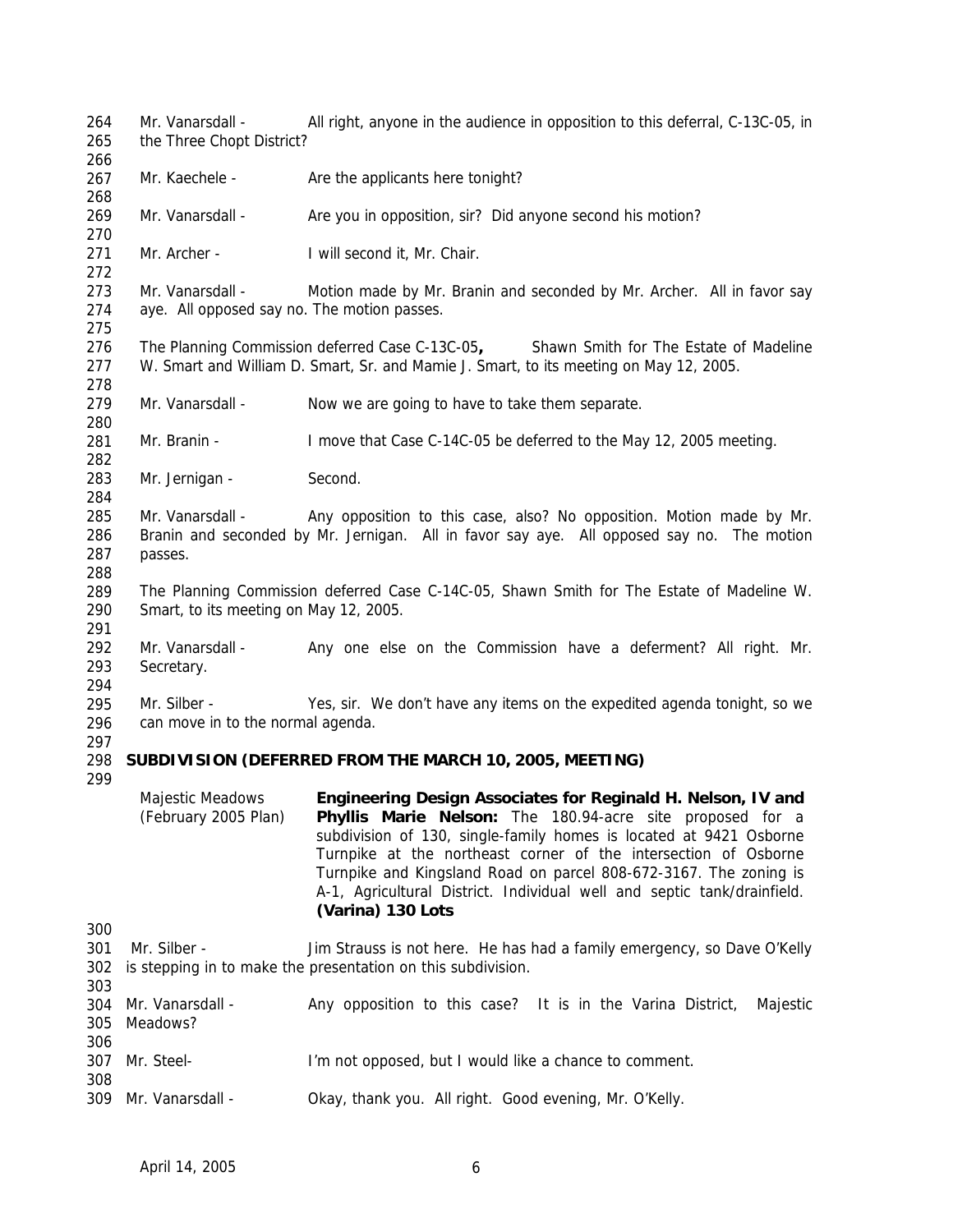Mr. Vanarsdall - All right, anyone in the audience in opposition to this deferral, C-13C-05, in the Three Chopt District?

Mr. Kaechele - Are the applicants here tonight?

Mr. Vanarsdall - Are you in opposition, sir? Did anyone second his motion?

Mr. Archer - I will second it, Mr. Chair.

Mr. Vanarsdall - Motion made by Mr. Branin and seconded by Mr. Archer. All in favor say aye. All opposed say no. The motion passes.

The Planning Commission deferred Case C-13C-05**,** Shawn Smith for The Estate of Madeline W. Smart and William D. Smart, Sr. and Mamie J. Smart, to its meeting on May 12, 2005.

Mr. Vanarsdall - Now we are going to have to take them separate.

Mr. Branin - I move that Case C-14C-05 be deferred to the May 12, 2005 meeting.

Mr. Jernigan - Second.

Mr. Vanarsdall - Any opposition to this case, also? No opposition. Motion made by Mr. Branin and seconded by Mr. Jernigan. All in favor say aye. All opposed say no. The motion passes.

The Planning Commission deferred Case C-14C-05, Shawn Smith for The Estate of Madeline W. Smart, to its meeting on May 12, 2005.

Mr. Vanarsdall - Any one else on the Commission have a deferment? All right. Mr. Secretary.

Mr. Silber - Yes, sir. We don't have any items on the expedited agenda tonight, so we can move in to the normal agenda.

**SUBDIVISION (DEFERRED FROM THE MARCH 10, 2005, MEETING)**

Majestic Meadows (February 2005 Plan) **Engineering Design Associates for Reginald H. Nelson, IV and Phyllis Marie Nelson:** The 180.94-acre site proposed for a subdivision of 130, single-family homes is located at 9421 Osborne Turnpike at the northeast corner of the intersection of Osborne Turnpike and Kingsland Road on parcel 808-672-3167. The zoning is A-1, Agricultural District. Individual well and septic tank/drainfield. **(Varina) 130 Lots**

Mr. Silber - Jim Strauss is not here. He has had a family emergency, so Dave O'Kelly is stepping in to make the presentation on this subdivision.

Mr. Vanarsdall - Any opposition to this case? It is in the Varina District, Majestic Meadows?

Mr. Steel- I'm not opposed, but I would like a chance to comment.

Mr. Vanarsdall - Okay, thank you. All right. Good evening, Mr. O'Kelly.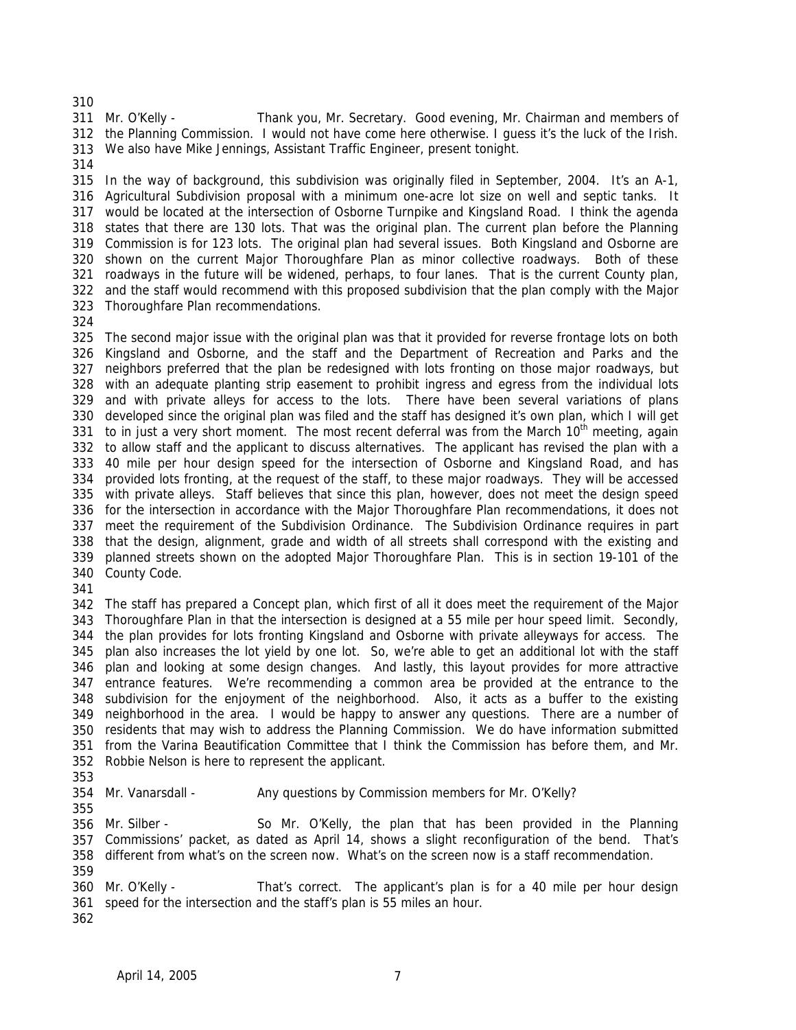Mr. O'Kelly - Thank you, Mr. Secretary. Good evening, Mr. Chairman and members of the Planning Commission. I would not have come here otherwise. I guess it's the luck of the Irish. We also have Mike Jennings, Assistant Traffic Engineer, present tonight.

In the way of background, this subdivision was originally filed in September, 2004. It's an A-1, Agricultural Subdivision proposal with a minimum one-acre lot size on well and septic tanks. It would be located at the intersection of Osborne Turnpike and Kingsland Road. I think the agenda states that there are 130 lots. That was the original plan. The current plan before the Planning Commission is for 123 lots. The original plan had several issues. Both Kingsland and Osborne are shown on the current Major Thoroughfare Plan as minor collective roadways. Both of these roadways in the future will be widened, perhaps, to four lanes. That is the current County plan, and the staff would recommend with this proposed subdivision that the plan comply with the Major Thoroughfare Plan recommendations.

The second major issue with the original plan was that it provided for reverse frontage lots on both Kingsland and Osborne, and the staff and the Department of Recreation and Parks and the neighbors preferred that the plan be redesigned with lots fronting on those major roadways, but with an adequate planting strip easement to prohibit ingress and egress from the individual lots and with private alleys for access to the lots. There have been several variations of plans developed since the original plan was filed and the staff has designed it's own plan, which I will get to in just a very short moment. The most recent deferral was from the March 10th meeting, again to allow staff and the applicant to discuss alternatives. The applicant has revised the plan with a 40 mile per hour design speed for the intersection of Osborne and Kingsland Road, and has provided lots fronting, at the request of the staff, to these major roadways. They will be accessed with private alleys. Staff believes that since this plan, however, does not meet the design speed for the intersection in accordance with the Major Thoroughfare Plan recommendations, it does not meet the requirement of the Subdivision Ordinance. The Subdivision Ordinance requires in part that the design, alignment, grade and width of all streets shall correspond with the existing and planned streets shown on the adopted Major Thoroughfare Plan. This is in section 19-101 of the County Code.

The staff has prepared a Concept plan, which first of all it does meet the requirement of the Major Thoroughfare Plan in that the intersection is designed at a 55 mile per hour speed limit. Secondly, the plan provides for lots fronting Kingsland and Osborne with private alleyways for access. The plan also increases the lot yield by one lot. So, we're able to get an additional lot with the staff plan and looking at some design changes. And lastly, this layout provides for more attractive entrance features. We're recommending a common area be provided at the entrance to the subdivision for the enjoyment of the neighborhood. Also, it acts as a buffer to the existing neighborhood in the area. I would be happy to answer any questions. There are a number of residents that may wish to address the Planning Commission. We do have information submitted from the Varina Beautification Committee that I think the Commission has before them, and Mr. Robbie Nelson is here to represent the applicant.

Mr. Vanarsdall - Any questions by Commission members for Mr. O'Kelly?

Mr. Silber - So Mr. O'Kelly, the plan that has been provided in the Planning Commissions' packet, as dated as April 14, shows a slight reconfiguration of the bend. That's different from what's on the screen now. What's on the screen now is a staff recommendation.

Mr. O'Kelly - That's correct. The applicant's plan is for a 40 mile per hour design speed for the intersection and the staff's plan is 55 miles an hour.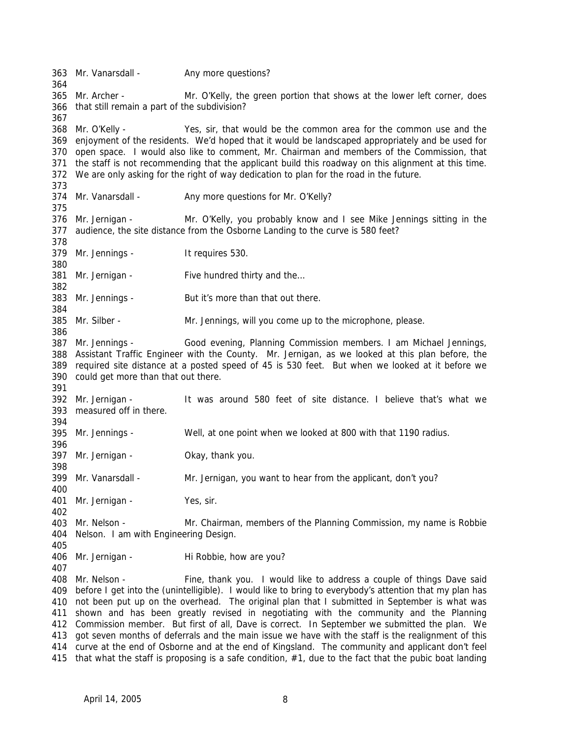363 Mr. Vanarsdall - Any more questions?

365 Mr. Archer - Mr. O'Kelly, the green portion that shows at the lower left corner, does
366 that still remain a part of the subdivision?

368 Mr. O'Kelly - Yes, sir, that would be the common area for the common use and the
369 enjoyment of the residents. We'd hoped that it would be landscaped appropriately and be used for
370 open space. I would also like to comment, Mr. Chairman and members of the Commission, that
371 the staff is not recommending that the applicant build this roadway on this alignment at this time.
372 We are only asking for the right of way dedication to plan for the road in the future.

374 Mr. Vanarsdall - Any more questions for Mr. O'Kelly?

376 Mr. Jernigan - Mr. O'Kelly, you probably know and I see Mike Jennings sitting in the
377 audience, the site distance from the Osborne Landing to the curve is 580 feet?

379 Mr. Jennings - It requires 530.

381 Mr. Jernigan - Five hundred thirty and the…

383 Mr. Jennings - But it's more than that out there.

385 Mr. Silber - Mr. Jennings, will you come up to the microphone, please.

387 Mr. Jennings - Good evening, Planning Commission members. I am Michael Jennings,
388 Assistant Traffic Engineer with the County. Mr. Jernigan, as we looked at this plan before, the
389 required site distance at a posted speed of 45 is 530 feet. But when we looked at it before we
390 could get more than that out there.

392 Mr. Jernigan - It was around 580 feet of site distance. I believe that's what we
393 measured off in there.

395 Mr. Jennings - Well, at one point when we looked at 800 with that 1190 radius.

397 Mr. Jernigan - Okay, thank you.

399 Mr. Vanarsdall - Mr. Jernigan, you want to hear from the applicant, don't you?

401 Mr. Jernigan - Yes, sir.

403 Mr. Nelson - Mr. Chairman, members of the Planning Commission, my name is Robbie
404 Nelson. I am with Engineering Design.

406 Mr. Jernigan - Hi Robbie, how are you?

408 Mr. Nelson - Fine, thank you. I would like to address a couple of things Dave said
409 before I get into the (unintelligible). I would like to bring to everybody's attention that my plan has
410 not been put up on the overhead. The original plan that I submitted in September is what was
411 shown and has been greatly revised in negotiating with the community and the Planning
412 Commission member. But first of all, Dave is correct. In September we submitted the plan. We
413 got seven months of deferrals and the main issue we have with the staff is the realignment of this
414 curve at the end of Osborne and at the end of Kingsland. The community and applicant don't feel
415 that what the staff is proposing is a safe condition, #1, due to the fact that the pubic boat landing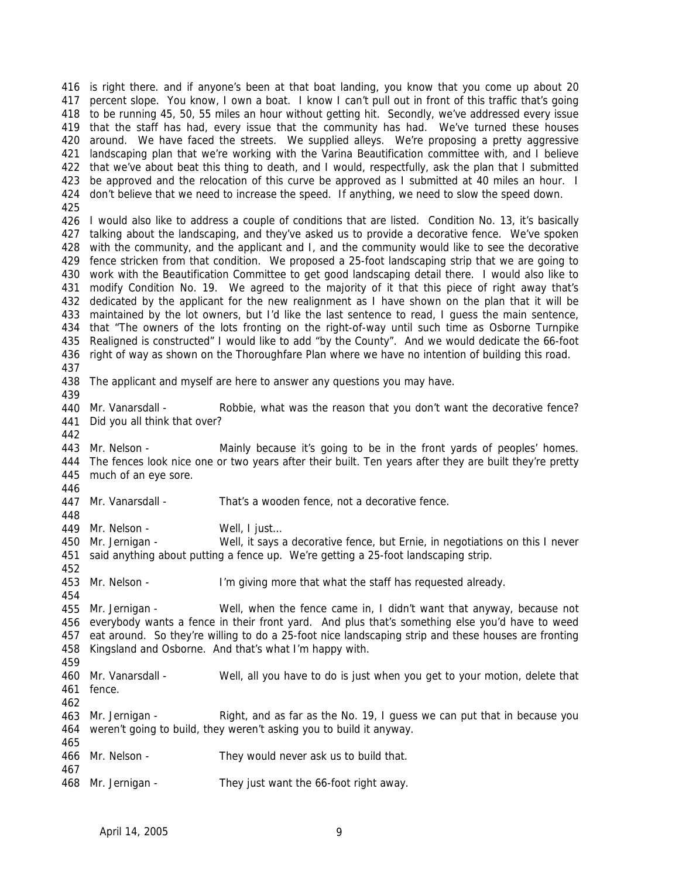is right there. and if anyone's been at that boat landing, you know that you come up about 20 percent slope. You know, I own a boat. I know I can't pull out in front of this traffic that's going to be running 45, 50, 55 miles an hour without getting hit. Secondly, we've addressed every issue that the staff has had, every issue that the community has had. We've turned these houses around. We have faced the streets. We supplied alleys. We're proposing a pretty aggressive landscaping plan that we're working with the Varina Beautification committee with, and I believe that we've about beat this thing to death, and I would, respectfully, ask the plan that I submitted be approved and the relocation of this curve be approved as I submitted at 40 miles an hour. I don't believe that we need to increase the speed. If anything, we need to slow the speed down.

I would also like to address a couple of conditions that are listed. Condition No. 13, it's basically talking about the landscaping, and they've asked us to provide a decorative fence. We've spoken with the community, and the applicant and I, and the community would like to see the decorative fence stricken from that condition. We proposed a 25-foot landscaping strip that we are going to work with the Beautification Committee to get good landscaping detail there. I would also like to modify Condition No. 19. We agreed to the majority of it that this piece of right away that's dedicated by the applicant for the new realignment as I have shown on the plan that it will be maintained by the lot owners, but I'd like the last sentence to read, I guess the main sentence, that "The owners of the lots fronting on the right-of-way until such time as Osborne Turnpike Realigned is constructed" I would like to add "by the County". And we would dedicate the 66-foot right of way as shown on the Thoroughfare Plan where we have no intention of building this road.

The applicant and myself are here to answer any questions you may have.

Mr. Vanarsdall - Robbie, what was the reason that you don't want the decorative fence? Did you all think that over?

Mr. Nelson - Mainly because it's going to be in the front yards of peoples' homes. The fences look nice one or two years after their built. Ten years after they are built they're pretty much of an eye sore.

Mr. Vanarsdall - That's a wooden fence, not a decorative fence.

Mr. Nelson - Well, I just...

Mr. Jernigan - Well, it says a decorative fence, but Ernie, in negotiations on this I never said anything about putting a fence up. We're getting a 25-foot landscaping strip.

Mr. Nelson - I'm giving more that what the staff has requested already.

Mr. Jernigan - Well, when the fence came in, I didn't want that anyway, because not everybody wants a fence in their front yard. And plus that's something else you'd have to weed eat around. So they're willing to do a 25-foot nice landscaping strip and these houses are fronting Kingsland and Osborne. And that's what I'm happy with.

Mr. Vanarsdall - Well, all you have to do is just when you get to your motion, delete that fence.

Mr. Jernigan - Right, and as far as the No. 19, I guess we can put that in because you weren't going to build, they weren't asking you to build it anyway.

Mr. Nelson - They would never ask us to build that.

Mr. Jernigan - They just want the 66-foot right away.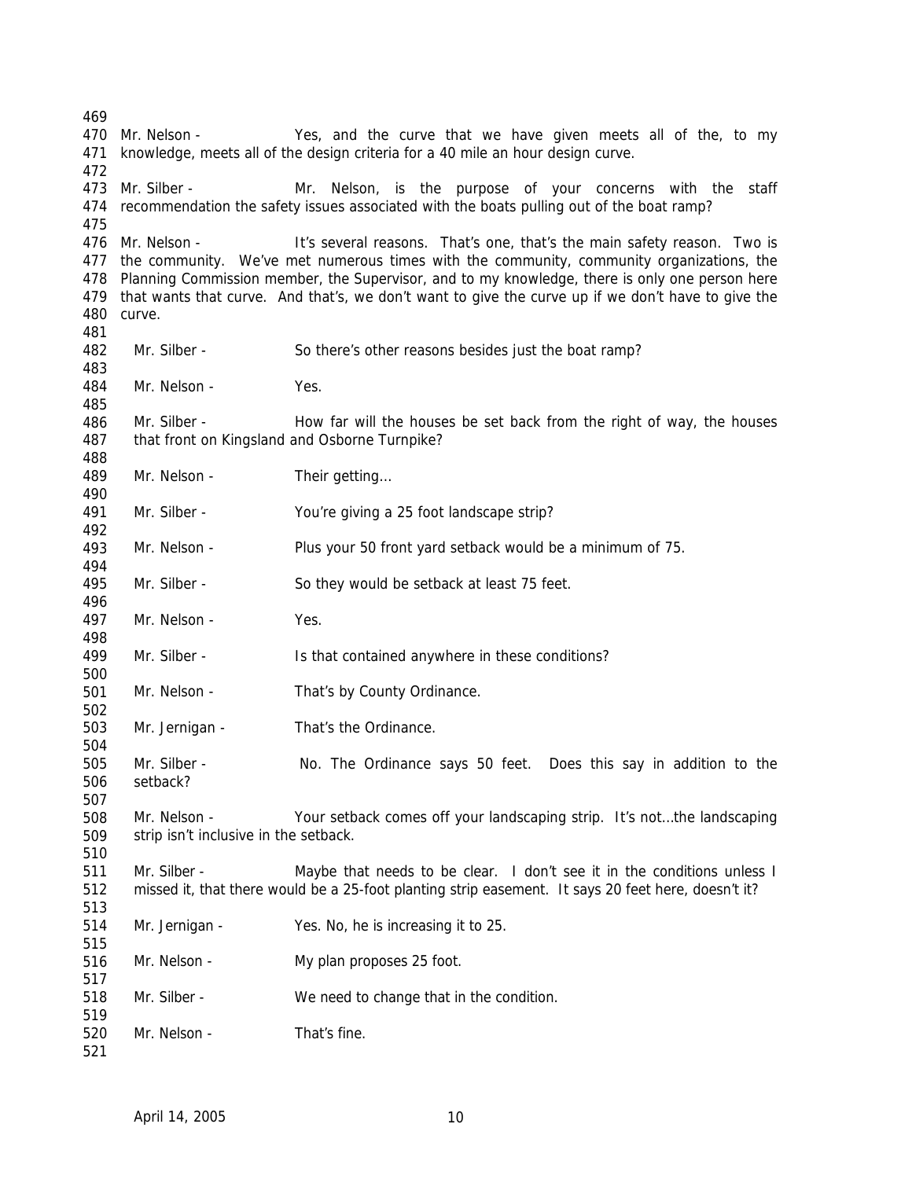Mr. Nelson - Yes, and the curve that we have given meets all of the, to my knowledge, meets all of the design criteria for a 40 mile an hour design curve.

Mr. Silber - Mr. Nelson, is the purpose of your concerns with the staff recommendation the safety issues associated with the boats pulling out of the boat ramp?

Mr. Nelson - It's several reasons. That's one, that's the main safety reason. Two is the community. We've met numerous times with the community, community organizations, the Planning Commission member, the Supervisor, and to my knowledge, there is only one person here that wants that curve. And that's, we don't want to give the curve up if we don't have to give the curve.

Mr. Silber - So there's other reasons besides just the boat ramp?

Mr. Nelson - Yes.

Mr. Silber - How far will the houses be set back from the right of way, the houses that front on Kingsland and Osborne Turnpike?

Mr. Nelson - Their getting…

Mr. Silber - You're giving a 25 foot landscape strip?

Mr. Nelson - Plus your 50 front yard setback would be a minimum of 75.

Mr. Silber - So they would be setback at least 75 feet.

Mr. Nelson - Yes.

Mr. Silber - Is that contained anywhere in these conditions?

Mr. Nelson - That's by County Ordinance.

Mr. Jernigan - That's the Ordinance.

Mr. Silber - No. The Ordinance says 50 feet. Does this say in addition to the setback?

Mr. Nelson - Your setback comes off your landscaping strip. It's not…the landscaping strip isn't inclusive in the setback.

Mr. Silber - Maybe that needs to be clear. I don't see it in the conditions unless I missed it, that there would be a 25-foot planting strip easement. It says 20 feet here, doesn't it?

Mr. Jernigan - Yes. No, he is increasing it to 25.

Mr. Nelson - My plan proposes 25 foot.

Mr. Silber - We need to change that in the condition.

Mr. Nelson - That's fine.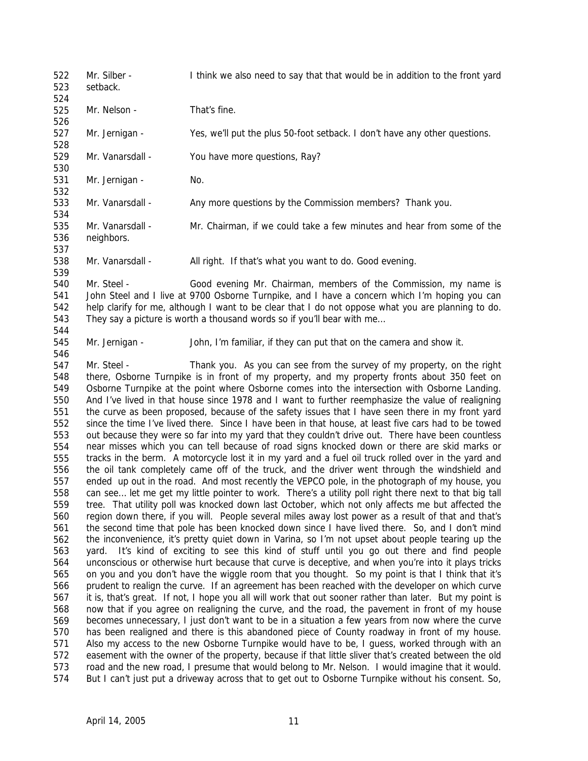522 Mr. Silber - I think we also need to say that that would be in addition to the front yard
523 setback.
524
525 Mr. Nelson - That's fine.
526
527 Mr. Jernigan - Yes, we'll put the plus 50-foot setback. I don't have any other questions.
528
529 Mr. Vanarsdall - You have more questions, Ray?
530
531 Mr. Jernigan - No.
532
533 Mr. Vanarsdall - Any more questions by the Commission members? Thank you.
534
535 Mr. Vanarsdall - Mr. Chairman, if we could take a few minutes and hear from some of the
536 neighbors.
537
538 Mr. Vanarsdall - All right. If that's what you want to do. Good evening.
539
540 Mr. Steel - Good evening Mr. Chairman, members of the Commission, my name is
541 John Steel and I live at 9700 Osborne Turnpike, and I have a concern which I'm hoping you can
542 help clarify for me, although I want to be clear that I do not oppose what you are planning to do.
543 They say a picture is worth a thousand words so if you'll bear with me…
544
545 Mr. Jernigan - John, I'm familiar, if they can put that on the camera and show it.
546
547 Mr. Steel - Thank you. As you can see from the survey of my property, on the right
548 there, Osborne Turnpike is in front of my property, and my property fronts about 350 feet on
549 Osborne Turnpike at the point where Osborne comes into the intersection with Osborne Landing.
550 And I've lived in that house since 1978 and I want to further reemphasize the value of realigning
551 the curve as been proposed, because of the safety issues that I have seen there in my front yard
552 since the time I've lived there. Since I have been in that house, at least five cars had to be towed
553 out because they were so far into my yard that they couldn't drive out. There have been countless
554 near misses which you can tell because of road signs knocked down or there are skid marks or
555 tracks in the berm. A motorcycle lost it in my yard and a fuel oil truck rolled over in the yard and
556 the oil tank completely came off of the truck, and the driver went through the windshield and
557 ended up out in the road. And most recently the VEPCO pole, in the photograph of my house, you
558 can see… let me get my little pointer to work. There's a utility poll right there next to that big tall
559 tree. That utility poll was knocked down last October, which not only affects me but affected the
560 region down there, if you will. People several miles away lost power as a result of that and that's
561 the second time that pole has been knocked down since I have lived there. So, and I don't mind
562 the inconvenience, it's pretty quiet down in Varina, so I'm not upset about people tearing up the
563 yard. It's kind of exciting to see this kind of stuff until you go out there and find people
564 unconscious or otherwise hurt because that curve is deceptive, and when you're into it plays tricks
565 on you and you don't have the wiggle room that you thought. So my point is that I think that it's
566 prudent to realign the curve. If an agreement has been reached with the developer on which curve
567 it is, that's great. If not, I hope you all will work that out sooner rather than later. But my point is
568 now that if you agree on realigning the curve, and the road, the pavement in front of my house
569 becomes unnecessary, I just don't want to be in a situation a few years from now where the curve
570 has been realigned and there is this abandoned piece of County roadway in front of my house.
571 Also my access to the new Osborne Turnpike would have to be, I guess, worked through with an
572 easement with the owner of the property, because if that little sliver that's created between the old
573 road and the new road, I presume that would belong to Mr. Nelson. I would imagine that it would.
574 But I can't just put a driveway across that to get out to Osborne Turnpike without his consent. So,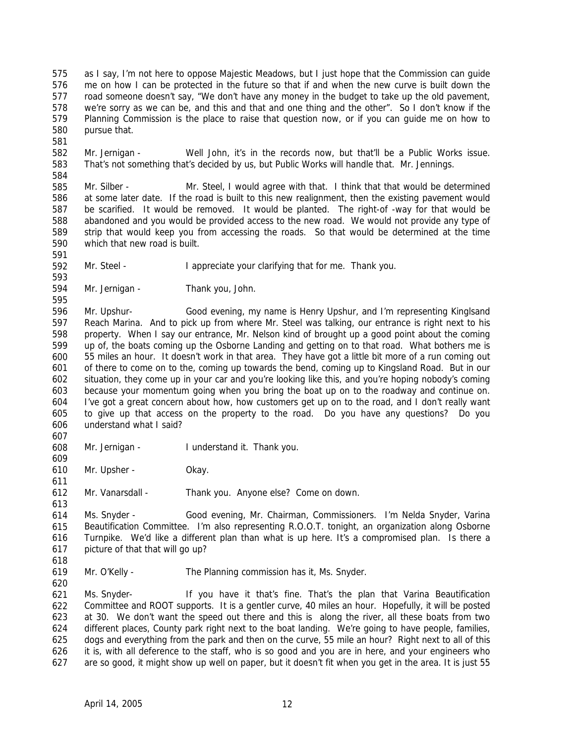as I say, I'm not here to oppose Majestic Meadows, but I just hope that the Commission can guide me on how I can be protected in the future so that if and when the new curve is built down the road someone doesn't say, "We don't have any money in the budget to take up the old pavement, we're sorry as we can be, and this and that and one thing and the other". So I don't know if the Planning Commission is the place to raise that question now, or if you can guide me on how to pursue that.

Mr. Jernigan - Well John, it's in the records now, but that'll be a Public Works issue. That's not something that's decided by us, but Public Works will handle that. Mr. Jennings.

Mr. Silber - Mr. Steel, I would agree with that. I think that that would be determined at some later date. If the road is built to this new realignment, then the existing pavement would be scarified. It would be removed. It would be planted. The right-of -way for that would be abandoned and you would be provided access to the new road. We would not provide any type of strip that would keep you from accessing the roads. So that would be determined at the time which that new road is built.

Mr. Steel - I appreciate your clarifying that for me. Thank you.

Mr. Jernigan - Thank you, John.

Mr. Upshur- Good evening, my name is Henry Upshur, and I'm representing Kinglsand Reach Marina. And to pick up from where Mr. Steel was talking, our entrance is right next to his property. When I say our entrance, Mr. Nelson kind of brought up a good point about the coming up of, the boats coming up the Osborne Landing and getting on to that road. What bothers me is 55 miles an hour. It doesn't work in that area. They have got a little bit more of a run coming out of there to come on to the, coming up towards the bend, coming up to Kingsland Road. But in our situation, they come up in your car and you're looking like this, and you're hoping nobody's coming because your momentum going when you bring the boat up on to the roadway and continue on. I've got a great concern about how, how customers get up on to the road, and I don't really want to give up that access on the property to the road. Do you have any questions? Do you understand what I said?

Mr. Jernigan - I understand it. Thank you.

Mr. Upsher - Okay.

Mr. Vanarsdall - Thank you. Anyone else? Come on down.

Ms. Snyder - Good evening, Mr. Chairman, Commissioners. I'm Nelda Snyder, Varina Beautification Committee. I'm also representing R.O.O.T. tonight, an organization along Osborne Turnpike. We'd like a different plan than what is up here. It's a compromised plan. Is there a picture of that that will go up?

Mr. O'Kelly - The Planning commission has it, Ms. Snyder.

Ms. Snyder- If you have it that's fine. That's the plan that Varina Beautification Committee and ROOT supports. It is a gentler curve, 40 miles an hour. Hopefully, it will be posted at 30. We don't want the speed out there and this is along the river, all these boats from two different places, County park right next to the boat landing. We're going to have people, families, dogs and everything from the park and then on the curve, 55 mile an hour? Right next to all of this it is, with all deference to the staff, who is so good and you are in here, and your engineers who are so good, it might show up well on paper, but it doesn't fit when you get in the area. It is just 55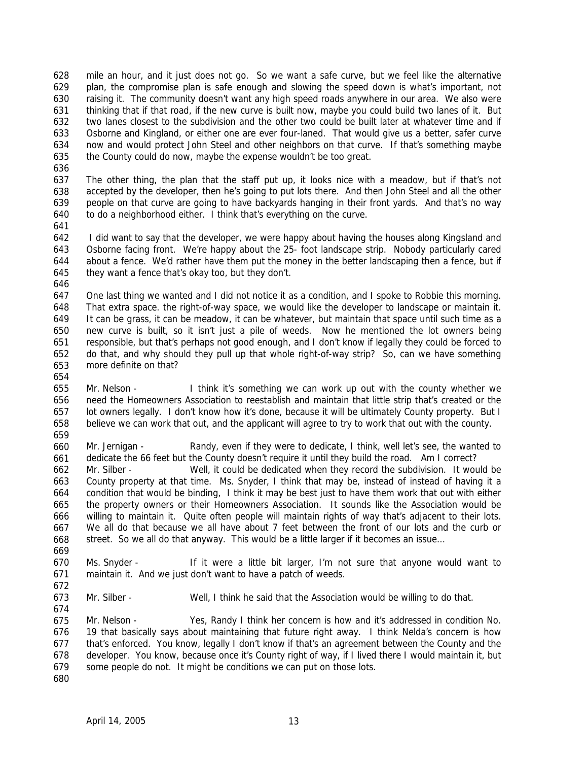mile an hour, and it just does not go. So we want a safe curve, but we feel like the alternative plan, the compromise plan is safe enough and slowing the speed down is what's important, not raising it. The community doesn't want any high speed roads anywhere in our area. We also were thinking that if that road, if the new curve is built now, maybe you could build two lanes of it. But two lanes closest to the subdivision and the other two could be built later at whatever time and if Osborne and Kingland, or either one are ever four-laned. That would give us a better, safer curve now and would protect John Steel and other neighbors on that curve. If that's something maybe the County could do now, maybe the expense wouldn't be too great.

The other thing, the plan that the staff put up, it looks nice with a meadow, but if that's not accepted by the developer, then he's going to put lots there. And then John Steel and all the other people on that curve are going to have backyards hanging in their front yards. And that's no way to do a neighborhood either. I think that's everything on the curve.

I did want to say that the developer, we were happy about having the houses along Kingsland and Osborne facing front. We're happy about the 25- foot landscape strip. Nobody particularly cared about a fence. We'd rather have them put the money in the better landscaping then a fence, but if they want a fence that's okay too, but they don't.

One last thing we wanted and I did not notice it as a condition, and I spoke to Robbie this morning. That extra space. the right-of-way space, we would like the developer to landscape or maintain it. It can be grass, it can be meadow, it can be whatever, but maintain that space until such time as a new curve is built, so it isn't just a pile of weeds. Now he mentioned the lot owners being responsible, but that's perhaps not good enough, and I don't know if legally they could be forced to do that, and why should they pull up that whole right-of-way strip? So, can we have something more definite on that?

Mr. Nelson - I think it's something we can work up out with the county whether we need the Homeowners Association to reestablish and maintain that little strip that's created or the lot owners legally. I don't know how it's done, because it will be ultimately County property. But I believe we can work that out, and the applicant will agree to try to work that out with the county.

Mr. Jernigan - Randy, even if they were to dedicate, I think, well let's see, the wanted to dedicate the 66 feet but the County doesn't require it until they build the road. Am I correct?

Mr. Silber - Well, it could be dedicated when they record the subdivision. It would be County property at that time. Ms. Snyder, I think that may be, instead of instead of having it a condition that would be binding, I think it may be best just to have them work that out with either the property owners or their Homeowners Association. It sounds like the Association would be willing to maintain it. Quite often people will maintain rights of way that's adjacent to their lots. We all do that because we all have about 7 feet between the front of our lots and the curb or street. So we all do that anyway. This would be a little larger if it becomes an issue…

Ms. Snyder - If it were a little bit larger, I'm not sure that anyone would want to maintain it. And we just don't want to have a patch of weeds.

Mr. Silber - Well, I think he said that the Association would be willing to do that.

Mr. Nelson - Yes, Randy I think her concern is how and it's addressed in condition No. 19 that basically says about maintaining that future right away. I think Nelda's concern is how that's enforced. You know, legally I don't know if that's an agreement between the County and the developer. You know, because once it's County right of way, if I lived there I would maintain it, but some people do not. It might be conditions we can put on those lots.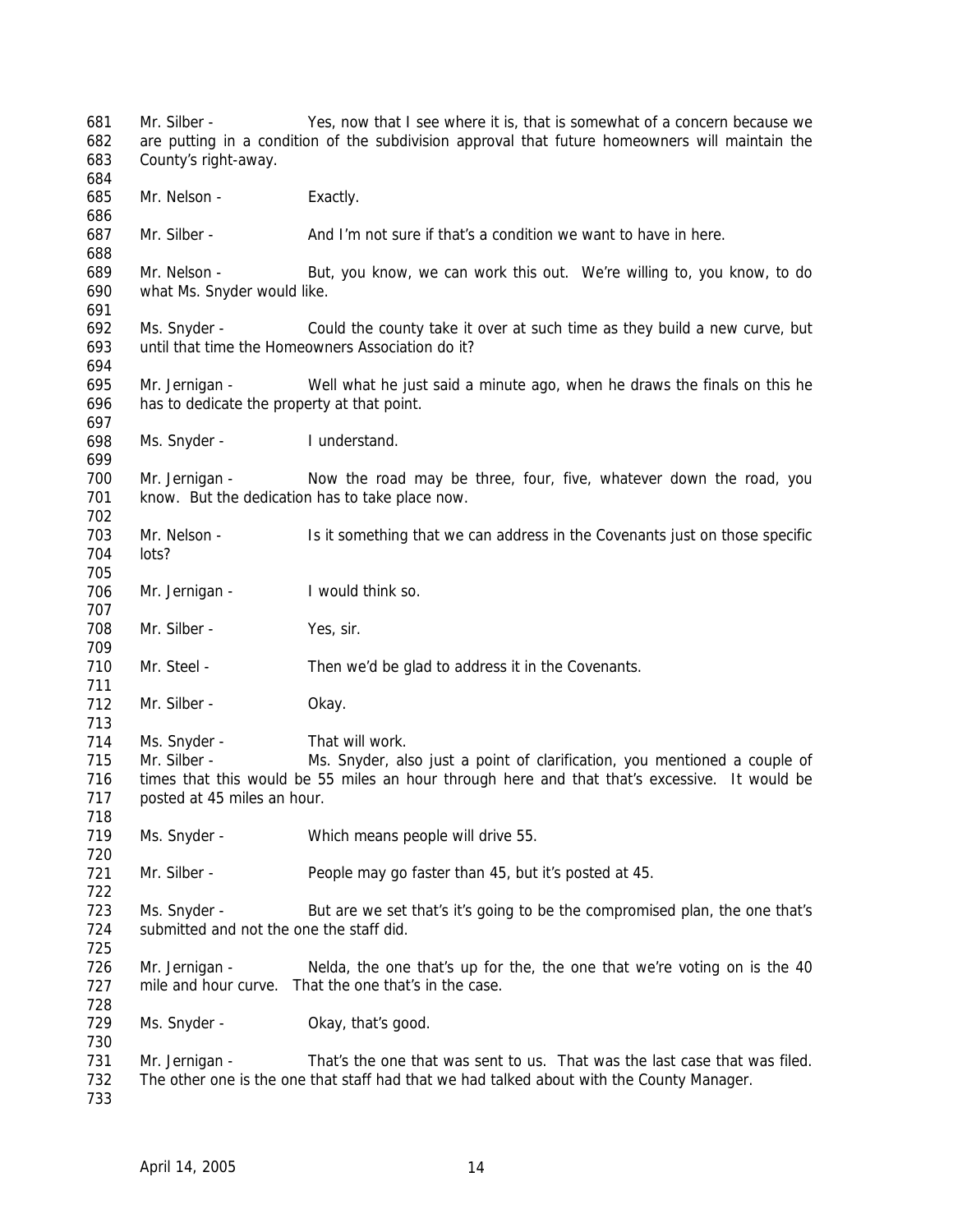Mr. Silber - Yes, now that I see where it is, that is somewhat of a concern because we are putting in a condition of the subdivision approval that future homeowners will maintain the County's right-away.

Mr. Nelson - Exactly.

Mr. Silber - And I'm not sure if that's a condition we want to have in here.

Mr. Nelson - But, you know, we can work this out. We're willing to, you know, to do what Ms. Snyder would like.

Ms. Snyder - Could the county take it over at such time as they build a new curve, but until that time the Homeowners Association do it?

Mr. Jernigan - Well what he just said a minute ago, when he draws the finals on this he has to dedicate the property at that point.

Ms. Snyder - I understand.

Mr. Jernigan - Now the road may be three, four, five, whatever down the road, you know. But the dedication has to take place now.

Mr. Nelson - Is it something that we can address in the Covenants just on those specific lots?

Mr. Jernigan - I would think so.

Mr. Silber - Yes, sir.

Mr. Steel - Then we'd be glad to address it in the Covenants.

Mr. Silber - Okay.

Ms. Snyder - That will work.

Mr. Silber - Ms. Snyder, also just a point of clarification, you mentioned a couple of times that this would be 55 miles an hour through here and that that's excessive. It would be posted at 45 miles an hour.

Ms. Snyder - Which means people will drive 55.

Mr. Silber - People may go faster than 45, but it's posted at 45.

Ms. Snyder - But are we set that's it's going to be the compromised plan, the one that's submitted and not the one the staff did.

Mr. Jernigan - Nelda, the one that's up for the, the one that we're voting on is the 40 mile and hour curve. That the one that's in the case.

Ms. Snyder - Okay, that's good.

Mr. Jernigan - That's the one that was sent to us. That was the last case that was filed. The other one is the one that staff had that we had talked about with the County Manager.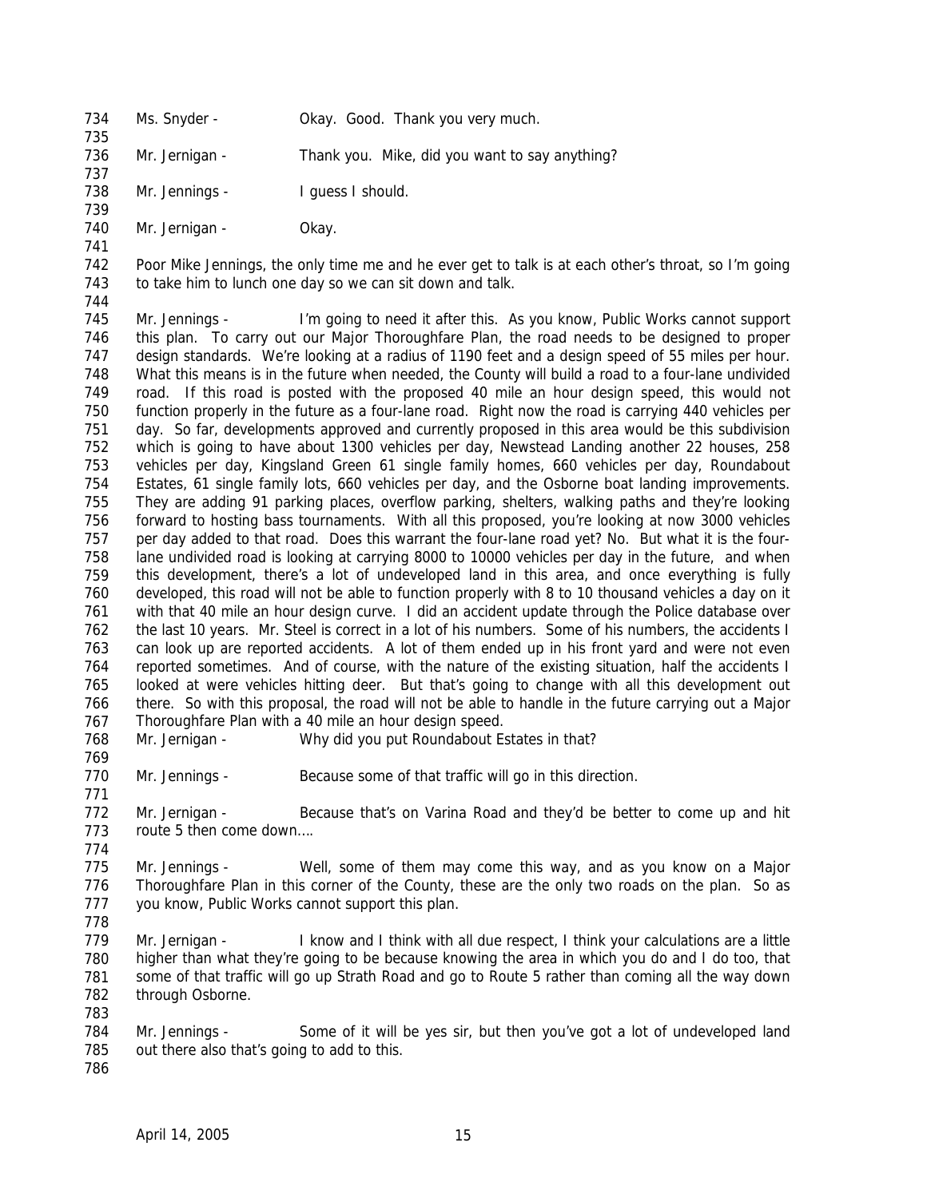Ms. Snyder - Okay. Good. Thank you very much.

Mr. Jernigan - Thank you. Mike, did you want to say anything?

Mr. Jennings - I guess I should.

Mr. Jernigan - Okay.

Poor Mike Jennings, the only time me and he ever get to talk is at each other's throat, so I'm going to take him to lunch one day so we can sit down and talk.

Mr. Jennings - I'm going to need it after this. As you know, Public Works cannot support this plan. To carry out our Major Thoroughfare Plan, the road needs to be designed to proper design standards. We're looking at a radius of 1190 feet and a design speed of 55 miles per hour. What this means is in the future when needed, the County will build a road to a four-lane undivided road. If this road is posted with the proposed 40 mile an hour design speed, this would not function properly in the future as a four-lane road. Right now the road is carrying 440 vehicles per day. So far, developments approved and currently proposed in this area would be this subdivision which is going to have about 1300 vehicles per day, Newstead Landing another 22 houses, 258 vehicles per day, Kingsland Green 61 single family homes, 660 vehicles per day, Roundabout Estates, 61 single family lots, 660 vehicles per day, and the Osborne boat landing improvements. They are adding 91 parking places, overflow parking, shelters, walking paths and they're looking forward to hosting bass tournaments. With all this proposed, you're looking at now 3000 vehicles per day added to that road. Does this warrant the four-lane road yet? No. But what it is the four-lane undivided road is looking at carrying 8000 to 10000 vehicles per day in the future, and when this development, there's a lot of undeveloped land in this area, and once everything is fully developed, this road will not be able to function properly with 8 to 10 thousand vehicles a day on it with that 40 mile an hour design curve. I did an accident update through the Police database over the last 10 years. Mr. Steel is correct in a lot of his numbers. Some of his numbers, the accidents I can look up are reported accidents. A lot of them ended up in his front yard and were not even reported sometimes. And of course, with the nature of the existing situation, half the accidents I looked at were vehicles hitting deer. But that's going to change with all this development out there. So with this proposal, the road will not be able to handle in the future carrying out a Major Thoroughfare Plan with a 40 mile an hour design speed.

Mr. Jernigan - Why did you put Roundabout Estates in that?

Mr. Jennings - Because some of that traffic will go in this direction.

Mr. Jernigan - Because that's on Varina Road and they'd be better to come up and hit route 5 then come down….

Mr. Jennings - Well, some of them may come this way, and as you know on a Major Thoroughfare Plan in this corner of the County, these are the only two roads on the plan. So as you know, Public Works cannot support this plan.

Mr. Jernigan - I know and I think with all due respect, I think your calculations are a little higher than what they're going to be because knowing the area in which you do and I do too, that some of that traffic will go up Strath Road and go to Route 5 rather than coming all the way down through Osborne.

Mr. Jennings - Some of it will be yes sir, but then you've got a lot of undeveloped land out there also that's going to add to this.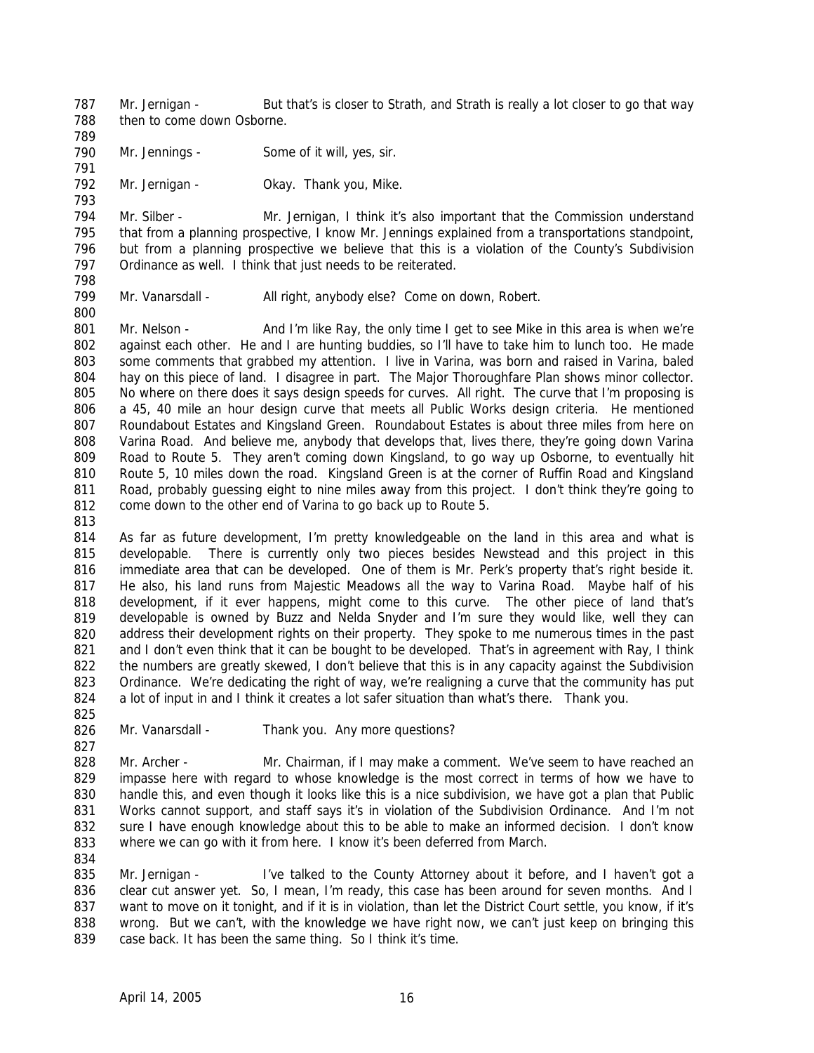787 Mr. Jernigan - But that's is closer to Strath, and Strath is really a lot closer to go that way
788 then to come down Osborne.

790 Mr. Jennings - Some of it will, yes, sir.

792 Mr. Jernigan - Okay. Thank you, Mike.

794 Mr. Silber - Mr. Jernigan, I think it's also important that the Commission understand
795 that from a planning prospective, I know Mr. Jennings explained from a transportations standpoint,
796 but from a planning prospective we believe that this is a violation of the County's Subdivision
797 Ordinance as well. I think that just needs to be reiterated.

799 Mr. Vanarsdall - All right, anybody else? Come on down, Robert.

801 Mr. Nelson - And I'm like Ray, the only time I get to see Mike in this area is when we're
802 against each other. He and I are hunting buddies, so I'll have to take him to lunch too. He made
803 some comments that grabbed my attention. I live in Varina, was born and raised in Varina, baled
804 hay on this piece of land. I disagree in part. The Major Thoroughfare Plan shows minor collector.
805 No where on there does it says design speeds for curves. All right. The curve that I'm proposing is
806 a 45, 40 mile an hour design curve that meets all Public Works design criteria. He mentioned
807 Roundabout Estates and Kingsland Green. Roundabout Estates is about three miles from here on
808 Varina Road. And believe me, anybody that develops that, lives there, they're going down Varina
809 Road to Route 5. They aren't coming down Kingsland, to go way up Osborne, to eventually hit
810 Route 5, 10 miles down the road. Kingsland Green is at the corner of Ruffin Road and Kingsland
811 Road, probably guessing eight to nine miles away from this project. I don't think they're going to
812 come down to the other end of Varina to go back up to Route 5.

814 As far as future development, I'm pretty knowledgeable on the land in this area and what is
815 developable. There is currently only two pieces besides Newstead and this project in this
816 immediate area that can be developed. One of them is Mr. Perk's property that's right beside it.
817 He also, his land runs from Majestic Meadows all the way to Varina Road. Maybe half of his
818 development, if it ever happens, might come to this curve. The other piece of land that's
819 developable is owned by Buzz and Nelda Snyder and I'm sure they would like, well they can
820 address their development rights on their property. They spoke to me numerous times in the past
821 and I don't even think that it can be bought to be developed. That's in agreement with Ray, I think
822 the numbers are greatly skewed, I don't believe that this is in any capacity against the Subdivision
823 Ordinance. We're dedicating the right of way, we're realigning a curve that the community has put
824 a lot of input in and I think it creates a lot safer situation than what's there. Thank you.

826 Mr. Vanarsdall - Thank you. Any more questions?

828 Mr. Archer - Mr. Chairman, if I may make a comment. We've seem to have reached an
829 impasse here with regard to whose knowledge is the most correct in terms of how we have to
830 handle this, and even though it looks like this is a nice subdivision, we have got a plan that Public
831 Works cannot support, and staff says it's in violation of the Subdivision Ordinance. And I'm not
832 sure I have enough knowledge about this to be able to make an informed decision. I don't know
833 where we can go with it from here. I know it's been deferred from March.

835 Mr. Jernigan - I've talked to the County Attorney about it before, and I haven't got a
836 clear cut answer yet. So, I mean, I'm ready, this case has been around for seven months. And I
837 want to move on it tonight, and if it is in violation, than let the District Court settle, you know, if it's
838 wrong. But we can't, with the knowledge we have right now, we can't just keep on bringing this
839 case back. It has been the same thing. So I think it's time.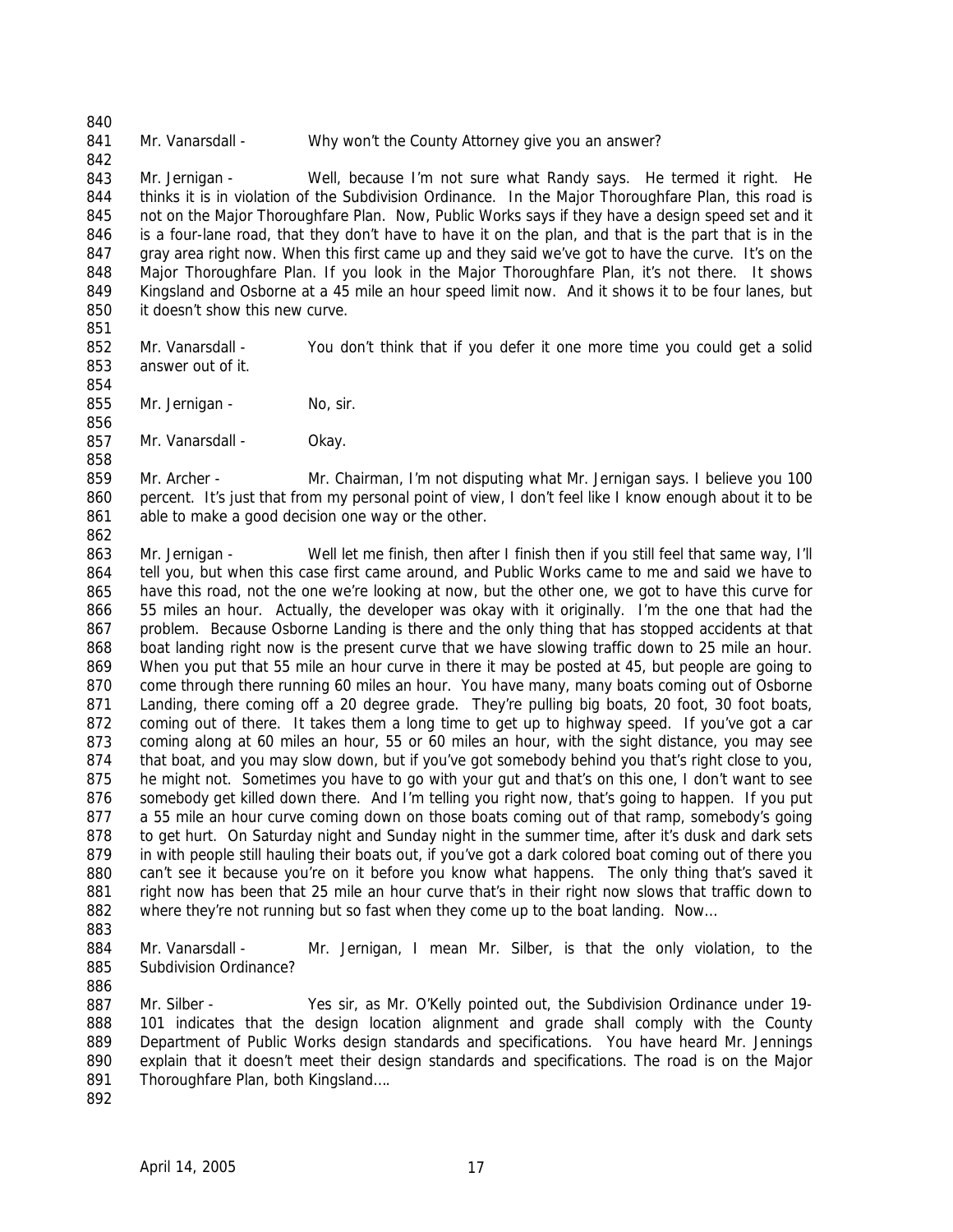Mr. Vanarsdall - Why won't the County Attorney give you an answer?

Mr. Jernigan - Well, because I'm not sure what Randy says. He termed it right. He thinks it is in violation of the Subdivision Ordinance. In the Major Thoroughfare Plan, this road is not on the Major Thoroughfare Plan. Now, Public Works says if they have a design speed set and it is a four-lane road, that they don't have to have it on the plan, and that is the part that is in the gray area right now. When this first came up and they said we've got to have the curve. It's on the Major Thoroughfare Plan. If you look in the Major Thoroughfare Plan, it's not there. It shows Kingsland and Osborne at a 45 mile an hour speed limit now. And it shows it to be four lanes, but it doesn't show this new curve.

Mr. Vanarsdall - You don't think that if you defer it one more time you could get a solid answer out of it.

Mr. Jernigan - No, sir.

Mr. Vanarsdall - Okay.

Mr. Archer - Mr. Chairman, I'm not disputing what Mr. Jernigan says. I believe you 100 percent. It's just that from my personal point of view, I don't feel like I know enough about it to be able to make a good decision one way or the other.

Mr. Jernigan - Well let me finish, then after I finish then if you still feel that same way, I'll tell you, but when this case first came around, and Public Works came to me and said we have to have this road, not the one we're looking at now, but the other one, we got to have this curve for 55 miles an hour. Actually, the developer was okay with it originally. I'm the one that had the problem. Because Osborne Landing is there and the only thing that has stopped accidents at that boat landing right now is the present curve that we have slowing traffic down to 25 mile an hour. When you put that 55 mile an hour curve in there it may be posted at 45, but people are going to come through there running 60 miles an hour. You have many, many boats coming out of Osborne Landing, there coming off a 20 degree grade. They're pulling big boats, 20 foot, 30 foot boats, coming out of there. It takes them a long time to get up to highway speed. If you've got a car coming along at 60 miles an hour, 55 or 60 miles an hour, with the sight distance, you may see that boat, and you may slow down, but if you've got somebody behind you that's right close to you, he might not. Sometimes you have to go with your gut and that's on this one, I don't want to see somebody get killed down there. And I'm telling you right now, that's going to happen. If you put a 55 mile an hour curve coming down on those boats coming out of that ramp, somebody's going to get hurt. On Saturday night and Sunday night in the summer time, after it's dusk and dark sets in with people still hauling their boats out, if you've got a dark colored boat coming out of there you can't see it because you're on it before you know what happens. The only thing that's saved it right now has been that 25 mile an hour curve that's in their right now slows that traffic down to where they're not running but so fast when they come up to the boat landing. Now…

Mr. Vanarsdall - Mr. Jernigan, I mean Mr. Silber, is that the only violation, to the Subdivision Ordinance?

Mr. Silber - Yes sir, as Mr. O'Kelly pointed out, the Subdivision Ordinance under 19-101 indicates that the design location alignment and grade shall comply with the County Department of Public Works design standards and specifications. You have heard Mr. Jennings explain that it doesn't meet their design standards and specifications. The road is on the Major Thoroughfare Plan, both Kingsland….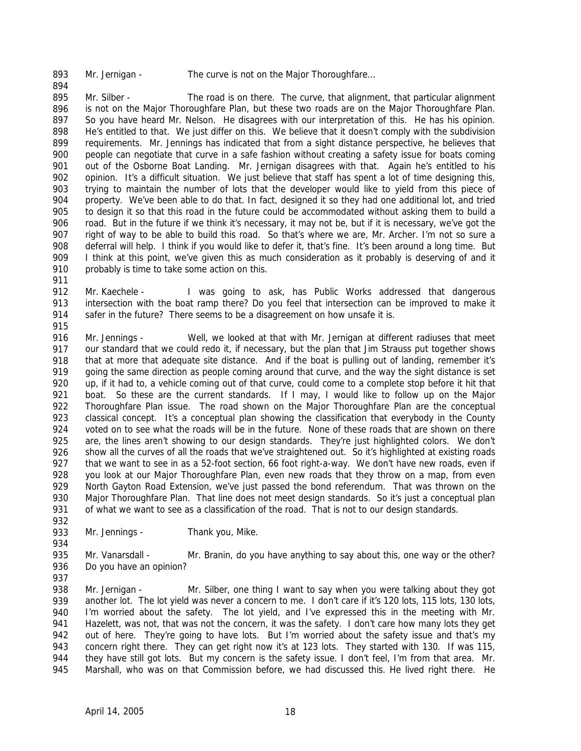893 Mr. Jernigan - The curve is not on the Major Thoroughfare…

894

895 Mr. Silber - The road is on there. The curve, that alignment, that particular alignment
896 is not on the Major Thoroughfare Plan, but these two roads are on the Major Thoroughfare Plan.
897 So you have heard Mr. Nelson. He disagrees with our interpretation of this. He has his opinion.
898 He's entitled to that. We just differ on this. We believe that it doesn't comply with the subdivision
899 requirements. Mr. Jennings has indicated that from a sight distance perspective, he believes that
900 people can negotiate that curve in a safe fashion without creating a safety issue for boats coming
901 out of the Osborne Boat Landing. Mr. Jernigan disagrees with that. Again he's entitled to his
902 opinion. It's a difficult situation. We just believe that staff has spent a lot of time designing this,
903 trying to maintain the number of lots that the developer would like to yield from this piece of
904 property. We've been able to do that. In fact, designed it so they had one additional lot, and tried
905 to design it so that this road in the future could be accommodated without asking them to build a
906 road. But in the future if we think it's necessary, it may not be, but if it is necessary, we've got the
907 right of way to be able to build this road. So that's where we are, Mr. Archer. I'm not so sure a
908 deferral will help. I think if you would like to defer it, that's fine. It's been around a long time. But
909 I think at this point, we've given this as much consideration as it probably is deserving of and it
910 probably is time to take some action on this.

911

912 Mr. Kaechele - I was going to ask, has Public Works addressed that dangerous
913 intersection with the boat ramp there? Do you feel that intersection can be improved to make it
914 safer in the future? There seems to be a disagreement on how unsafe it is.

915

916 Mr. Jennings - Well, we looked at that with Mr. Jernigan at different radiuses that meet
917 our standard that we could redo it, if necessary, but the plan that Jim Strauss put together shows
918 that at more that adequate site distance. And if the boat is pulling out of landing, remember it's
919 going the same direction as people coming around that curve, and the way the sight distance is set
920 up, if it had to, a vehicle coming out of that curve, could come to a complete stop before it hit that
921 boat. So these are the current standards. If I may, I would like to follow up on the Major
922 Thoroughfare Plan issue. The road shown on the Major Thoroughfare Plan are the conceptual
923 classical concept. It's a conceptual plan showing the classification that everybody in the County
924 voted on to see what the roads will be in the future. None of these roads that are shown on there
925 are, the lines aren't showing to our design standards. They're just highlighted colors. We don't
926 show all the curves of all the roads that we've straightened out. So it's highlighted at existing roads
927 that we want to see in as a 52-foot section, 66 foot right-a-way. We don't have new roads, even if
928 you look at our Major Thoroughfare Plan, even new roads that they throw on a map, from even
929 North Gayton Road Extension, we've just passed the bond referendum. That was thrown on the
930 Major Thoroughfare Plan. That line does not meet design standards. So it's just a conceptual plan
931 of what we want to see as a classification of the road. That is not to our design standards.

932

933 Mr. Jennings - Thank you, Mike.

934

935 Mr. Vanarsdall - Mr. Branin, do you have anything to say about this, one way or the other?
936 Do you have an opinion?

937

938 Mr. Jernigan - Mr. Silber, one thing I want to say when you were talking about they got
939 another lot. The lot yield was never a concern to me. I don't care if it's 120 lots, 115 lots, 130 lots,
940 I'm worried about the safety. The lot yield, and I've expressed this in the meeting with Mr.
941 Hazelett, was not, that was not the concern, it was the safety. I don't care how many lots they get
942 out of here. They're going to have lots. But I'm worried about the safety issue and that's my
943 concern right there. They can get right now it's at 123 lots. They started with 130. If was 115,
944 they have still got lots. But my concern is the safety issue. I don't feel, I'm from that area. Mr.
945 Marshall, who was on that Commission before, we had discussed this. He lived right there. He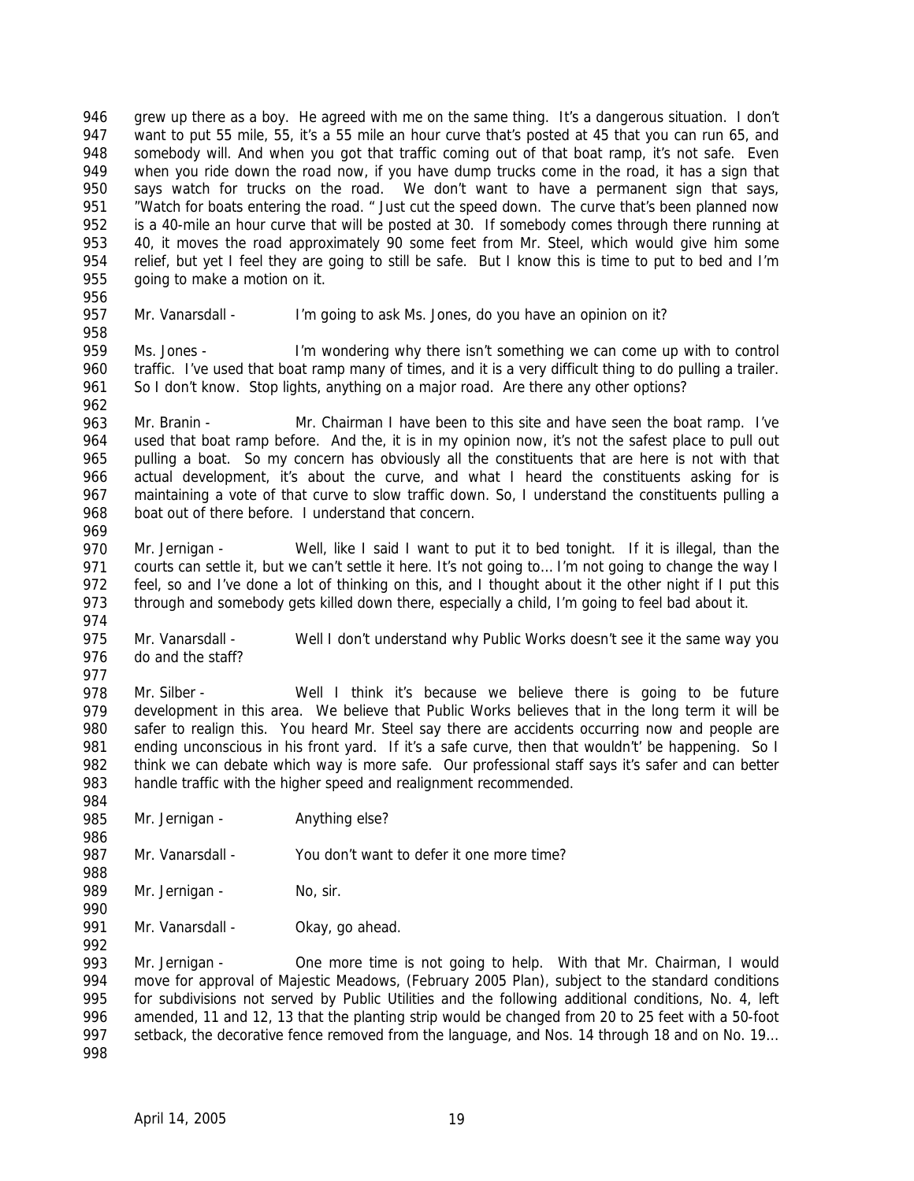grew up there as a boy. He agreed with me on the same thing. It's a dangerous situation. I don't want to put 55 mile, 55, it's a 55 mile an hour curve that's posted at 45 that you can run 65, and somebody will. And when you got that traffic coming out of that boat ramp, it's not safe. Even when you ride down the road now, if you have dump trucks come in the road, it has a sign that says watch for trucks on the road. We don't want to have a permanent sign that says, "Watch for boats entering the road. " Just cut the speed down. The curve that's been planned now is a 40-mile an hour curve that will be posted at 30. If somebody comes through there running at 40, it moves the road approximately 90 some feet from Mr. Steel, which would give him some relief, but yet I feel they are going to still be safe. But I know this is time to put to bed and I'm going to make a motion on it.

Mr. Vanarsdall - I'm going to ask Ms. Jones, do you have an opinion on it?

Ms. Jones - I'm wondering why there isn't something we can come up with to control traffic. I've used that boat ramp many of times, and it is a very difficult thing to do pulling a trailer. So I don't know. Stop lights, anything on a major road. Are there any other options?

Mr. Branin - Mr. Chairman I have been to this site and have seen the boat ramp. I've used that boat ramp before. And the, it is in my opinion now, it's not the safest place to pull out pulling a boat. So my concern has obviously all the constituents that are here is not with that actual development, it's about the curve, and what I heard the constituents asking for is maintaining a vote of that curve to slow traffic down. So, I understand the constituents pulling a boat out of there before. I understand that concern.

Mr. Jernigan - Well, like I said I want to put it to bed tonight. If it is illegal, than the courts can settle it, but we can't settle it here. It's not going to… I'm not going to change the way I feel, so and I've done a lot of thinking on this, and I thought about it the other night if I put this through and somebody gets killed down there, especially a child, I'm going to feel bad about it.

Mr. Vanarsdall - Well I don't understand why Public Works doesn't see it the same way you do and the staff?

Mr. Silber - Well I think it's because we believe there is going to be future development in this area. We believe that Public Works believes that in the long term it will be safer to realign this. You heard Mr. Steel say there are accidents occurring now and people are ending unconscious in his front yard. If it's a safe curve, then that wouldn't' be happening. So I think we can debate which way is more safe. Our professional staff says it's safer and can better handle traffic with the higher speed and realignment recommended.

Mr. Jernigan - Anything else?

Mr. Vanarsdall - You don't want to defer it one more time?

Mr. Jernigan - No, sir.

Mr. Vanarsdall - Okay, go ahead.

Mr. Jernigan - One more time is not going to help. With that Mr. Chairman, I would move for approval of Majestic Meadows, (February 2005 Plan), subject to the standard conditions for subdivisions not served by Public Utilities and the following additional conditions, No. 4, left amended, 11 and 12, 13 that the planting strip would be changed from 20 to 25 feet with a 50-foot setback, the decorative fence removed from the language, and Nos. 14 through 18 and on No. 19…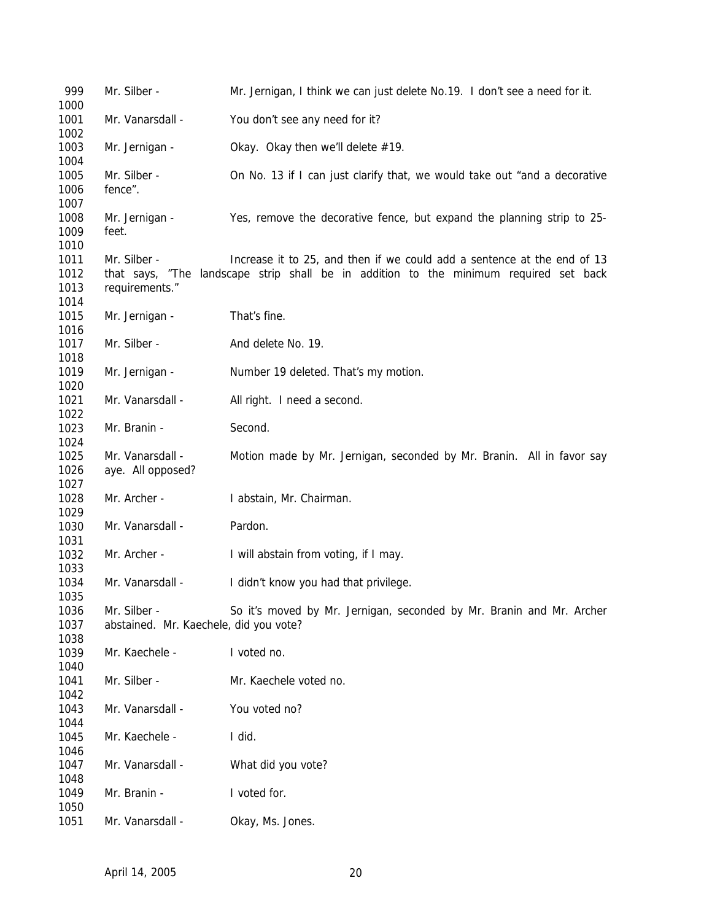999 Mr. Silber - Mr. Jernigan, I think we can just delete No.19. I don't see a need for it.
1000
1001 Mr. Vanarsdall - You don't see any need for it?
1002
1003 Mr. Jernigan - Okay. Okay then we'll delete #19.
1004
1005 Mr. Silber - On No. 13 if I can just clarify that, we would take out "and a decorative
1006 fence".
1007
1008 Mr. Jernigan - Yes, remove the decorative fence, but expand the planning strip to 25-
1009 feet.
1010
1011 Mr. Silber - Increase it to 25, and then if we could add a sentence at the end of 13
1012 that says, "The landscape strip shall be in addition to the minimum required set back
1013 requirements."
1014
1015 Mr. Jernigan - That's fine.
1016
1017 Mr. Silber - And delete No. 19.
1018
1019 Mr. Jernigan - Number 19 deleted. That's my motion.
1020
1021 Mr. Vanarsdall - All right. I need a second.
1022
1023 Mr. Branin - Second.
1024
1025 Mr. Vanarsdall - Motion made by Mr. Jernigan, seconded by Mr. Branin. All in favor say
1026 aye. All opposed?
1027
1028 Mr. Archer - I abstain, Mr. Chairman.
1029
1030 Mr. Vanarsdall - Pardon.
1031
1032 Mr. Archer - I will abstain from voting, if I may.
1033
1034 Mr. Vanarsdall - I didn't know you had that privilege.
1035
1036 Mr. Silber - So it's moved by Mr. Jernigan, seconded by Mr. Branin and Mr. Archer
1037 abstained. Mr. Kaechele, did you vote?
1038
1039 Mr. Kaechele - I voted no.
1040
1041 Mr. Silber - Mr. Kaechele voted no.
1042
1043 Mr. Vanarsdall - You voted no?
1044
1045 Mr. Kaechele - I did.
1046
1047 Mr. Vanarsdall - What did you vote?
1048
1049 Mr. Branin - I voted for.
1050
1051 Mr. Vanarsdall - Okay, Ms. Jones.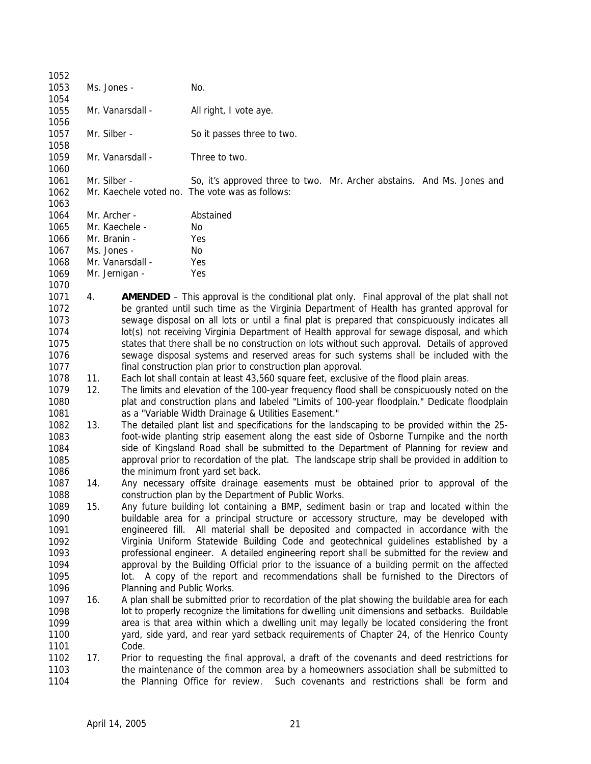Ms. Jones - No.

Mr. Vanarsdall - All right, I vote aye.

Mr. Silber - So it passes three to two.

Mr. Vanarsdall - Three to two.

Mr. Silber - So, it's approved three to two. Mr. Archer abstains. And Ms. Jones and Mr. Kaechele voted no. The vote was as follows:

Mr. Archer - Abstained
Mr. Kaechele - No
Mr. Branin - Yes
Ms. Jones - No
Mr. Vanarsdall - Yes
Mr. Jernigan - Yes

4. **AMENDED** – This approval is the conditional plat only. Final approval of the plat shall not be granted until such time as the Virginia Department of Health has granted approval for sewage disposal on all lots or until a final plat is prepared that conspicuously indicates all lot(s) not receiving Virginia Department of Health approval for sewage disposal, and which states that there shall be no construction on lots without such approval. Details of approved sewage disposal systems and reserved areas for such systems shall be included with the final construction plan prior to construction plan approval.

11. Each lot shall contain at least 43,560 square feet, exclusive of the flood plain areas.

12. The limits and elevation of the 100-year frequency flood shall be conspicuously noted on the plat and construction plans and labeled "Limits of 100-year floodplain." Dedicate floodplain as a "Variable Width Drainage & Utilities Easement."

13. The detailed plant list and specifications for the landscaping to be provided within the 25-foot-wide planting strip easement along the east side of Osborne Turnpike and the north side of Kingsland Road shall be submitted to the Department of Planning for review and approval prior to recordation of the plat. The landscape strip shall be provided in addition to the minimum front yard set back.

14. Any necessary offsite drainage easements must be obtained prior to approval of the construction plan by the Department of Public Works.

15. Any future building lot containing a BMP, sediment basin or trap and located within the buildable area for a principal structure or accessory structure, may be developed with engineered fill. All material shall be deposited and compacted in accordance with the Virginia Uniform Statewide Building Code and geotechnical guidelines established by a professional engineer. A detailed engineering report shall be submitted for the review and approval by the Building Official prior to the issuance of a building permit on the affected lot. A copy of the report and recommendations shall be furnished to the Directors of Planning and Public Works.

16. A plan shall be submitted prior to recordation of the plat showing the buildable area for each lot to properly recognize the limitations for dwelling unit dimensions and setbacks. Buildable area is that area within which a dwelling unit may legally be located considering the front yard, side yard, and rear yard setback requirements of Chapter 24, of the Henrico County Code.

17. Prior to requesting the final approval, a draft of the covenants and deed restrictions for the maintenance of the common area by a homeowners association shall be submitted to the Planning Office for review. Such covenants and restrictions shall be form and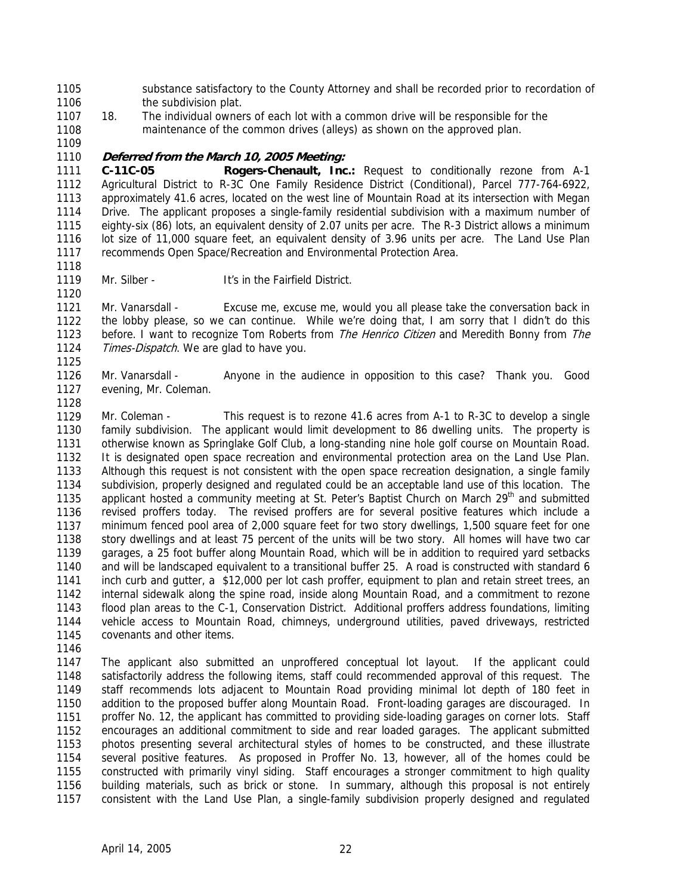substance satisfactory to the County Attorney and shall be recorded prior to recordation of the subdivision plat.

18. The individual owners of each lot with a common drive will be responsible for the maintenance of the common drives (alleys) as shown on the approved plan.

***Deferred from the March 10, 2005 Meeting:***

**C-11C-05 Rogers-Chenault, Inc.:** Request to conditionally rezone from A-1 Agricultural District to R-3C One Family Residence District (Conditional), Parcel 777-764-6922, approximately 41.6 acres, located on the west line of Mountain Road at its intersection with Megan Drive. The applicant proposes a single-family residential subdivision with a maximum number of eighty-six (86) lots, an equivalent density of 2.07 units per acre. The R-3 District allows a minimum lot size of 11,000 square feet, an equivalent density of 3.96 units per acre. The Land Use Plan recommends Open Space/Recreation and Environmental Protection Area.

Mr. Silber - It's in the Fairfield District.

Mr. Vanarsdall - Excuse me, excuse me, would you all please take the conversation back in the lobby please, so we can continue. While we're doing that, I am sorry that I didn't do this before. I want to recognize Tom Roberts from *The Henrico Citizen* and Meredith Bonny from *The Times-Dispatch*. We are glad to have you.

Mr. Vanarsdall - Anyone in the audience in opposition to this case? Thank you. Good evening, Mr. Coleman.

Mr. Coleman - This request is to rezone 41.6 acres from A-1 to R-3C to develop a single family subdivision. The applicant would limit development to 86 dwelling units. The property is otherwise known as Springlake Golf Club, a long-standing nine hole golf course on Mountain Road. It is designated open space recreation and environmental protection area on the Land Use Plan. Although this request is not consistent with the open space recreation designation, a single family subdivision, properly designed and regulated could be an acceptable land use of this location. The applicant hosted a community meeting at St. Peter's Baptist Church on March 29th and submitted revised proffers today. The revised proffers are for several positive features which include a minimum fenced pool area of 2,000 square feet for two story dwellings, 1,500 square feet for one story dwellings and at least 75 percent of the units will be two story. All homes will have two car garages, a 25 foot buffer along Mountain Road, which will be in addition to required yard setbacks and will be landscaped equivalent to a transitional buffer 25. A road is constructed with standard 6 inch curb and gutter, a $12,000 per lot cash proffer, equipment to plan and retain street trees, an internal sidewalk along the spine road, inside along Mountain Road, and a commitment to rezone flood plan areas to the C-1, Conservation District. Additional proffers address foundations, limiting vehicle access to Mountain Road, chimneys, underground utilities, paved driveways, restricted covenants and other items.

The applicant also submitted an unproffered conceptual lot layout. If the applicant could satisfactorily address the following items, staff could recommended approval of this request. The staff recommends lots adjacent to Mountain Road providing minimal lot depth of 180 feet in addition to the proposed buffer along Mountain Road. Front-loading garages are discouraged. In proffer No. 12, the applicant has committed to providing side-loading garages on corner lots. Staff encourages an additional commitment to side and rear loaded garages. The applicant submitted photos presenting several architectural styles of homes to be constructed, and these illustrate several positive features. As proposed in Proffer No. 13, however, all of the homes could be constructed with primarily vinyl siding. Staff encourages a stronger commitment to high quality building materials, such as brick or stone. In summary, although this proposal is not entirely consistent with the Land Use Plan, a single-family subdivision properly designed and regulated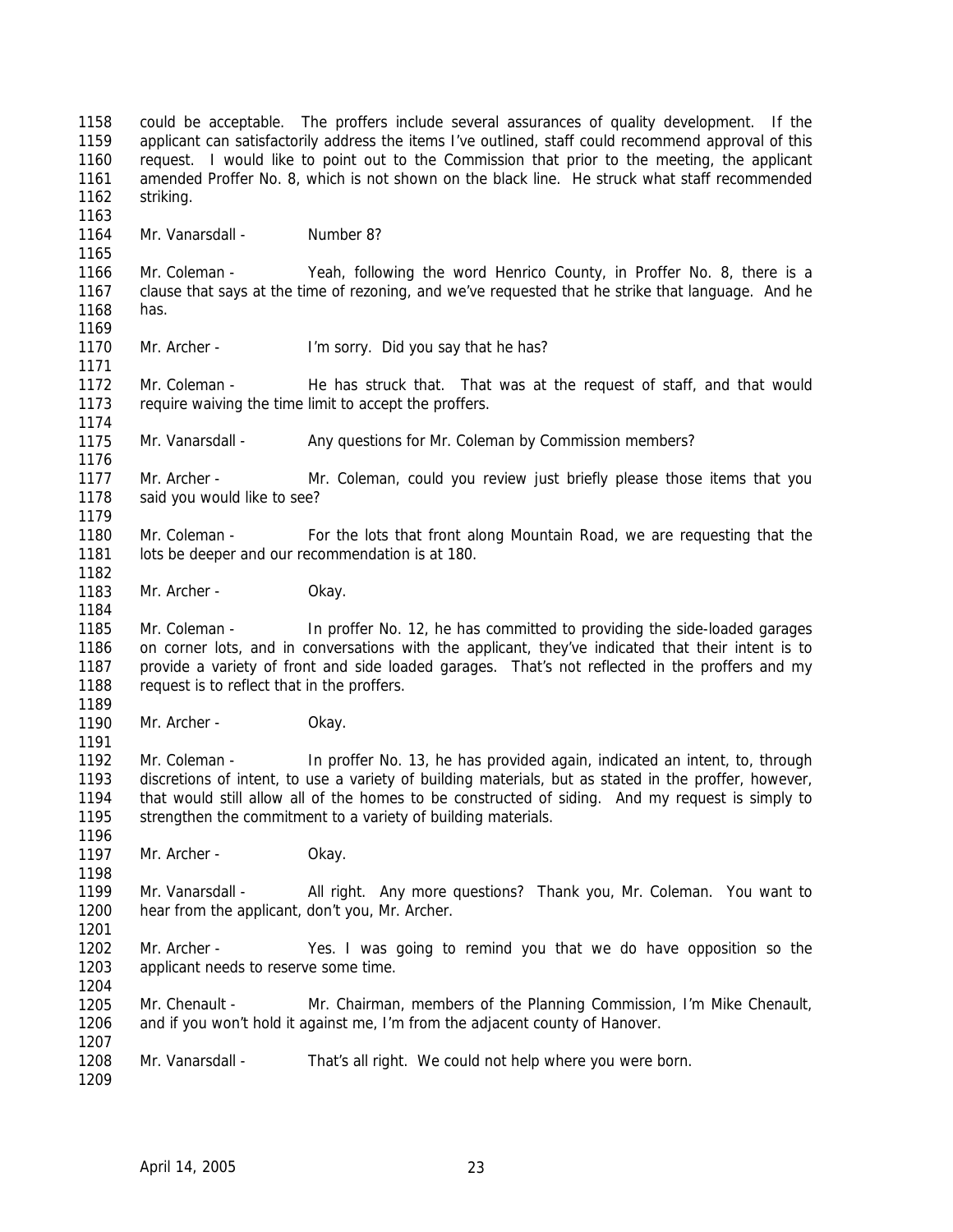could be acceptable. The proffers include several assurances of quality development. If the applicant can satisfactorily address the items I've outlined, staff could recommend approval of this request. I would like to point out to the Commission that prior to the meeting, the applicant amended Proffer No. 8, which is not shown on the black line. He struck what staff recommended striking.

Mr. Vanarsdall - Number 8?

Mr. Coleman - Yeah, following the word Henrico County, in Proffer No. 8, there is a clause that says at the time of rezoning, and we've requested that he strike that language. And he has.

Mr. Archer - I'm sorry. Did you say that he has?

Mr. Coleman - He has struck that. That was at the request of staff, and that would require waiving the time limit to accept the proffers.

Mr. Vanarsdall - Any questions for Mr. Coleman by Commission members?

Mr. Archer - Mr. Coleman, could you review just briefly please those items that you said you would like to see?

Mr. Coleman - For the lots that front along Mountain Road, we are requesting that the lots be deeper and our recommendation is at 180.

Mr. Archer - Okay.

Mr. Coleman - In proffer No. 12, he has committed to providing the side-loaded garages on corner lots, and in conversations with the applicant, they've indicated that their intent is to provide a variety of front and side loaded garages. That's not reflected in the proffers and my request is to reflect that in the proffers.

Mr. Archer - Okay.

Mr. Coleman - In proffer No. 13, he has provided again, indicated an intent, to, through discretions of intent, to use a variety of building materials, but as stated in the proffer, however, that would still allow all of the homes to be constructed of siding. And my request is simply to strengthen the commitment to a variety of building materials.

Mr. Archer - Okay.

Mr. Vanarsdall - All right. Any more questions? Thank you, Mr. Coleman. You want to hear from the applicant, don't you, Mr. Archer.

Mr. Archer - Yes. I was going to remind you that we do have opposition so the applicant needs to reserve some time.

Mr. Chenault - Mr. Chairman, members of the Planning Commission, I'm Mike Chenault, and if you won't hold it against me, I'm from the adjacent county of Hanover.

Mr. Vanarsdall - That's all right. We could not help where you were born.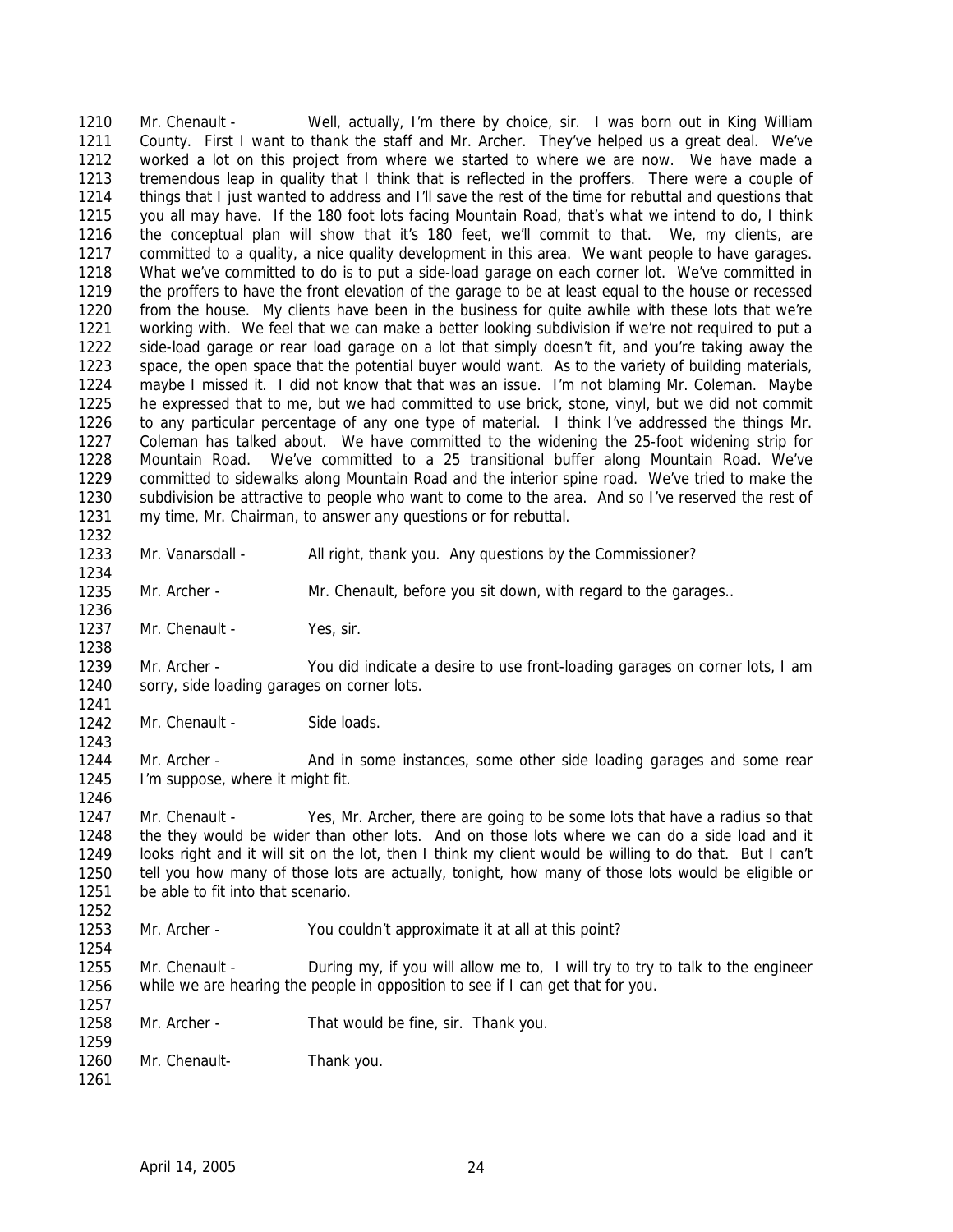Mr. Chenault - Well, actually, I'm there by choice, sir. I was born out in King William County. First I want to thank the staff and Mr. Archer. They've helped us a great deal. We've worked a lot on this project from where we started to where we are now. We have made a tremendous leap in quality that I think that is reflected in the proffers. There were a couple of things that I just wanted to address and I'll save the rest of the time for rebuttal and questions that you all may have. If the 180 foot lots facing Mountain Road, that's what we intend to do, I think the conceptual plan will show that it's 180 feet, we'll commit to that. We, my clients, are committed to a quality, a nice quality development in this area. We want people to have garages. What we've committed to do is to put a side-load garage on each corner lot. We've committed in the proffers to have the front elevation of the garage to be at least equal to the house or recessed from the house. My clients have been in the business for quite awhile with these lots that we're working with. We feel that we can make a better looking subdivision if we're not required to put a side-load garage or rear load garage on a lot that simply doesn't fit, and you're taking away the space, the open space that the potential buyer would want. As to the variety of building materials, maybe I missed it. I did not know that that was an issue. I'm not blaming Mr. Coleman. Maybe he expressed that to me, but we had committed to use brick, stone, vinyl, but we did not commit to any particular percentage of any one type of material. I think I've addressed the things Mr. Coleman has talked about. We have committed to the widening the 25-foot widening strip for Mountain Road. We've committed to a 25 transitional buffer along Mountain Road. We've committed to sidewalks along Mountain Road and the interior spine road. We've tried to make the subdivision be attractive to people who want to come to the area. And so I've reserved the rest of my time, Mr. Chairman, to answer any questions or for rebuttal.

Mr. Vanarsdall - All right, thank you. Any questions by the Commissioner?

Mr. Archer - Mr. Chenault, before you sit down, with regard to the garages..

Mr. Chenault - Yes, sir.

Mr. Archer - You did indicate a desire to use front-loading garages on corner lots, I am sorry, side loading garages on corner lots.

Mr. Chenault - Side loads.

Mr. Archer - And in some instances, some other side loading garages and some rear I'm suppose, where it might fit.

Mr. Chenault - Yes, Mr. Archer, there are going to be some lots that have a radius so that the they would be wider than other lots. And on those lots where we can do a side load and it looks right and it will sit on the lot, then I think my client would be willing to do that. But I can't tell you how many of those lots are actually, tonight, how many of those lots would be eligible or be able to fit into that scenario.

Mr. Archer - You couldn't approximate it at all at this point?

Mr. Chenault - During my, if you will allow me to, I will try to try to talk to the engineer while we are hearing the people in opposition to see if I can get that for you.

Mr. Archer - That would be fine, sir. Thank you.

Mr. Chenault- Thank you.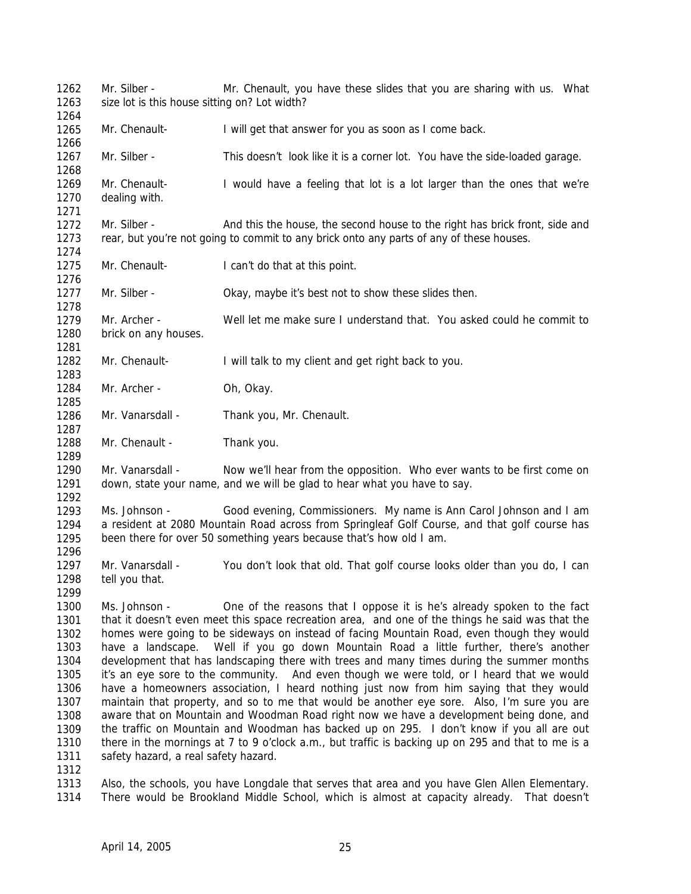Mr. Silber - Mr. Chenault, you have these slides that you are sharing with us. What size lot is this house sitting on? Lot width?

Mr. Chenault- I will get that answer for you as soon as I come back.

Mr. Silber - This doesn't look like it is a corner lot. You have the side-loaded garage.

Mr. Chenault- I would have a feeling that lot is a lot larger than the ones that we're dealing with.

Mr. Silber - And this the house, the second house to the right has brick front, side and rear, but you're not going to commit to any brick onto any parts of any of these houses.

Mr. Chenault- I can't do that at this point.

Mr. Silber - Okay, maybe it's best not to show these slides then.

Mr. Archer - Well let me make sure I understand that. You asked could he commit to brick on any houses.

Mr. Chenault- I will talk to my client and get right back to you.

Mr. Archer - Oh, Okay.

Mr. Vanarsdall - Thank you, Mr. Chenault.

Mr. Chenault - Thank you.

Mr. Vanarsdall - Now we'll hear from the opposition. Who ever wants to be first come on down, state your name, and we will be glad to hear what you have to say.

Ms. Johnson - Good evening, Commissioners. My name is Ann Carol Johnson and I am a resident at 2080 Mountain Road across from Springleaf Golf Course, and that golf course has been there for over 50 something years because that's how old I am.

Mr. Vanarsdall - You don't look that old. That golf course looks older than you do, I can tell you that.

Ms. Johnson - One of the reasons that I oppose it is he's already spoken to the fact that it doesn't even meet this space recreation area, and one of the things he said was that the homes were going to be sideways on instead of facing Mountain Road, even though they would have a landscape. Well if you go down Mountain Road a little further, there's another development that has landscaping there with trees and many times during the summer months it's an eye sore to the community. And even though we were told, or I heard that we would have a homeowners association, I heard nothing just now from him saying that they would maintain that property, and so to me that would be another eye sore. Also, I'm sure you are aware that on Mountain and Woodman Road right now we have a development being done, and the traffic on Mountain and Woodman has backed up on 295. I don't know if you all are out there in the mornings at 7 to 9 o'clock a.m., but traffic is backing up on 295 and that to me is a safety hazard, a real safety hazard.

Also, the schools, you have Longdale that serves that area and you have Glen Allen Elementary. There would be Brookland Middle School, which is almost at capacity already. That doesn't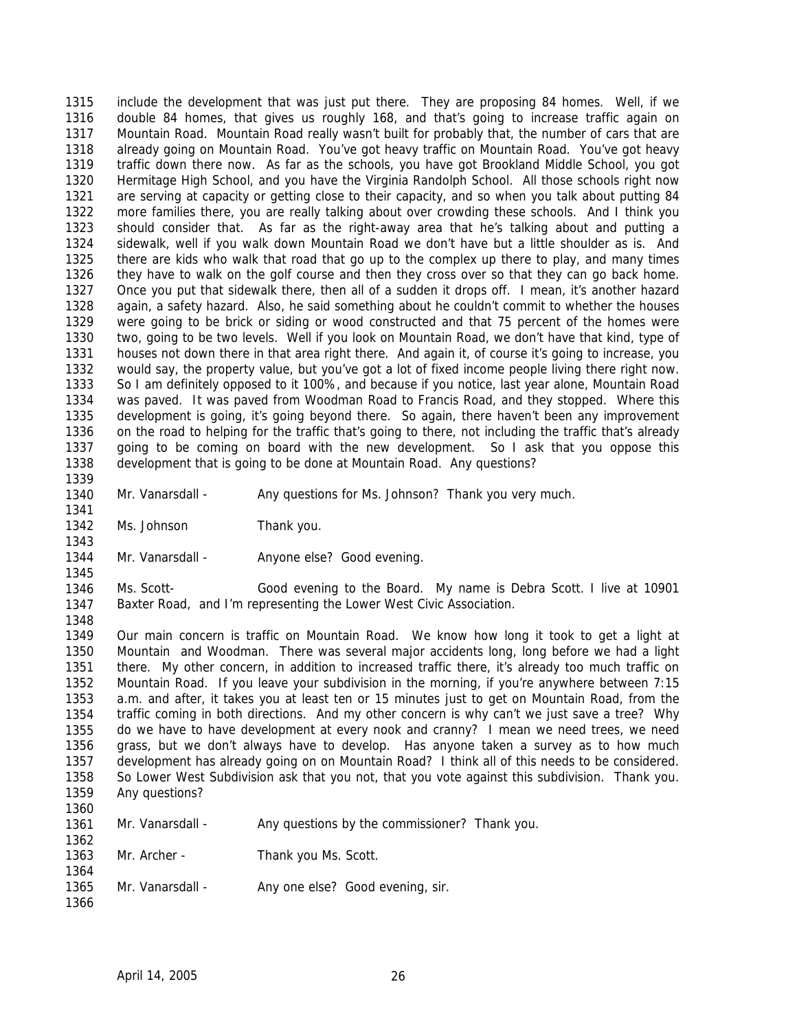include the development that was just put there. They are proposing 84 homes. Well, if we double 84 homes, that gives us roughly 168, and that's going to increase traffic again on Mountain Road. Mountain Road really wasn't built for probably that, the number of cars that are already going on Mountain Road. You've got heavy traffic on Mountain Road. You've got heavy traffic down there now. As far as the schools, you have got Brookland Middle School, you got Hermitage High School, and you have the Virginia Randolph School. All those schools right now are serving at capacity or getting close to their capacity, and so when you talk about putting 84 more families there, you are really talking about over crowding these schools. And I think you should consider that. As far as the right-away area that he's talking about and putting a sidewalk, well if you walk down Mountain Road we don't have but a little shoulder as is. And there are kids who walk that road that go up to the complex up there to play, and many times they have to walk on the golf course and then they cross over so that they can go back home. Once you put that sidewalk there, then all of a sudden it drops off. I mean, it's another hazard again, a safety hazard. Also, he said something about he couldn't commit to whether the houses were going to be brick or siding or wood constructed and that 75 percent of the homes were two, going to be two levels. Well if you look on Mountain Road, we don't have that kind, type of houses not down there in that area right there. And again it, of course it's going to increase, you would say, the property value, but you've got a lot of fixed income people living there right now. So I am definitely opposed to it 100%, and because if you notice, last year alone, Mountain Road was paved. It was paved from Woodman Road to Francis Road, and they stopped. Where this development is going, it's going beyond there. So again, there haven't been any improvement on the road to helping for the traffic that's going to there, not including the traffic that's already going to be coming on board with the new development. So I ask that you oppose this development that is going to be done at Mountain Road. Any questions?

Mr. Vanarsdall - Any questions for Ms. Johnson? Thank you very much.

Ms. Johnson Thank you.

Mr. Vanarsdall - Anyone else? Good evening.

Ms. Scott- Good evening to the Board. My name is Debra Scott. I live at 10901 Baxter Road, and I'm representing the Lower West Civic Association.

Our main concern is traffic on Mountain Road. We know how long it took to get a light at Mountain and Woodman. There was several major accidents long, long before we had a light there. My other concern, in addition to increased traffic there, it's already too much traffic on Mountain Road. If you leave your subdivision in the morning, if you're anywhere between 7:15 a.m. and after, it takes you at least ten or 15 minutes just to get on Mountain Road, from the traffic coming in both directions. And my other concern is why can't we just save a tree? Why do we have to have development at every nook and cranny? I mean we need trees, we need grass, but we don't always have to develop. Has anyone taken a survey as to how much development has already going on on Mountain Road? I think all of this needs to be considered. So Lower West Subdivision ask that you not, that you vote against this subdivision. Thank you. Any questions?

Mr. Vanarsdall - Any questions by the commissioner? Thank you.

Mr. Archer - Thank you Ms. Scott.

Mr. Vanarsdall - Any one else? Good evening, sir.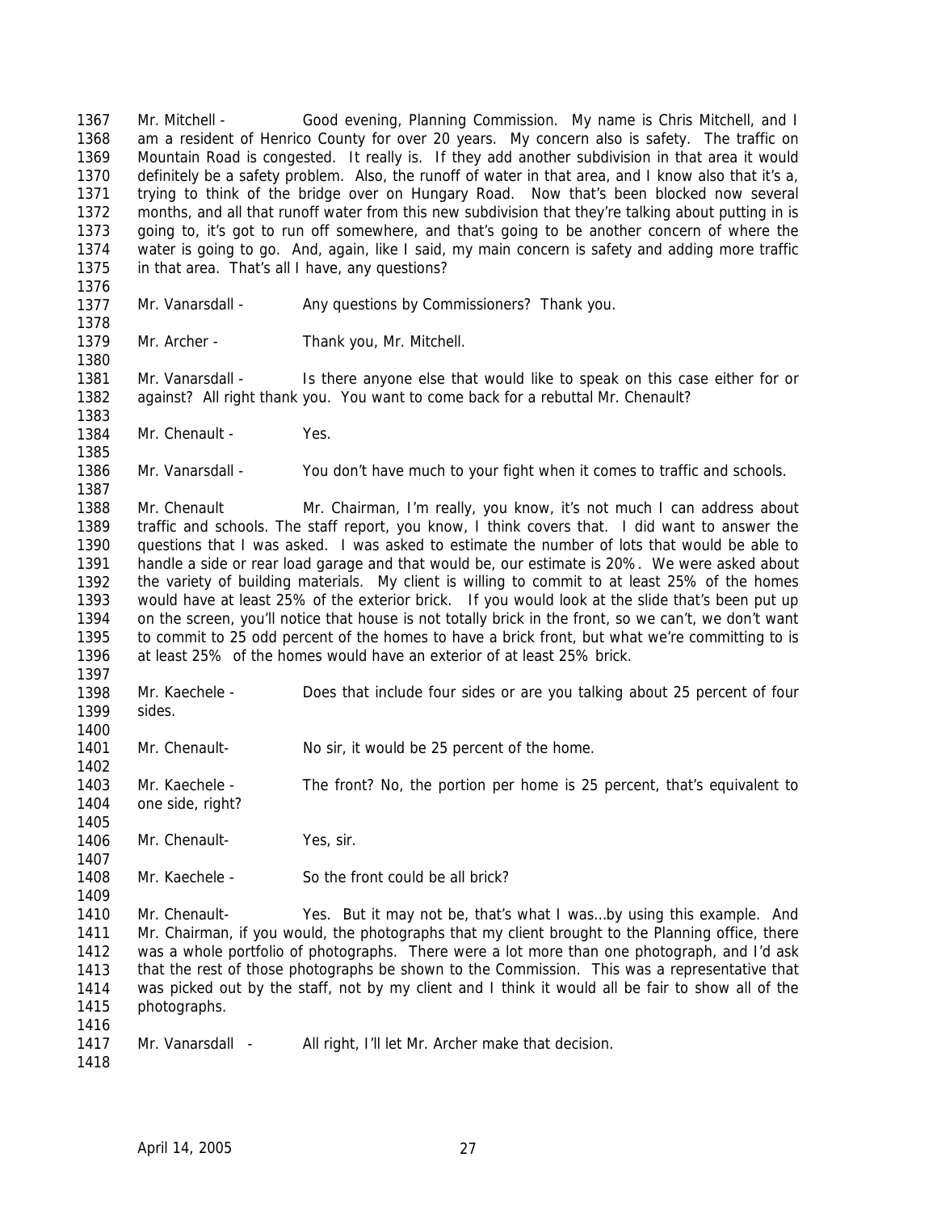1367 Mr. Mitchell - Good evening, Planning Commission. My name is Chris Mitchell, and I
1368 am a resident of Henrico County for over 20 years. My concern also is safety. The traffic on
1369 Mountain Road is congested. It really is. If they add another subdivision in that area it would
1370 definitely be a safety problem. Also, the runoff of water in that area, and I know also that it's a,
1371 trying to think of the bridge over on Hungary Road. Now that's been blocked now several
1372 months, and all that runoff water from this new subdivision that they're talking about putting in is
1373 going to, it's got to run off somewhere, and that's going to be another concern of where the
1374 water is going to go. And, again, like I said, my main concern is safety and adding more traffic
1375 in that area. That's all I have, any questions?
1376
1377 Mr. Vanarsdall - Any questions by Commissioners? Thank you.
1378
1379 Mr. Archer - Thank you, Mr. Mitchell.
1380
1381 Mr. Vanarsdall - Is there anyone else that would like to speak on this case either for or
1382 against? All right thank you. You want to come back for a rebuttal Mr. Chenault?
1383
1384 Mr. Chenault - Yes.
1385
1386 Mr. Vanarsdall - You don't have much to your fight when it comes to traffic and schools.
1387
1388 Mr. Chenault Mr. Chairman, I'm really, you know, it's not much I can address about
1389 traffic and schools. The staff report, you know, I think covers that. I did want to answer the
1390 questions that I was asked. I was asked to estimate the number of lots that would be able to
1391 handle a side or rear load garage and that would be, our estimate is 20%. We were asked about
1392 the variety of building materials. My client is willing to commit to at least 25% of the homes
1393 would have at least 25% of the exterior brick. If you would look at the slide that's been put up
1394 on the screen, you'll notice that house is not totally brick in the front, so we can't, we don't want
1395 to commit to 25 odd percent of the homes to have a brick front, but what we're committing to is
1396 at least 25% of the homes would have an exterior of at least 25% brick.
1397
1398 Mr. Kaechele - Does that include four sides or are you talking about 25 percent of four
1399 sides.
1400
1401 Mr. Chenault- No sir, it would be 25 percent of the home.
1402
1403 Mr. Kaechele - The front? No, the portion per home is 25 percent, that's equivalent to
1404 one side, right?
1405
1406 Mr. Chenault- Yes, sir.
1407
1408 Mr. Kaechele - So the front could be all brick?
1409
1410 Mr. Chenault- Yes. But it may not be, that's what I was…by using this example. And
1411 Mr. Chairman, if you would, the photographs that my client brought to the Planning office, there
1412 was a whole portfolio of photographs. There were a lot more than one photograph, and I'd ask
1413 that the rest of those photographs be shown to the Commission. This was a representative that
1414 was picked out by the staff, not by my client and I think it would all be fair to show all of the
1415 photographs.
1416
1417 Mr. Vanarsdall - All right, I'll let Mr. Archer make that decision.
1418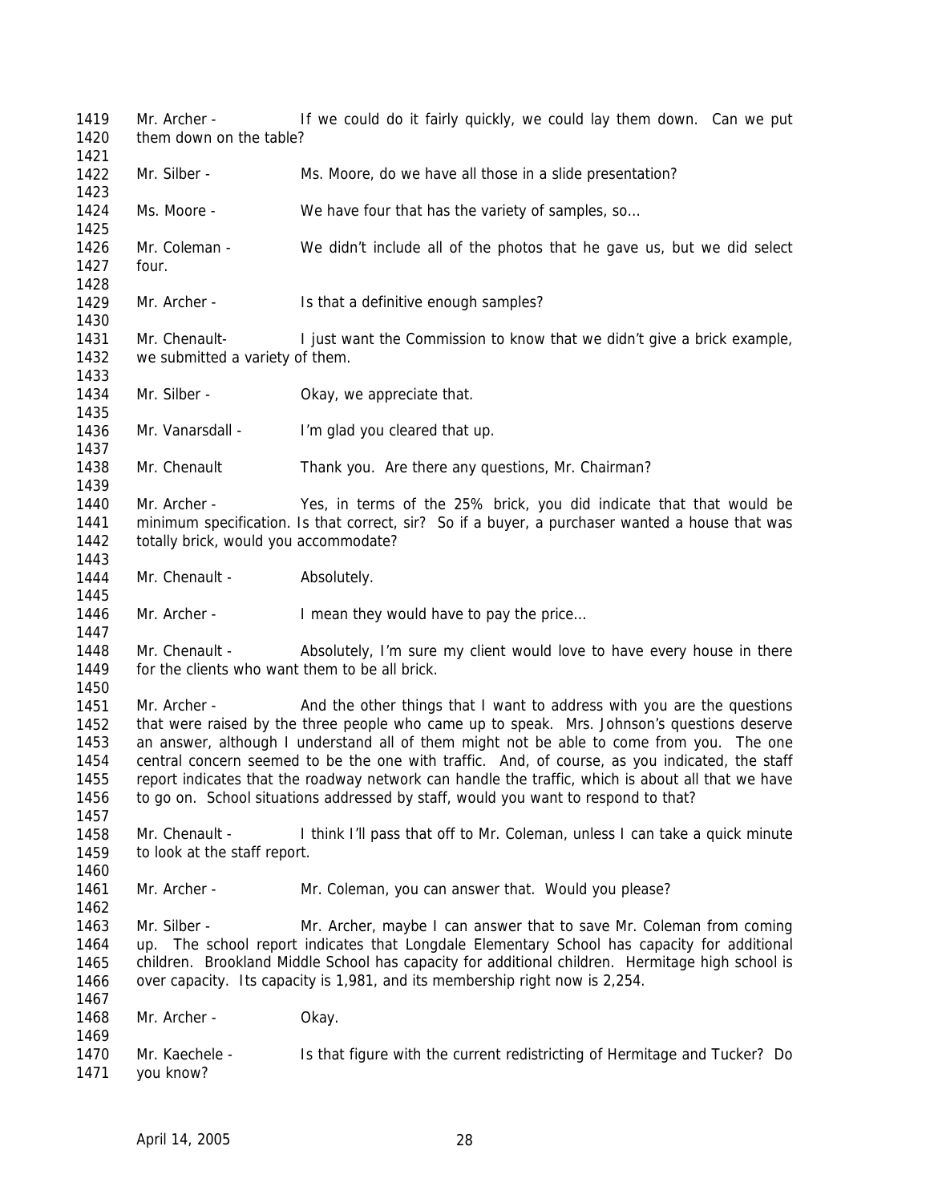Mr. Archer - If we could do it fairly quickly, we could lay them down. Can we put them down on the table?

Mr. Silber - Ms. Moore, do we have all those in a slide presentation?

Ms. Moore - We have four that has the variety of samples, so…

Mr. Coleman - We didn't include all of the photos that he gave us, but we did select four.

Mr. Archer - Is that a definitive enough samples?

Mr. Chenault- I just want the Commission to know that we didn't give a brick example, we submitted a variety of them.

Mr. Silber - Okay, we appreciate that.

Mr. Vanarsdall - I'm glad you cleared that up.

Mr. Chenault Thank you. Are there any questions, Mr. Chairman?

Mr. Archer - Yes, in terms of the 25% brick, you did indicate that that would be minimum specification. Is that correct, sir? So if a buyer, a purchaser wanted a house that was totally brick, would you accommodate?

Mr. Chenault - Absolutely.

Mr. Archer - I mean they would have to pay the price…

Mr. Chenault - Absolutely, I'm sure my client would love to have every house in there for the clients who want them to be all brick.

Mr. Archer - And the other things that I want to address with you are the questions that were raised by the three people who came up to speak. Mrs. Johnson's questions deserve an answer, although I understand all of them might not be able to come from you. The one central concern seemed to be the one with traffic. And, of course, as you indicated, the staff report indicates that the roadway network can handle the traffic, which is about all that we have to go on. School situations addressed by staff, would you want to respond to that?

Mr. Chenault - I think I'll pass that off to Mr. Coleman, unless I can take a quick minute to look at the staff report.

Mr. Archer - Mr. Coleman, you can answer that. Would you please?

Mr. Silber - Mr. Archer, maybe I can answer that to save Mr. Coleman from coming up. The school report indicates that Longdale Elementary School has capacity for additional children. Brookland Middle School has capacity for additional children. Hermitage high school is over capacity. Its capacity is 1,981, and its membership right now is 2,254.

Mr. Archer - Okay.

Mr. Kaechele - Is that figure with the current redistricting of Hermitage and Tucker? Do you know?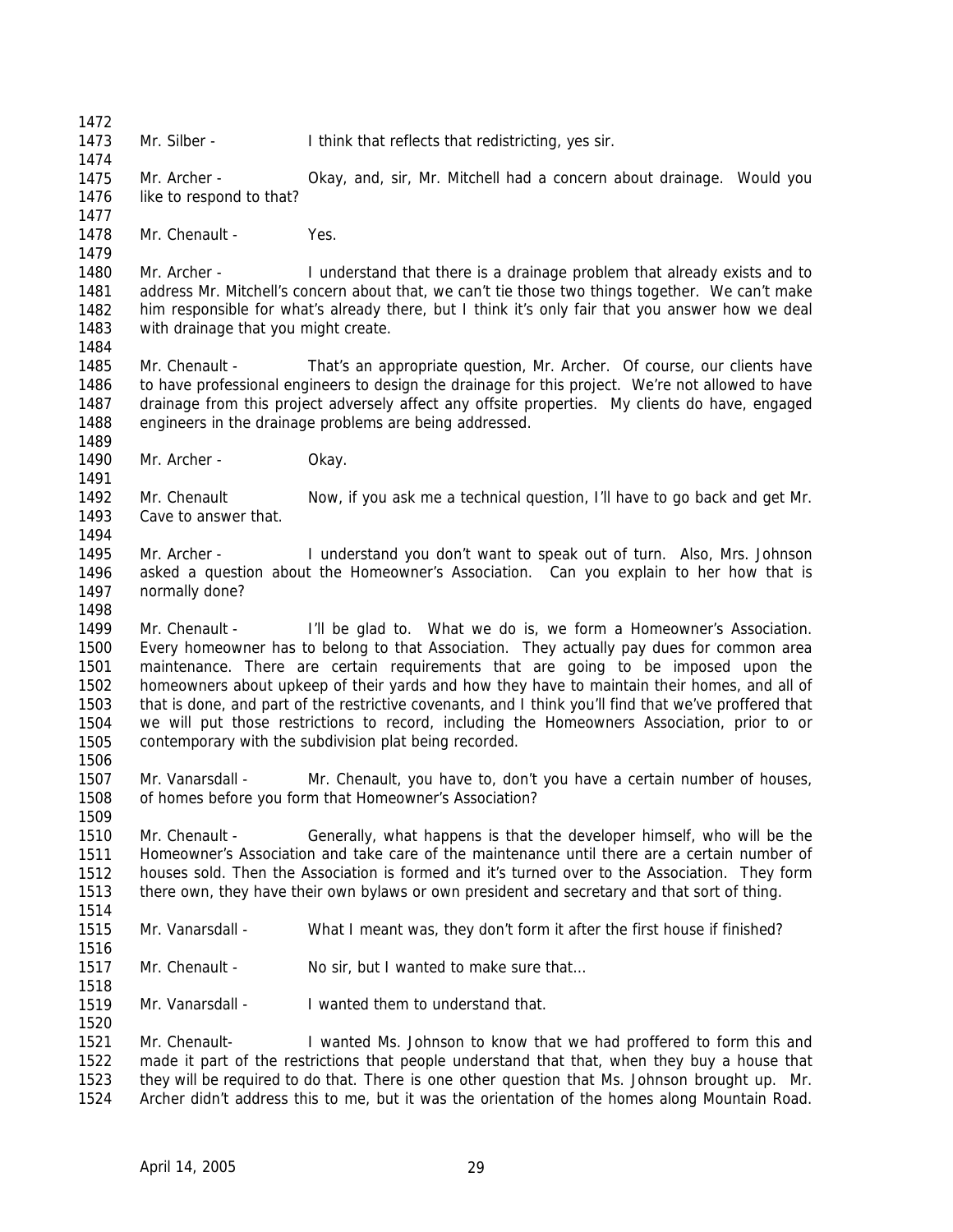1472

1473 Mr. Silber - I think that reflects that redistricting, yes sir.

1474

1475 Mr. Archer - Okay, and, sir, Mr. Mitchell had a concern about drainage. Would you
1476 like to respond to that?

1477

1478 Mr. Chenault - Yes.

1479

1480 Mr. Archer - I understand that there is a drainage problem that already exists and to
1481 address Mr. Mitchell's concern about that, we can't tie those two things together. We can't make
1482 him responsible for what's already there, but I think it's only fair that you answer how we deal
1483 with drainage that you might create.

1484

1485 Mr. Chenault - That's an appropriate question, Mr. Archer. Of course, our clients have
1486 to have professional engineers to design the drainage for this project. We're not allowed to have
1487 drainage from this project adversely affect any offsite properties. My clients do have, engaged
1488 engineers in the drainage problems are being addressed.

1489

1490 Mr. Archer - Okay.

1491

1492 Mr. Chenault Now, if you ask me a technical question, I'll have to go back and get Mr.
1493 Cave to answer that.

1494

1495 Mr. Archer - I understand you don't want to speak out of turn. Also, Mrs. Johnson
1496 asked a question about the Homeowner's Association. Can you explain to her how that is
1497 normally done?

1498

1499 Mr. Chenault - I'll be glad to. What we do is, we form a Homeowner's Association.
1500 Every homeowner has to belong to that Association. They actually pay dues for common area
1501 maintenance. There are certain requirements that are going to be imposed upon the
1502 homeowners about upkeep of their yards and how they have to maintain their homes, and all of
1503 that is done, and part of the restrictive covenants, and I think you'll find that we've proffered that
1504 we will put those restrictions to record, including the Homeowners Association, prior to or
1505 contemporary with the subdivision plat being recorded.

1506

1507 Mr. Vanarsdall - Mr. Chenault, you have to, don't you have a certain number of houses,
1508 of homes before you form that Homeowner's Association?

1509

1510 Mr. Chenault - Generally, what happens is that the developer himself, who will be the
1511 Homeowner's Association and take care of the maintenance until there are a certain number of
1512 houses sold. Then the Association is formed and it's turned over to the Association. They form
1513 there own, they have their own bylaws or own president and secretary and that sort of thing.

1514

1515 Mr. Vanarsdall - What I meant was, they don't form it after the first house if finished?

1516

1517 Mr. Chenault - No sir, but I wanted to make sure that…

1518

1519 Mr. Vanarsdall - I wanted them to understand that.

1520

1521 Mr. Chenault- I wanted Ms. Johnson to know that we had proffered to form this and
1522 made it part of the restrictions that people understand that that, when they buy a house that
1523 they will be required to do that. There is one other question that Ms. Johnson brought up. Mr.
1524 Archer didn't address this to me, but it was the orientation of the homes along Mountain Road.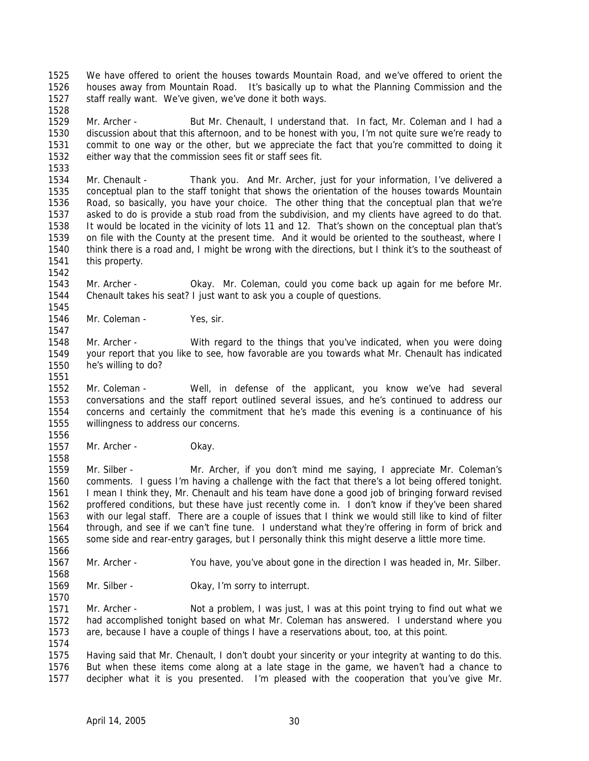We have offered to orient the houses towards Mountain Road, and we've offered to orient the houses away from Mountain Road. It's basically up to what the Planning Commission and the staff really want. We've given, we've done it both ways.

Mr. Archer - But Mr. Chenault, I understand that. In fact, Mr. Coleman and I had a discussion about that this afternoon, and to be honest with you, I'm not quite sure we're ready to commit to one way or the other, but we appreciate the fact that you're committed to doing it either way that the commission sees fit or staff sees fit.

Mr. Chenault - Thank you. And Mr. Archer, just for your information, I've delivered a conceptual plan to the staff tonight that shows the orientation of the houses towards Mountain Road, so basically, you have your choice. The other thing that the conceptual plan that we're asked to do is provide a stub road from the subdivision, and my clients have agreed to do that. It would be located in the vicinity of lots 11 and 12. That's shown on the conceptual plan that's on file with the County at the present time. And it would be oriented to the southeast, where I think there is a road and, I might be wrong with the directions, but I think it's to the southeast of this property.

Mr. Archer - Okay. Mr. Coleman, could you come back up again for me before Mr. Chenault takes his seat? I just want to ask you a couple of questions.

Mr. Coleman - Yes, sir.

Mr. Archer - With regard to the things that you've indicated, when you were doing your report that you like to see, how favorable are you towards what Mr. Chenault has indicated he's willing to do?

Mr. Coleman - Well, in defense of the applicant, you know we've had several conversations and the staff report outlined several issues, and he's continued to address our concerns and certainly the commitment that he's made this evening is a continuance of his willingness to address our concerns.

Mr. Archer - Okay.

Mr. Silber - Mr. Archer, if you don't mind me saying, I appreciate Mr. Coleman's comments. I guess I'm having a challenge with the fact that there's a lot being offered tonight. I mean I think they, Mr. Chenault and his team have done a good job of bringing forward revised proffered conditions, but these have just recently come in. I don't know if they've been shared with our legal staff. There are a couple of issues that I think we would still like to kind of filter through, and see if we can't fine tune. I understand what they're offering in form of brick and some side and rear-entry garages, but I personally think this might deserve a little more time.

Mr. Archer - You have, you've about gone in the direction I was headed in, Mr. Silber.

Mr. Silber - Okay, I'm sorry to interrupt.

Mr. Archer - Not a problem, I was just, I was at this point trying to find out what we had accomplished tonight based on what Mr. Coleman has answered. I understand where you are, because I have a couple of things I have a reservations about, too, at this point.

Having said that Mr. Chenault, I don't doubt your sincerity or your integrity at wanting to do this. But when these items come along at a late stage in the game, we haven't had a chance to decipher what it is you presented. I'm pleased with the cooperation that you've give Mr.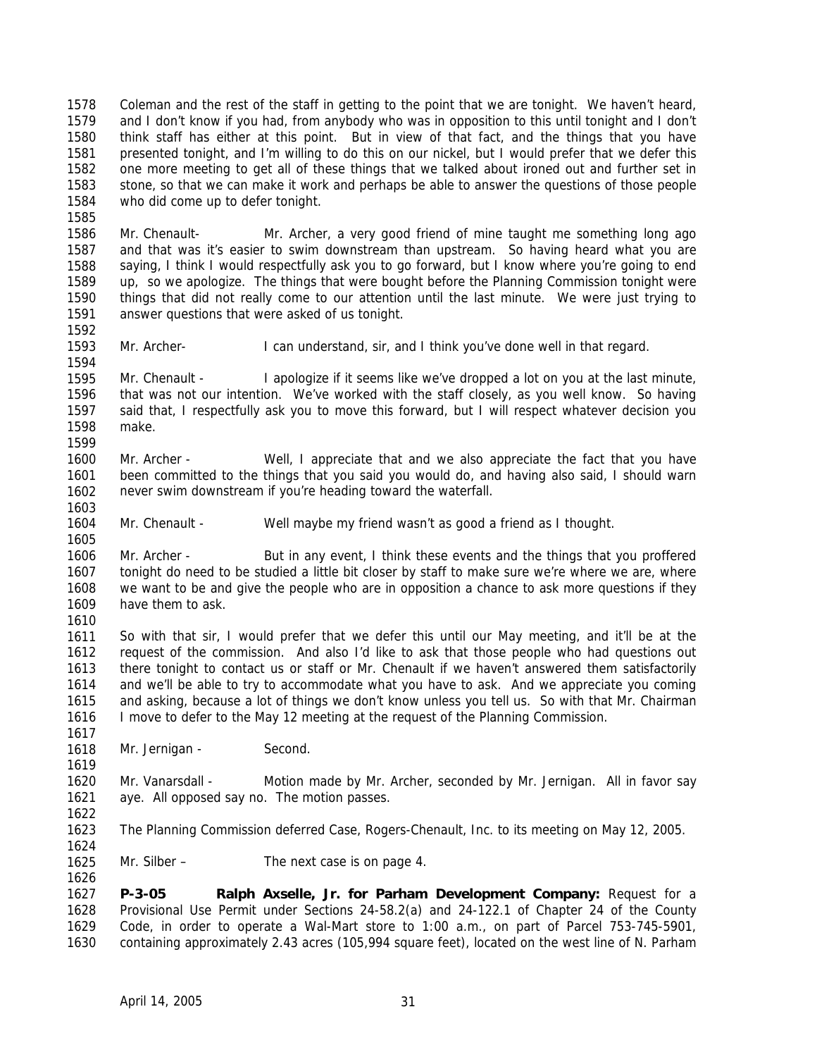Coleman and the rest of the staff in getting to the point that we are tonight. We haven't heard, and I don't know if you had, from anybody who was in opposition to this until tonight and I don't think staff has either at this point. But in view of that fact, and the things that you have presented tonight, and I'm willing to do this on our nickel, but I would prefer that we defer this one more meeting to get all of these things that we talked about ironed out and further set in stone, so that we can make it work and perhaps be able to answer the questions of those people who did come up to defer tonight.

Mr. Chenault- Mr. Archer, a very good friend of mine taught me something long ago and that was it's easier to swim downstream than upstream. So having heard what you are saying, I think I would respectfully ask you to go forward, but I know where you're going to end up, so we apologize. The things that were bought before the Planning Commission tonight were things that did not really come to our attention until the last minute. We were just trying to answer questions that were asked of us tonight.

Mr. Archer- I can understand, sir, and I think you've done well in that regard.

Mr. Chenault - I apologize if it seems like we've dropped a lot on you at the last minute, that was not our intention. We've worked with the staff closely, as you well know. So having said that, I respectfully ask you to move this forward, but I will respect whatever decision you make.

Mr. Archer - Well, I appreciate that and we also appreciate the fact that you have been committed to the things that you said you would do, and having also said, I should warn never swim downstream if you're heading toward the waterfall.

Mr. Chenault - Well maybe my friend wasn't as good a friend as I thought.

Mr. Archer - But in any event, I think these events and the things that you proffered tonight do need to be studied a little bit closer by staff to make sure we're where we are, where we want to be and give the people who are in opposition a chance to ask more questions if they have them to ask.

So with that sir, I would prefer that we defer this until our May meeting, and it'll be at the request of the commission. And also I'd like to ask that those people who had questions out there tonight to contact us or staff or Mr. Chenault if we haven't answered them satisfactorily and we'll be able to try to accommodate what you have to ask. And we appreciate you coming and asking, because a lot of things we don't know unless you tell us. So with that Mr. Chairman I move to defer to the May 12 meeting at the request of the Planning Commission.

Mr. Jernigan - Second.

Mr. Vanarsdall - Motion made by Mr. Archer, seconded by Mr. Jernigan. All in favor say aye. All opposed say no. The motion passes.

The Planning Commission deferred Case, Rogers-Chenault, Inc. to its meeting on May 12, 2005.

Mr. Silber – The next case is on page 4.

**P-3-05 Ralph Axselle, Jr. for Parham Development Company:** Request for a Provisional Use Permit under Sections 24-58.2(a) and 24-122.1 of Chapter 24 of the County Code, in order to operate a Wal-Mart store to 1:00 a.m., on part of Parcel 753-745-5901, containing approximately 2.43 acres (105,994 square feet), located on the west line of N. Parham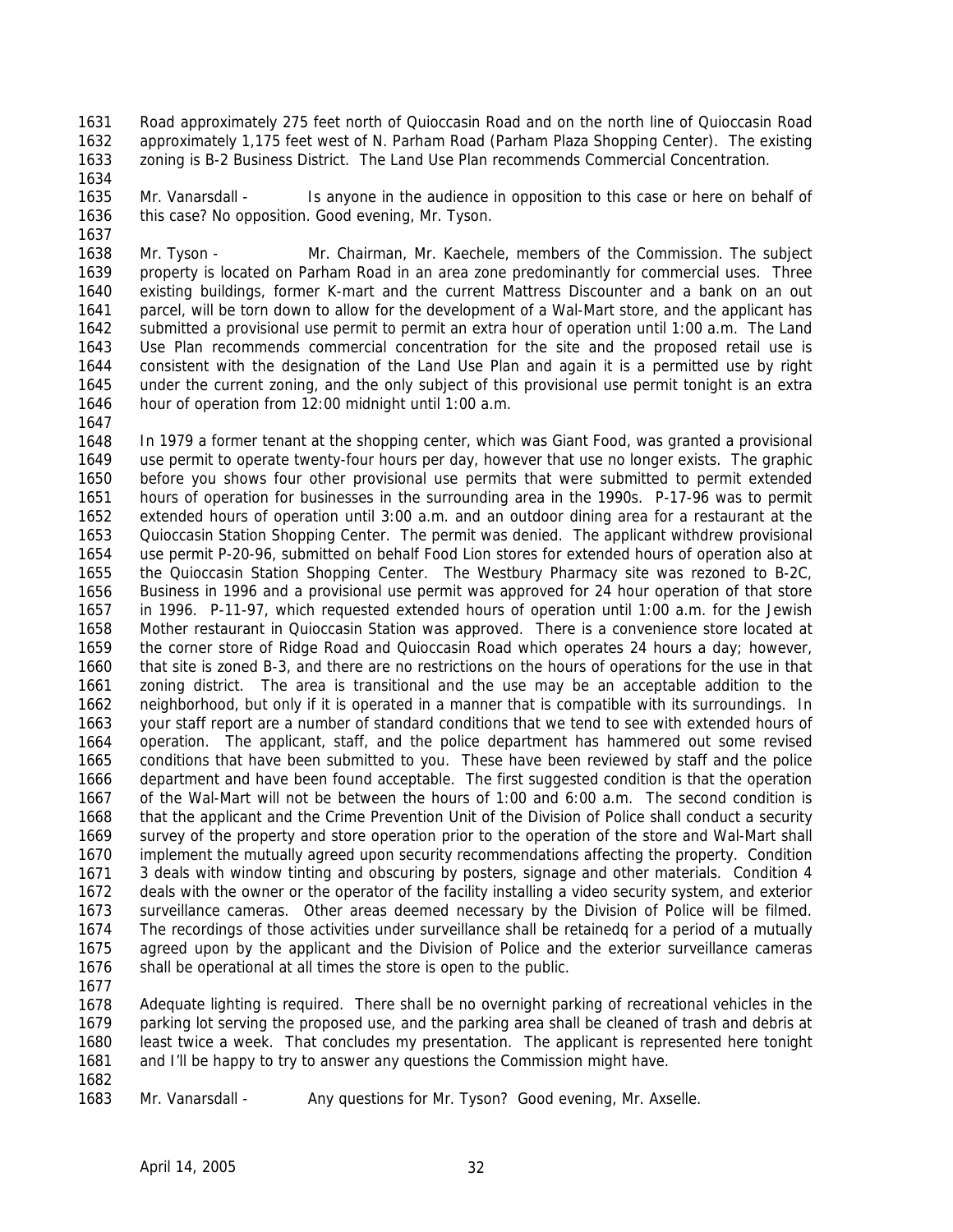1631 Road approximately 275 feet north of Quioccasin Road and on the north line of Quioccasin Road
1632 approximately 1,175 feet west of N. Parham Road (Parham Plaza Shopping Center). The existing
1633 zoning is B-2 Business District. The Land Use Plan recommends Commercial Concentration.
1634
1635 Mr. Vanarsdall - Is anyone in the audience in opposition to this case or here on behalf of
1636 this case? No opposition. Good evening, Mr. Tyson.
1637
1638 Mr. Tyson - Mr. Chairman, Mr. Kaechele, members of the Commission. The subject
1639 property is located on Parham Road in an area zone predominantly for commercial uses. Three
1640 existing buildings, former K-mart and the current Mattress Discounter and a bank on an out
1641 parcel, will be torn down to allow for the development of a Wal-Mart store, and the applicant has
1642 submitted a provisional use permit to permit an extra hour of operation until 1:00 a.m. The Land
1643 Use Plan recommends commercial concentration for the site and the proposed retail use is
1644 consistent with the designation of the Land Use Plan and again it is a permitted use by right
1645 under the current zoning, and the only subject of this provisional use permit tonight is an extra
1646 hour of operation from 12:00 midnight until 1:00 a.m.
1647
1648 In 1979 a former tenant at the shopping center, which was Giant Food, was granted a provisional
1649 use permit to operate twenty-four hours per day, however that use no longer exists. The graphic
1650 before you shows four other provisional use permits that were submitted to permit extended
1651 hours of operation for businesses in the surrounding area in the 1990s. P-17-96 was to permit
1652 extended hours of operation until 3:00 a.m. and an outdoor dining area for a restaurant at the
1653 Quioccasin Station Shopping Center. The permit was denied. The applicant withdrew provisional
1654 use permit P-20-96, submitted on behalf Food Lion stores for extended hours of operation also at
1655 the Quioccasin Station Shopping Center. The Westbury Pharmacy site was rezoned to B-2C,
1656 Business in 1996 and a provisional use permit was approved for 24 hour operation of that store
1657 in 1996. P-11-97, which requested extended hours of operation until 1:00 a.m. for the Jewish
1658 Mother restaurant in Quioccasin Station was approved. There is a convenience store located at
1659 the corner store of Ridge Road and Quioccasin Road which operates 24 hours a day; however,
1660 that site is zoned B-3, and there are no restrictions on the hours of operations for the use in that
1661 zoning district. The area is transitional and the use may be an acceptable addition to the
1662 neighborhood, but only if it is operated in a manner that is compatible with its surroundings. In
1663 your staff report are a number of standard conditions that we tend to see with extended hours of
1664 operation. The applicant, staff, and the police department has hammered out some revised
1665 conditions that have been submitted to you. These have been reviewed by staff and the police
1666 department and have been found acceptable. The first suggested condition is that the operation
1667 of the Wal-Mart will not be between the hours of 1:00 and 6:00 a.m. The second condition is
1668 that the applicant and the Crime Prevention Unit of the Division of Police shall conduct a security
1669 survey of the property and store operation prior to the operation of the store and Wal-Mart shall
1670 implement the mutually agreed upon security recommendations affecting the property. Condition
1671 3 deals with window tinting and obscuring by posters, signage and other materials. Condition 4
1672 deals with the owner or the operator of the facility installing a video security system, and exterior
1673 surveillance cameras. Other areas deemed necessary by the Division of Police will be filmed.
1674 The recordings of those activities under surveillance shall be retainedq for a period of a mutually
1675 agreed upon by the applicant and the Division of Police and the exterior surveillance cameras
1676 shall be operational at all times the store is open to the public.
1677
1678 Adequate lighting is required. There shall be no overnight parking of recreational vehicles in the
1679 parking lot serving the proposed use, and the parking area shall be cleaned of trash and debris at
1680 least twice a week. That concludes my presentation. The applicant is represented here tonight
1681 and I'll be happy to try to answer any questions the Commission might have.
1682
1683 Mr. Vanarsdall - Any questions for Mr. Tyson? Good evening, Mr. Axselle.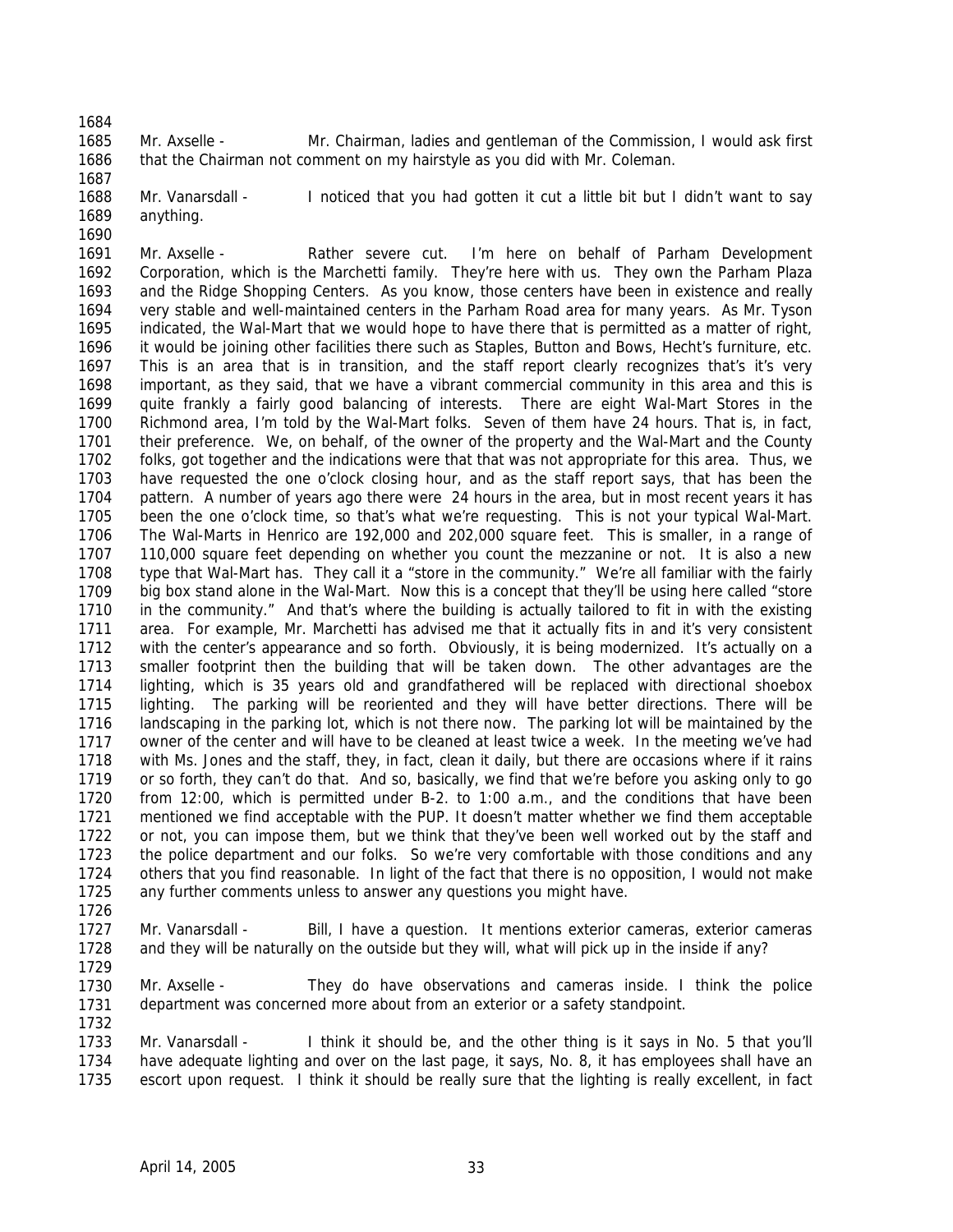Mr. Axselle - Mr. Chairman, ladies and gentleman of the Commission, I would ask first that the Chairman not comment on my hairstyle as you did with Mr. Coleman.

Mr. Vanarsdall - I noticed that you had gotten it cut a little bit but I didn't want to say anything.

Mr. Axselle - Rather severe cut. I'm here on behalf of Parham Development Corporation, which is the Marchetti family. They're here with us. They own the Parham Plaza and the Ridge Shopping Centers. As you know, those centers have been in existence and really very stable and well-maintained centers in the Parham Road area for many years. As Mr. Tyson indicated, the Wal-Mart that we would hope to have there that is permitted as a matter of right, it would be joining other facilities there such as Staples, Button and Bows, Hecht's furniture, etc. This is an area that is in transition, and the staff report clearly recognizes that's it's very important, as they said, that we have a vibrant commercial community in this area and this is quite frankly a fairly good balancing of interests. There are eight Wal-Mart Stores in the Richmond area, I'm told by the Wal-Mart folks. Seven of them have 24 hours. That is, in fact, their preference. We, on behalf, of the owner of the property and the Wal-Mart and the County folks, got together and the indications were that that was not appropriate for this area. Thus, we have requested the one o'clock closing hour, and as the staff report says, that has been the pattern. A number of years ago there were 24 hours in the area, but in most recent years it has been the one o'clock time, so that's what we're requesting. This is not your typical Wal-Mart. The Wal-Marts in Henrico are 192,000 and 202,000 square feet. This is smaller, in a range of 110,000 square feet depending on whether you count the mezzanine or not. It is also a new type that Wal-Mart has. They call it a "store in the community." We're all familiar with the fairly big box stand alone in the Wal-Mart. Now this is a concept that they'll be using here called "store in the community." And that's where the building is actually tailored to fit in with the existing area. For example, Mr. Marchetti has advised me that it actually fits in and it's very consistent with the center's appearance and so forth. Obviously, it is being modernized. It's actually on a smaller footprint then the building that will be taken down. The other advantages are the lighting, which is 35 years old and grandfathered will be replaced with directional shoebox lighting. The parking will be reoriented and they will have better directions. There will be landscaping in the parking lot, which is not there now. The parking lot will be maintained by the owner of the center and will have to be cleaned at least twice a week. In the meeting we've had with Ms. Jones and the staff, they, in fact, clean it daily, but there are occasions where if it rains or so forth, they can't do that. And so, basically, we find that we're before you asking only to go from 12:00, which is permitted under B-2. to 1:00 a.m., and the conditions that have been mentioned we find acceptable with the PUP. It doesn't matter whether we find them acceptable or not, you can impose them, but we think that they've been well worked out by the staff and the police department and our folks. So we're very comfortable with those conditions and any others that you find reasonable. In light of the fact that there is no opposition, I would not make any further comments unless to answer any questions you might have.

Mr. Vanarsdall - Bill, I have a question. It mentions exterior cameras, exterior cameras and they will be naturally on the outside but they will, what will pick up in the inside if any?

Mr. Axselle - They do have observations and cameras inside. I think the police department was concerned more about from an exterior or a safety standpoint.

Mr. Vanarsdall - I think it should be, and the other thing is it says in No. 5 that you'll have adequate lighting and over on the last page, it says, No. 8, it has employees shall have an escort upon request. I think it should be really sure that the lighting is really excellent, in fact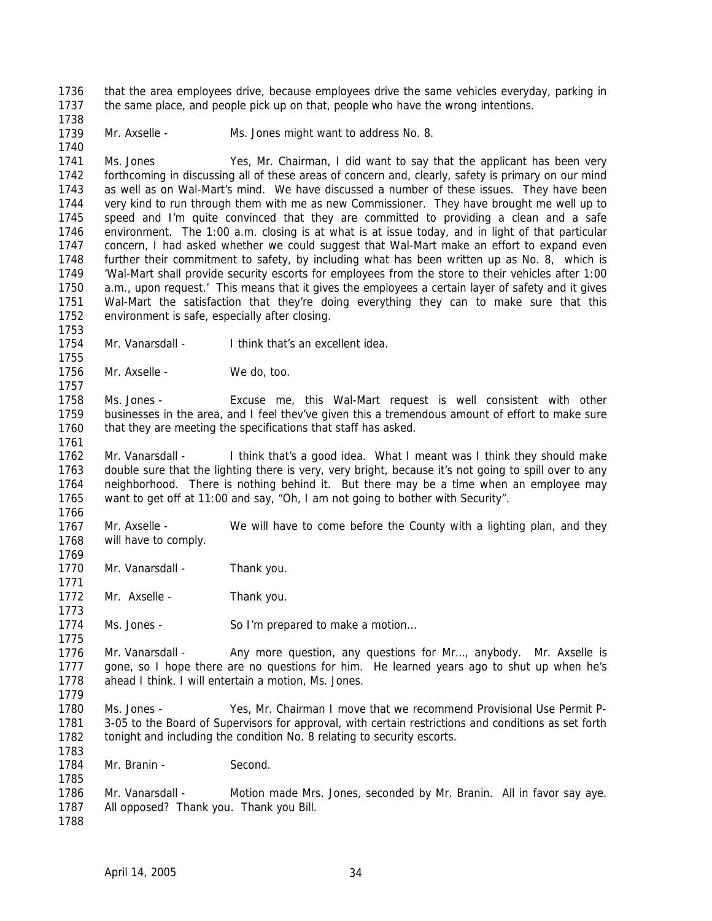that the area employees drive, because employees drive the same vehicles everyday, parking in the same place, and people pick up on that, people who have the wrong intentions.

Mr. Axselle - Ms. Jones might want to address No. 8.

Ms. Jones Yes, Mr. Chairman, I did want to say that the applicant has been very forthcoming in discussing all of these areas of concern and, clearly, safety is primary on our mind as well as on Wal-Mart's mind. We have discussed a number of these issues. They have been very kind to run through them with me as new Commissioner. They have brought me well up to speed and I'm quite convinced that they are committed to providing a clean and a safe environment. The 1:00 a.m. closing is at what is at issue today, and in light of that particular concern, I had asked whether we could suggest that Wal-Mart make an effort to expand even further their commitment to safety, by including what has been written up as No. 8, which is 'Wal-Mart shall provide security escorts for employees from the store to their vehicles after 1:00 a.m., upon request.' This means that it gives the employees a certain layer of safety and it gives Wal-Mart the satisfaction that they're doing everything they can to make sure that this environment is safe, especially after closing.

Mr. Vanarsdall - I think that's an excellent idea.

Mr. Axselle - We do, too.

Ms. Jones - Excuse me, this Wal-Mart request is well consistent with other businesses in the area, and I feel thev've given this a tremendous amount of effort to make sure that they are meeting the specifications that staff has asked.

Mr. Vanarsdall - I think that's a good idea. What I meant was I think they should make double sure that the lighting there is very, very bright, because it's not going to spill over to any neighborhood. There is nothing behind it. But there may be a time when an employee may want to get off at 11:00 and say, "Oh, I am not going to bother with Security".

Mr. Axselle - We will have to come before the County with a lighting plan, and they will have to comply.

Mr. Vanarsdall - Thank you.

Mr. Axselle - Thank you.

Ms. Jones - So I'm prepared to make a motion…

Mr. Vanarsdall - Any more question, any questions for Mr…, anybody. Mr. Axselle is gone, so I hope there are no questions for him. He learned years ago to shut up when he's ahead I think. I will entertain a motion, Ms. Jones.

Ms. Jones - Yes, Mr. Chairman I move that we recommend Provisional Use Permit P-3-05 to the Board of Supervisors for approval, with certain restrictions and conditions as set forth tonight and including the condition No. 8 relating to security escorts.

Mr. Branin - Second.

Mr. Vanarsdall - Motion made Mrs. Jones, seconded by Mr. Branin. All in favor say aye. All opposed? Thank you. Thank you Bill.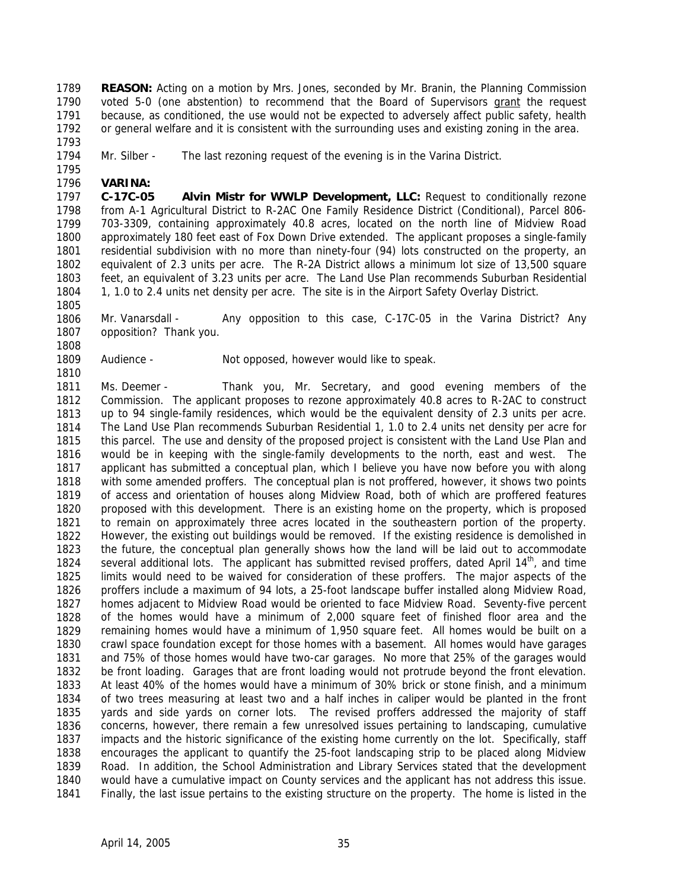**REASON:** Acting on a motion by Mrs. Jones, seconded by Mr. Branin, the Planning Commission voted 5-0 (one abstention) to recommend that the Board of Supervisors grant the request because, as conditioned, the use would not be expected to adversely affect public safety, health or general welfare and it is consistent with the surrounding uses and existing zoning in the area.

Mr. Silber - The last rezoning request of the evening is in the Varina District.

**VARINA:**

**C-17C-05 Alvin Mistr for WWLP Development, LLC:** Request to conditionally rezone from A-1 Agricultural District to R-2AC One Family Residence District (Conditional), Parcel 806-703-3309, containing approximately 40.8 acres, located on the north line of Midview Road approximately 180 feet east of Fox Down Drive extended. The applicant proposes a single-family residential subdivision with no more than ninety-four (94) lots constructed on the property, an equivalent of 2.3 units per acre. The R-2A District allows a minimum lot size of 13,500 square feet, an equivalent of 3.23 units per acre. The Land Use Plan recommends Suburban Residential 1, 1.0 to 2.4 units net density per acre. The site is in the Airport Safety Overlay District.

Mr. Vanarsdall - Any opposition to this case, C-17C-05 in the Varina District? Any opposition? Thank you.

Audience - Not opposed, however would like to speak.

Ms. Deemer - Thank you, Mr. Secretary, and good evening members of the Commission. The applicant proposes to rezone approximately 40.8 acres to R-2AC to construct up to 94 single-family residences, which would be the equivalent density of 2.3 units per acre. The Land Use Plan recommends Suburban Residential 1, 1.0 to 2.4 units net density per acre for this parcel. The use and density of the proposed project is consistent with the Land Use Plan and would be in keeping with the single-family developments to the north, east and west. The applicant has submitted a conceptual plan, which I believe you have now before you with along with some amended proffers. The conceptual plan is not proffered, however, it shows two points of access and orientation of houses along Midview Road, both of which are proffered features proposed with this development. There is an existing home on the property, which is proposed to remain on approximately three acres located in the southeastern portion of the property. However, the existing out buildings would be removed. If the existing residence is demolished in the future, the conceptual plan generally shows how the land will be laid out to accommodate several additional lots. The applicant has submitted revised proffers, dated April 14th, and time limits would need to be waived for consideration of these proffers. The major aspects of the proffers include a maximum of 94 lots, a 25-foot landscape buffer installed along Midview Road, homes adjacent to Midview Road would be oriented to face Midview Road. Seventy-five percent of the homes would have a minimum of 2,000 square feet of finished floor area and the remaining homes would have a minimum of 1,950 square feet. All homes would be built on a crawl space foundation except for those homes with a basement. All homes would have garages and 75% of those homes would have two-car garages. No more that 25% of the garages would be front loading. Garages that are front loading would not protrude beyond the front elevation. At least 40% of the homes would have a minimum of 30% brick or stone finish, and a minimum of two trees measuring at least two and a half inches in caliper would be planted in the front yards and side yards on corner lots. The revised proffers addressed the majority of staff concerns, however, there remain a few unresolved issues pertaining to landscaping, cumulative impacts and the historic significance of the existing home currently on the lot. Specifically, staff encourages the applicant to quantify the 25-foot landscaping strip to be placed along Midview Road. In addition, the School Administration and Library Services stated that the development would have a cumulative impact on County services and the applicant has not address this issue. Finally, the last issue pertains to the existing structure on the property. The home is listed in the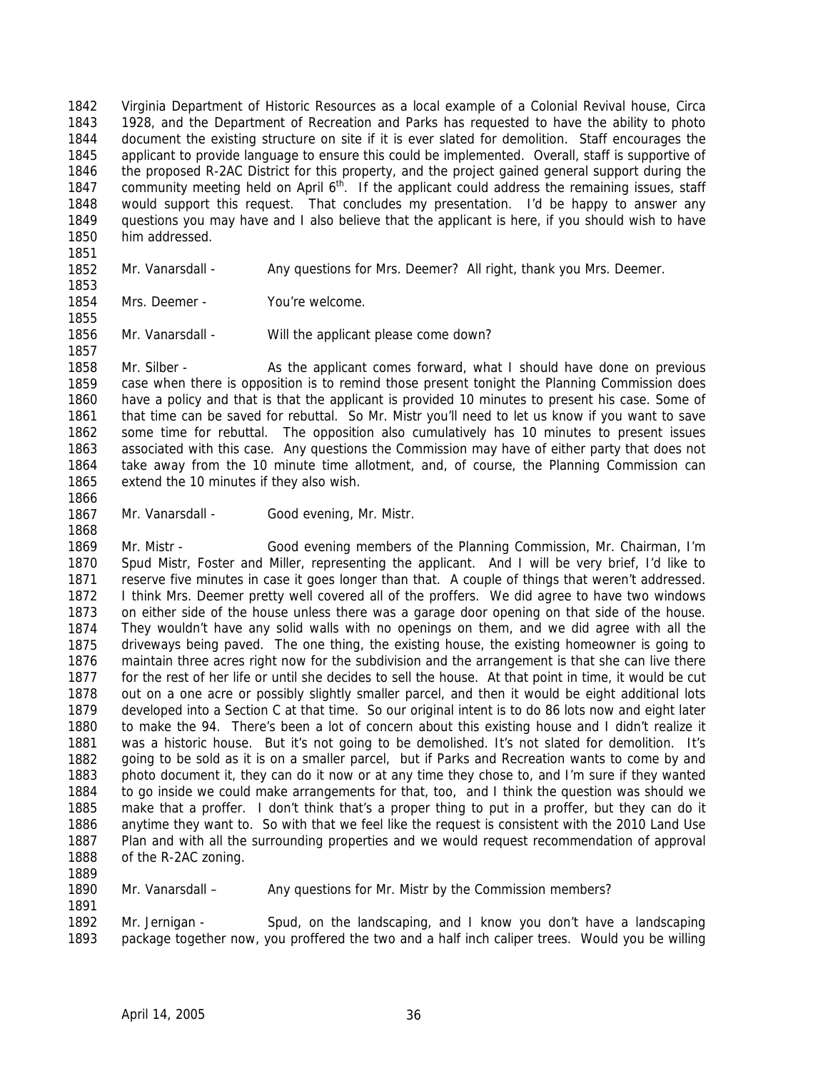Virginia Department of Historic Resources as a local example of a Colonial Revival house, Circa 1928, and the Department of Recreation and Parks has requested to have the ability to photo document the existing structure on site if it is ever slated for demolition. Staff encourages the applicant to provide language to ensure this could be implemented. Overall, staff is supportive of the proposed R-2AC District for this property, and the project gained general support during the community meeting held on April 6th. If the applicant could address the remaining issues, staff would support this request. That concludes my presentation. I'd be happy to answer any questions you may have and I also believe that the applicant is here, if you should wish to have him addressed.

Mr. Vanarsdall - Any questions for Mrs. Deemer? All right, thank you Mrs. Deemer.

Mrs. Deemer - You're welcome.

Mr. Vanarsdall - Will the applicant please come down?

Mr. Silber - As the applicant comes forward, what I should have done on previous case when there is opposition is to remind those present tonight the Planning Commission does have a policy and that is that the applicant is provided 10 minutes to present his case. Some of that time can be saved for rebuttal. So Mr. Mistr you'll need to let us know if you want to save some time for rebuttal. The opposition also cumulatively has 10 minutes to present issues associated with this case. Any questions the Commission may have of either party that does not take away from the 10 minute time allotment, and, of course, the Planning Commission can extend the 10 minutes if they also wish.

Mr. Vanarsdall - Good evening, Mr. Mistr.

Mr. Mistr - Good evening members of the Planning Commission, Mr. Chairman, I'm Spud Mistr, Foster and Miller, representing the applicant. And I will be very brief, I'd like to reserve five minutes in case it goes longer than that. A couple of things that weren't addressed. I think Mrs. Deemer pretty well covered all of the proffers. We did agree to have two windows on either side of the house unless there was a garage door opening on that side of the house. They wouldn't have any solid walls with no openings on them, and we did agree with all the driveways being paved. The one thing, the existing house, the existing homeowner is going to maintain three acres right now for the subdivision and the arrangement is that she can live there for the rest of her life or until she decides to sell the house. At that point in time, it would be cut out on a one acre or possibly slightly smaller parcel, and then it would be eight additional lots developed into a Section C at that time. So our original intent is to do 86 lots now and eight later to make the 94. There's been a lot of concern about this existing house and I didn't realize it was a historic house. But it's not going to be demolished. It's not slated for demolition. It's going to be sold as it is on a smaller parcel, but if Parks and Recreation wants to come by and photo document it, they can do it now or at any time they chose to, and I'm sure if they wanted to go inside we could make arrangements for that, too, and I think the question was should we make that a proffer. I don't think that's a proper thing to put in a proffer, but they can do it anytime they want to. So with that we feel like the request is consistent with the 2010 Land Use Plan and with all the surrounding properties and we would request recommendation of approval of the R-2AC zoning.

Mr. Vanarsdall – Any questions for Mr. Mistr by the Commission members?

Mr. Jernigan - Spud, on the landscaping, and I know you don't have a landscaping package together now, you proffered the two and a half inch caliper trees. Would you be willing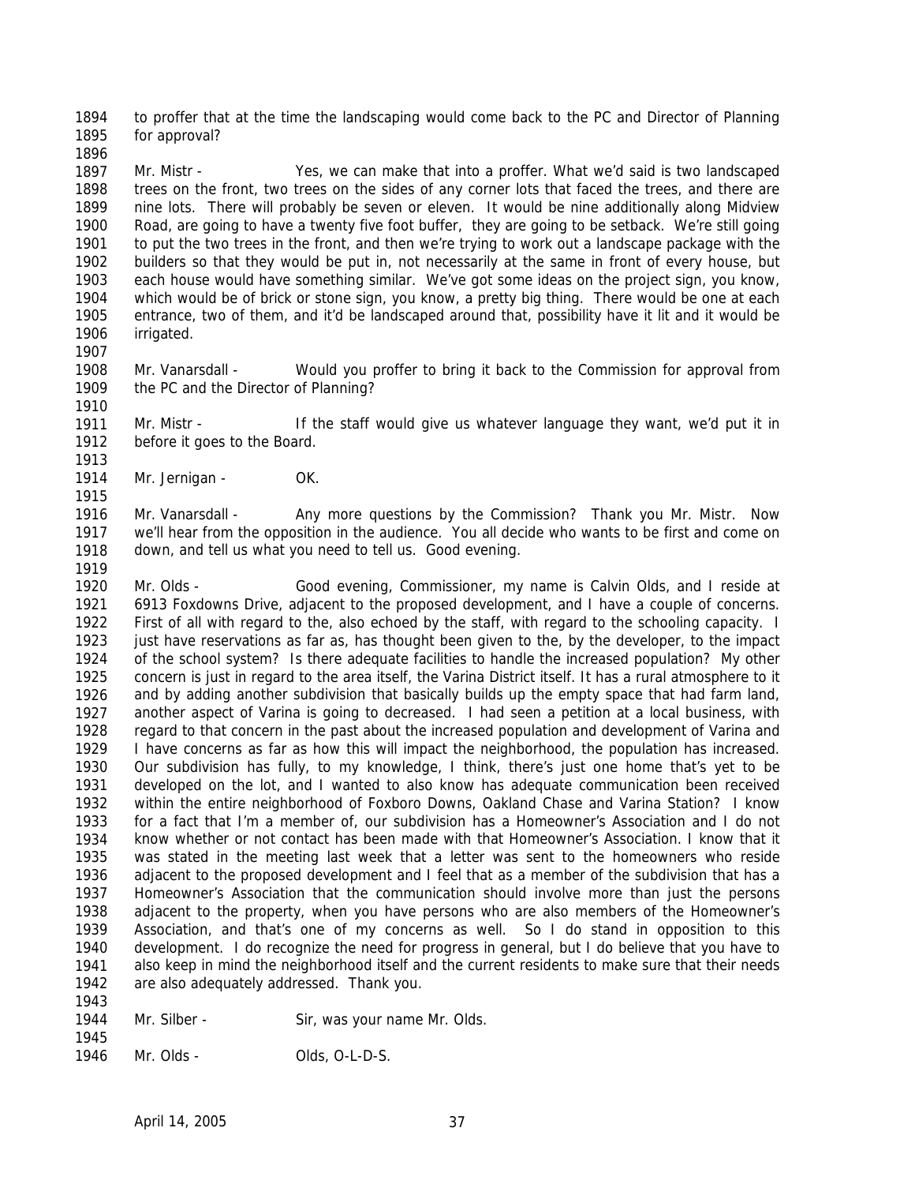to proffer that at the time the landscaping would come back to the PC and Director of Planning for approval?

Mr. Mistr - Yes, we can make that into a proffer. What we'd said is two landscaped trees on the front, two trees on the sides of any corner lots that faced the trees, and there are nine lots. There will probably be seven or eleven. It would be nine additionally along Midview Road, are going to have a twenty five foot buffer, they are going to be setback. We're still going to put the two trees in the front, and then we're trying to work out a landscape package with the builders so that they would be put in, not necessarily at the same in front of every house, but each house would have something similar. We've got some ideas on the project sign, you know, which would be of brick or stone sign, you know, a pretty big thing. There would be one at each entrance, two of them, and it'd be landscaped around that, possibility have it lit and it would be irrigated.

Mr. Vanarsdall - Would you proffer to bring it back to the Commission for approval from the PC and the Director of Planning?

Mr. Mistr - If the staff would give us whatever language they want, we'd put it in before it goes to the Board.

Mr. Jernigan - OK.

Mr. Vanarsdall - Any more questions by the Commission? Thank you Mr. Mistr. Now we'll hear from the opposition in the audience. You all decide who wants to be first and come on down, and tell us what you need to tell us. Good evening.

Mr. Olds - Good evening, Commissioner, my name is Calvin Olds, and I reside at 6913 Foxdowns Drive, adjacent to the proposed development, and I have a couple of concerns. First of all with regard to the, also echoed by the staff, with regard to the schooling capacity. I just have reservations as far as, has thought been given to the, by the developer, to the impact of the school system? Is there adequate facilities to handle the increased population? My other concern is just in regard to the area itself, the Varina District itself. It has a rural atmosphere to it and by adding another subdivision that basically builds up the empty space that had farm land, another aspect of Varina is going to decreased. I had seen a petition at a local business, with regard to that concern in the past about the increased population and development of Varina and I have concerns as far as how this will impact the neighborhood, the population has increased. Our subdivision has fully, to my knowledge, I think, there's just one home that's yet to be developed on the lot, and I wanted to also know has adequate communication been received within the entire neighborhood of Foxboro Downs, Oakland Chase and Varina Station? I know for a fact that I'm a member of, our subdivision has a Homeowner's Association and I do not know whether or not contact has been made with that Homeowner's Association. I know that it was stated in the meeting last week that a letter was sent to the homeowners who reside adjacent to the proposed development and I feel that as a member of the subdivision that has a Homeowner's Association that the communication should involve more than just the persons adjacent to the property, when you have persons who are also members of the Homeowner's Association, and that's one of my concerns as well. So I do stand in opposition to this development. I do recognize the need for progress in general, but I do believe that you have to also keep in mind the neighborhood itself and the current residents to make sure that their needs are also adequately addressed. Thank you.

Mr. Silber - Sir, was your name Mr. Olds.

Mr. Olds - Olds, O-L-D-S.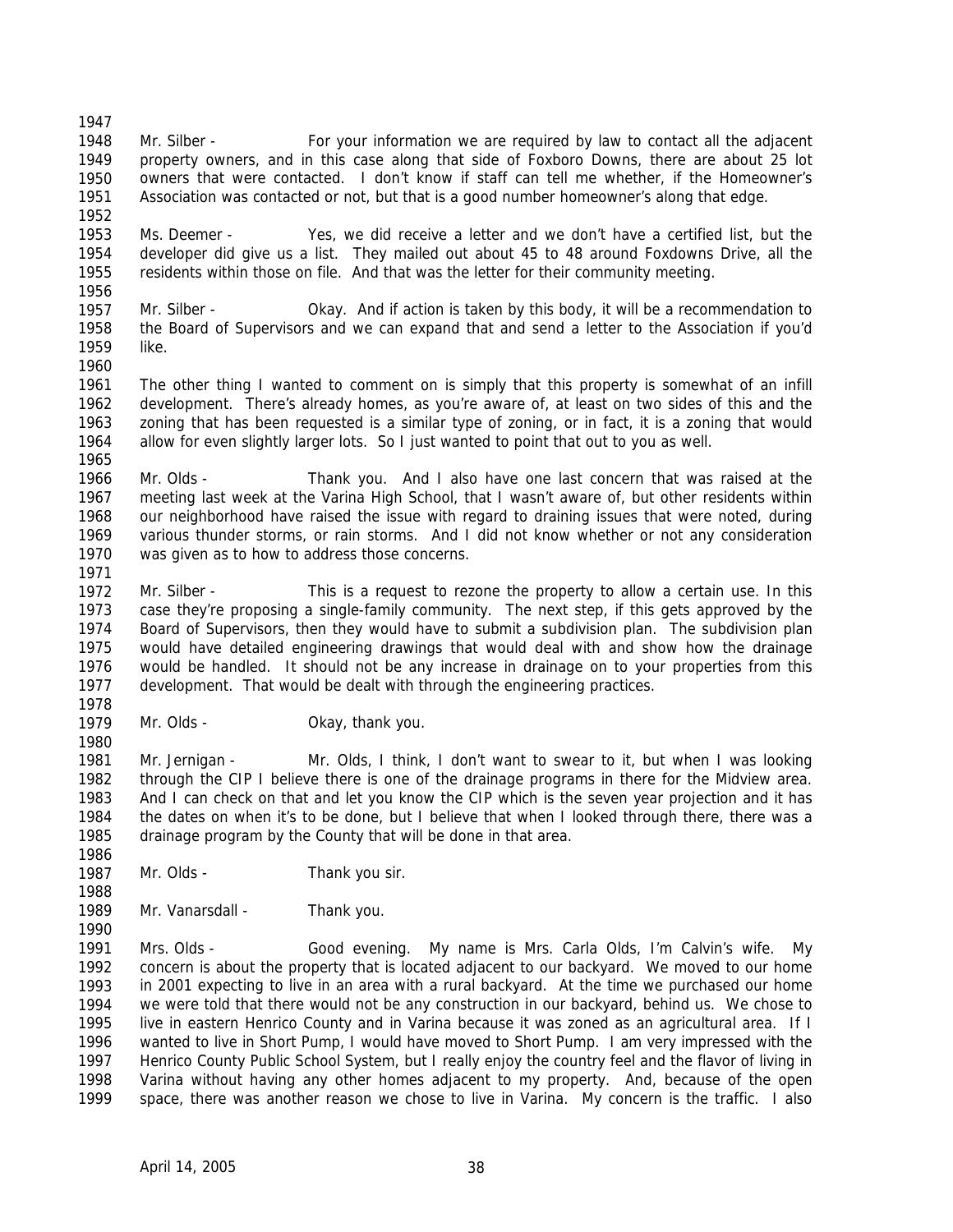Mr. Silber - For your information we are required by law to contact all the adjacent property owners, and in this case along that side of Foxboro Downs, there are about 25 lot owners that were contacted. I don't know if staff can tell me whether, if the Homeowner's Association was contacted or not, but that is a good number homeowner's along that edge.

Ms. Deemer - Yes, we did receive a letter and we don't have a certified list, but the developer did give us a list. They mailed out about 45 to 48 around Foxdowns Drive, all the residents within those on file. And that was the letter for their community meeting.

Mr. Silber - Okay. And if action is taken by this body, it will be a recommendation to the Board of Supervisors and we can expand that and send a letter to the Association if you'd like.

The other thing I wanted to comment on is simply that this property is somewhat of an infill development. There's already homes, as you're aware of, at least on two sides of this and the zoning that has been requested is a similar type of zoning, or in fact, it is a zoning that would allow for even slightly larger lots. So I just wanted to point that out to you as well.

Mr. Olds - Thank you. And I also have one last concern that was raised at the meeting last week at the Varina High School, that I wasn't aware of, but other residents within our neighborhood have raised the issue with regard to draining issues that were noted, during various thunder storms, or rain storms. And I did not know whether or not any consideration was given as to how to address those concerns.

Mr. Silber - This is a request to rezone the property to allow a certain use. In this case they're proposing a single-family community. The next step, if this gets approved by the Board of Supervisors, then they would have to submit a subdivision plan. The subdivision plan would have detailed engineering drawings that would deal with and show how the drainage would be handled. It should not be any increase in drainage on to your properties from this development. That would be dealt with through the engineering practices.

Mr. Olds - Okay, thank you.

Mr. Jernigan - Mr. Olds, I think, I don't want to swear to it, but when I was looking through the CIP I believe there is one of the drainage programs in there for the Midview area. And I can check on that and let you know the CIP which is the seven year projection and it has the dates on when it's to be done, but I believe that when I looked through there, there was a drainage program by the County that will be done in that area.

Mr. Olds - Thank you sir.

Mr. Vanarsdall - Thank you.

Mrs. Olds - Good evening. My name is Mrs. Carla Olds, I'm Calvin's wife. My concern is about the property that is located adjacent to our backyard. We moved to our home in 2001 expecting to live in an area with a rural backyard. At the time we purchased our home we were told that there would not be any construction in our backyard, behind us. We chose to live in eastern Henrico County and in Varina because it was zoned as an agricultural area. If I wanted to live in Short Pump, I would have moved to Short Pump. I am very impressed with the Henrico County Public School System, but I really enjoy the country feel and the flavor of living in Varina without having any other homes adjacent to my property. And, because of the open space, there was another reason we chose to live in Varina. My concern is the traffic. I also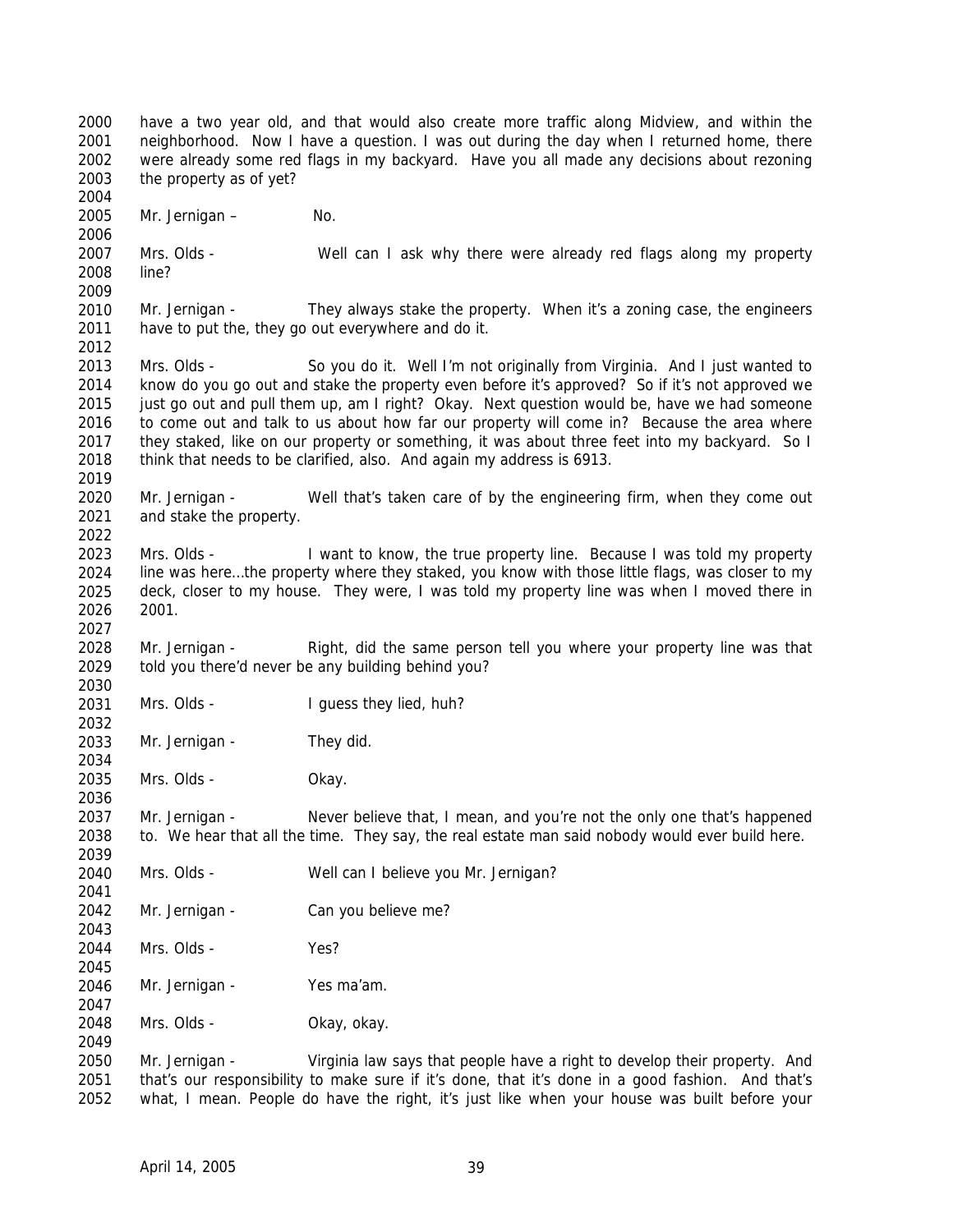have a two year old, and that would also create more traffic along Midview, and within the neighborhood. Now I have a question. I was out during the day when I returned home, there were already some red flags in my backyard. Have you all made any decisions about rezoning the property as of yet?

Mr. Jernigan – No.

Mrs. Olds - Well can I ask why there were already red flags along my property line?

Mr. Jernigan - They always stake the property. When it's a zoning case, the engineers have to put the, they go out everywhere and do it.

Mrs. Olds - So you do it. Well I'm not originally from Virginia. And I just wanted to know do you go out and stake the property even before it's approved? So if it's not approved we just go out and pull them up, am I right? Okay. Next question would be, have we had someone to come out and talk to us about how far our property will come in? Because the area where they staked, like on our property or something, it was about three feet into my backyard. So I think that needs to be clarified, also. And again my address is 6913.

Mr. Jernigan - Well that's taken care of by the engineering firm, when they come out and stake the property.

Mrs. Olds - I want to know, the true property line. Because I was told my property line was here…the property where they staked, you know with those little flags, was closer to my deck, closer to my house. They were, I was told my property line was when I moved there in 2001.

Mr. Jernigan - Right, did the same person tell you where your property line was that told you there'd never be any building behind you?

Mrs. Olds - I guess they lied, huh?

Mr. Jernigan - They did.

Mrs. Olds - Okay.

Mr. Jernigan - Never believe that, I mean, and you're not the only one that's happened to. We hear that all the time. They say, the real estate man said nobody would ever build here.

Mrs. Olds - Well can I believe you Mr. Jernigan?

Mr. Jernigan - Can you believe me?

Mrs. Olds - Yes?

Mr. Jernigan - Yes ma'am.

Mrs. Olds - Okay, okay.

Mr. Jernigan - Virginia law says that people have a right to develop their property. And that's our responsibility to make sure if it's done, that it's done in a good fashion. And that's what, I mean. People do have the right, it's just like when your house was built before your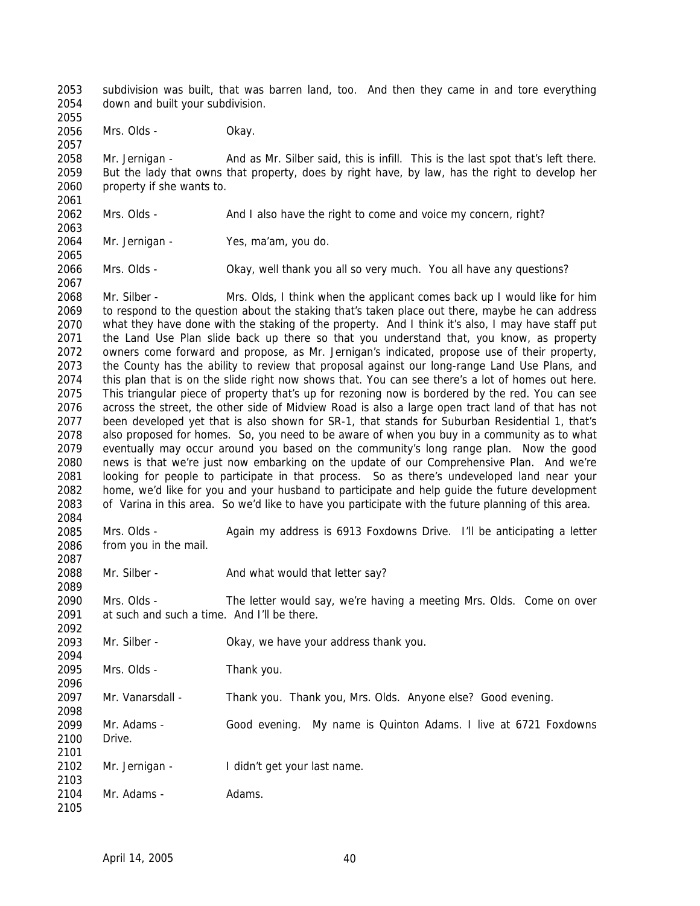subdivision was built, that was barren land, too. And then they came in and tore everything down and built your subdivision.

Mrs. Olds - Okay.

Mr. Jernigan - And as Mr. Silber said, this is infill. This is the last spot that's left there. But the lady that owns that property, does by right have, by law, has the right to develop her property if she wants to.

Mrs. Olds - And I also have the right to come and voice my concern, right?

Mr. Jernigan - Yes, ma'am, you do.

Mrs. Olds - Okay, well thank you all so very much. You all have any questions?

Mr. Silber - Mrs. Olds, I think when the applicant comes back up I would like for him to respond to the question about the staking that's taken place out there, maybe he can address what they have done with the staking of the property. And I think it's also, I may have staff put the Land Use Plan slide back up there so that you understand that, you know, as property owners come forward and propose, as Mr. Jernigan's indicated, propose use of their property, the County has the ability to review that proposal against our long-range Land Use Plans, and this plan that is on the slide right now shows that. You can see there's a lot of homes out here. This triangular piece of property that's up for rezoning now is bordered by the red. You can see across the street, the other side of Midview Road is also a large open tract land of that has not been developed yet that is also shown for SR-1, that stands for Suburban Residential 1, that's also proposed for homes. So, you need to be aware of when you buy in a community as to what eventually may occur around you based on the community's long range plan. Now the good news is that we're just now embarking on the update of our Comprehensive Plan. And we're looking for people to participate in that process. So as there's undeveloped land near your home, we'd like for you and your husband to participate and help guide the future development of Varina in this area. So we'd like to have you participate with the future planning of this area.

Mrs. Olds - Again my address is 6913 Foxdowns Drive. I'll be anticipating a letter from you in the mail.

Mr. Silber - And what would that letter say?

Mrs. Olds - The letter would say, we're having a meeting Mrs. Olds. Come on over at such and such a time. And I'll be there.

Mr. Silber - Okay, we have your address thank you.

Mrs. Olds - Thank you.

Mr. Vanarsdall - Thank you. Thank you, Mrs. Olds. Anyone else? Good evening.

Mr. Adams - Good evening. My name is Quinton Adams. I live at 6721 Foxdowns Drive.

Mr. Jernigan - I didn't get your last name.

Mr. Adams - Adams.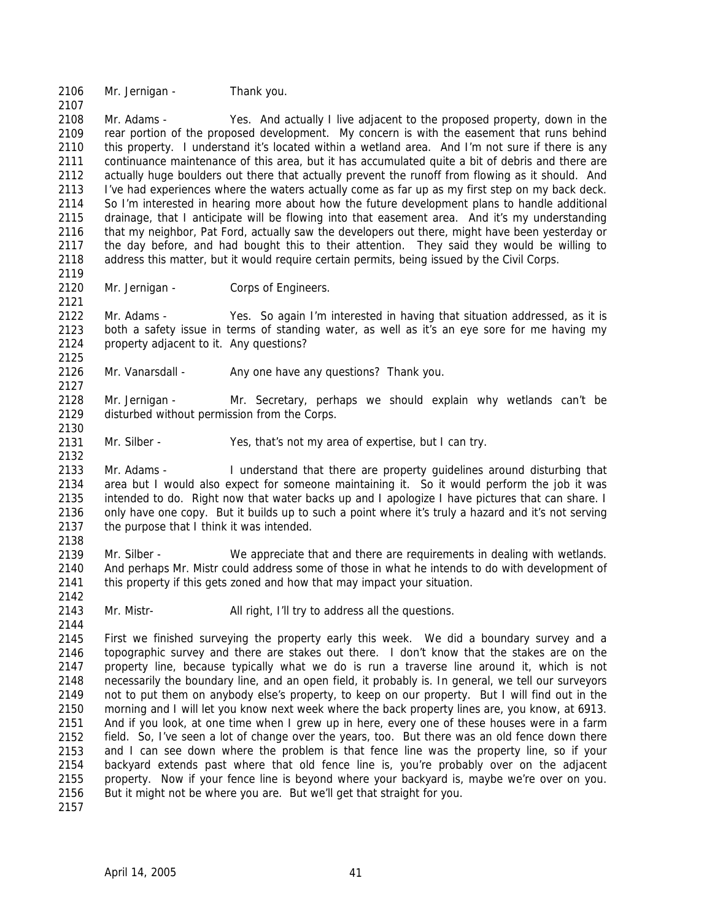Mr. Jernigan - Thank you.

Mr. Adams - Yes. And actually I live adjacent to the proposed property, down in the rear portion of the proposed development. My concern is with the easement that runs behind this property. I understand it's located within a wetland area. And I'm not sure if there is any continuance maintenance of this area, but it has accumulated quite a bit of debris and there are actually huge boulders out there that actually prevent the runoff from flowing as it should. And I've had experiences where the waters actually come as far up as my first step on my back deck. So I'm interested in hearing more about how the future development plans to handle additional drainage, that I anticipate will be flowing into that easement area. And it's my understanding that my neighbor, Pat Ford, actually saw the developers out there, might have been yesterday or the day before, and had bought this to their attention. They said they would be willing to address this matter, but it would require certain permits, being issued by the Civil Corps.

Mr. Jernigan - Corps of Engineers.

Mr. Adams - Yes. So again I'm interested in having that situation addressed, as it is both a safety issue in terms of standing water, as well as it's an eye sore for me having my property adjacent to it. Any questions?

Mr. Vanarsdall - Any one have any questions? Thank you.

Mr. Jernigan - Mr. Secretary, perhaps we should explain why wetlands can't be disturbed without permission from the Corps.

Mr. Silber - Yes, that's not my area of expertise, but I can try.

Mr. Adams - I understand that there are property guidelines around disturbing that area but I would also expect for someone maintaining it. So it would perform the job it was intended to do. Right now that water backs up and I apologize I have pictures that can share. I only have one copy. But it builds up to such a point where it's truly a hazard and it's not serving the purpose that I think it was intended.

Mr. Silber - We appreciate that and there are requirements in dealing with wetlands. And perhaps Mr. Mistr could address some of those in what he intends to do with development of this property if this gets zoned and how that may impact your situation.

Mr. Mistr- All right, I'll try to address all the questions.

First we finished surveying the property early this week. We did a boundary survey and a topographic survey and there are stakes out there. I don't know that the stakes are on the property line, because typically what we do is run a traverse line around it, which is not necessarily the boundary line, and an open field, it probably is. In general, we tell our surveyors not to put them on anybody else's property, to keep on our property. But I will find out in the morning and I will let you know next week where the back property lines are, you know, at 6913. And if you look, at one time when I grew up in here, every one of these houses were in a farm field. So, I've seen a lot of change over the years, too. But there was an old fence down there and I can see down where the problem is that fence line was the property line, so if your backyard extends past where that old fence line is, you're probably over on the adjacent property. Now if your fence line is beyond where your backyard is, maybe we're over on you. But it might not be where you are. But we'll get that straight for you.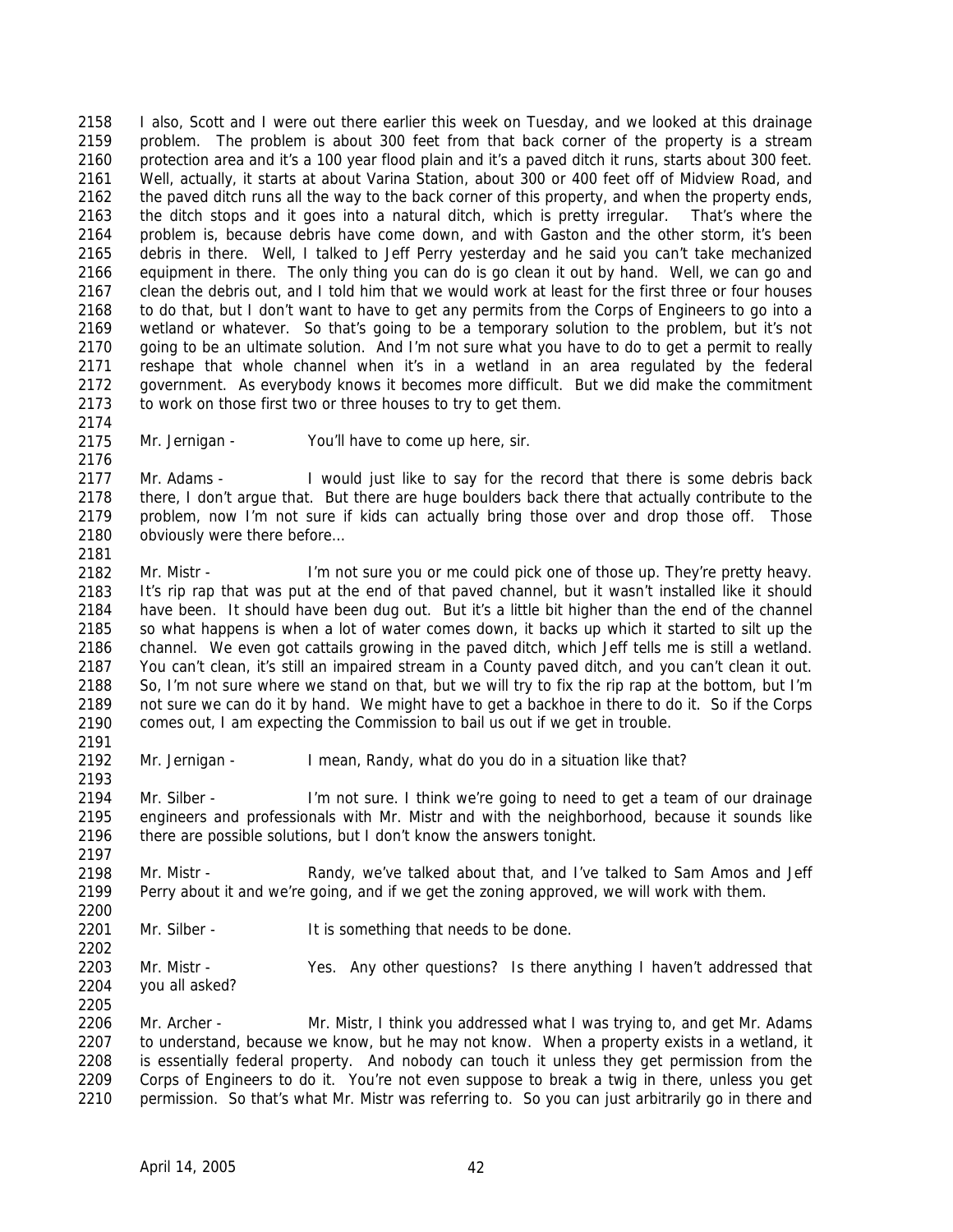2158 I also, Scott and I were out there earlier this week on Tuesday, and we looked at this drainage
2159 problem. The problem is about 300 feet from that back corner of the property is a stream
2160 protection area and it's a 100 year flood plain and it's a paved ditch it runs, starts about 300 feet.
2161 Well, actually, it starts at about Varina Station, about 300 or 400 feet off of Midview Road, and
2162 the paved ditch runs all the way to the back corner of this property, and when the property ends,
2163 the ditch stops and it goes into a natural ditch, which is pretty irregular. That's where the
2164 problem is, because debris have come down, and with Gaston and the other storm, it's been
2165 debris in there. Well, I talked to Jeff Perry yesterday and he said you can't take mechanized
2166 equipment in there. The only thing you can do is go clean it out by hand. Well, we can go and
2167 clean the debris out, and I told him that we would work at least for the first three or four houses
2168 to do that, but I don't want to have to get any permits from the Corps of Engineers to go into a
2169 wetland or whatever. So that's going to be a temporary solution to the problem, but it's not
2170 going to be an ultimate solution. And I'm not sure what you have to do to get a permit to really
2171 reshape that whole channel when it's in a wetland in an area regulated by the federal
2172 government. As everybody knows it becomes more difficult. But we did make the commitment
2173 to work on those first two or three houses to try to get them.
2174
2175 Mr. Jernigan - You'll have to come up here, sir.
2176
2177 Mr. Adams - I would just like to say for the record that there is some debris back
2178 there, I don't argue that. But there are huge boulders back there that actually contribute to the
2179 problem, now I'm not sure if kids can actually bring those over and drop those off. Those
2180 obviously were there before…
2181
2182 Mr. Mistr - I'm not sure you or me could pick one of those up. They're pretty heavy.
2183 It's rip rap that was put at the end of that paved channel, but it wasn't installed like it should
2184 have been. It should have been dug out. But it's a little bit higher than the end of the channel
2185 so what happens is when a lot of water comes down, it backs up which it started to silt up the
2186 channel. We even got cattails growing in the paved ditch, which Jeff tells me is still a wetland.
2187 You can't clean, it's still an impaired stream in a County paved ditch, and you can't clean it out.
2188 So, I'm not sure where we stand on that, but we will try to fix the rip rap at the bottom, but I'm
2189 not sure we can do it by hand. We might have to get a backhoe in there to do it. So if the Corps
2190 comes out, I am expecting the Commission to bail us out if we get in trouble.
2191
2192 Mr. Jernigan - I mean, Randy, what do you do in a situation like that?
2193
2194 Mr. Silber - I'm not sure. I think we're going to need to get a team of our drainage
2195 engineers and professionals with Mr. Mistr and with the neighborhood, because it sounds like
2196 there are possible solutions, but I don't know the answers tonight.
2197
2198 Mr. Mistr - Randy, we've talked about that, and I've talked to Sam Amos and Jeff
2199 Perry about it and we're going, and if we get the zoning approved, we will work with them.
2200
2201 Mr. Silber - It is something that needs to be done.
2202
2203 Mr. Mistr - Yes. Any other questions? Is there anything I haven't addressed that
2204 you all asked?
2205
2206 Mr. Archer - Mr. Mistr, I think you addressed what I was trying to, and get Mr. Adams
2207 to understand, because we know, but he may not know. When a property exists in a wetland, it
2208 is essentially federal property. And nobody can touch it unless they get permission from the
2209 Corps of Engineers to do it. You're not even suppose to break a twig in there, unless you get
2210 permission. So that's what Mr. Mistr was referring to. So you can just arbitrarily go in there and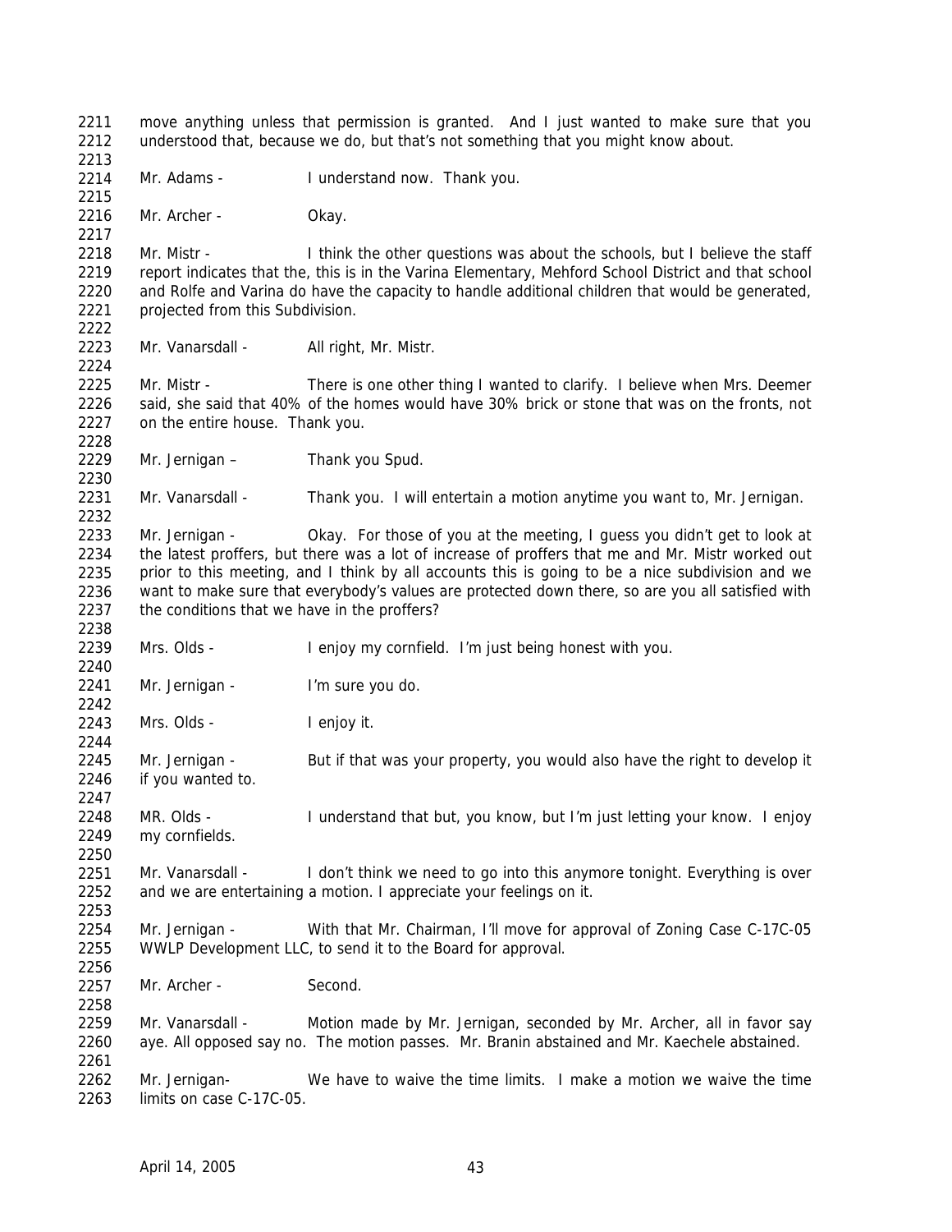move anything unless that permission is granted. And I just wanted to make sure that you understood that, because we do, but that's not something that you might know about.

Mr. Adams - I understand now. Thank you.

Mr. Archer - Okay.

Mr. Mistr - I think the other questions was about the schools, but I believe the staff report indicates that the, this is in the Varina Elementary, Mehford School District and that school and Rolfe and Varina do have the capacity to handle additional children that would be generated, projected from this Subdivision.

Mr. Vanarsdall - All right, Mr. Mistr.

Mr. Mistr - There is one other thing I wanted to clarify. I believe when Mrs. Deemer said, she said that 40% of the homes would have 30% brick or stone that was on the fronts, not on the entire house. Thank you.

Mr. Jernigan – Thank you Spud.

Mr. Vanarsdall - Thank you. I will entertain a motion anytime you want to, Mr. Jernigan.

Mr. Jernigan - Okay. For those of you at the meeting, I guess you didn't get to look at the latest proffers, but there was a lot of increase of proffers that me and Mr. Mistr worked out prior to this meeting, and I think by all accounts this is going to be a nice subdivision and we want to make sure that everybody's values are protected down there, so are you all satisfied with the conditions that we have in the proffers?

Mrs. Olds - I enjoy my cornfield. I'm just being honest with you.

Mr. Jernigan - I'm sure you do.

Mrs. Olds - I enjoy it.

Mr. Jernigan - But if that was your property, you would also have the right to develop it if you wanted to.

MR. Olds - I understand that but, you know, but I'm just letting your know. I enjoy my cornfields.

Mr. Vanarsdall - I don't think we need to go into this anymore tonight. Everything is over and we are entertaining a motion. I appreciate your feelings on it.

Mr. Jernigan - With that Mr. Chairman, I'll move for approval of Zoning Case C-17C-05 WWLP Development LLC, to send it to the Board for approval.

Mr. Archer - Second.

Mr. Vanarsdall - Motion made by Mr. Jernigan, seconded by Mr. Archer, all in favor say aye. All opposed say no. The motion passes. Mr. Branin abstained and Mr. Kaechele abstained.

Mr. Jernigan- We have to waive the time limits. I make a motion we waive the time limits on case C-17C-05.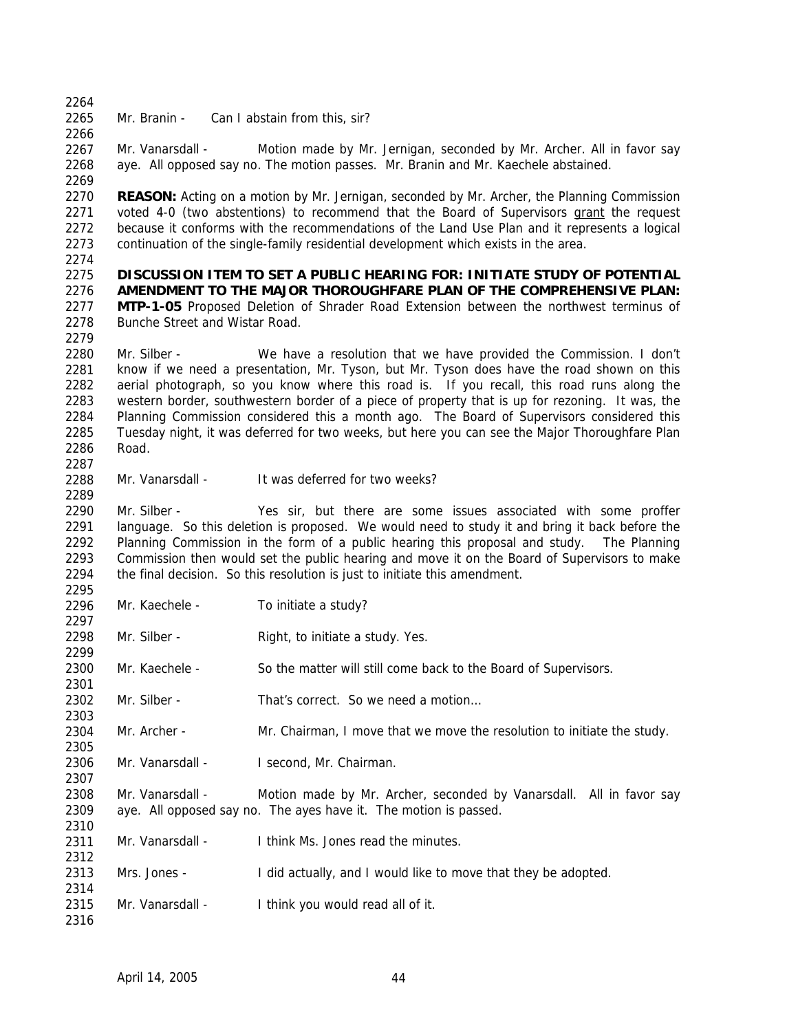Mr. Branin - Can I abstain from this, sir?

Mr. Vanarsdall - Motion made by Mr. Jernigan, seconded by Mr. Archer. All in favor say aye. All opposed say no. The motion passes. Mr. Branin and Mr. Kaechele abstained.

**REASON:** Acting on a motion by Mr. Jernigan, seconded by Mr. Archer, the Planning Commission voted 4-0 (two abstentions) to recommend that the Board of Supervisors grant the request because it conforms with the recommendations of the Land Use Plan and it represents a logical continuation of the single-family residential development which exists in the area.

**DISCUSSION ITEM TO SET A PUBLIC HEARING FOR: INITIATE STUDY OF POTENTIAL AMENDMENT TO THE MAJOR THOROUGHFARE PLAN OF THE COMPREHENSIVE PLAN: MTP-1-05** Proposed Deletion of Shrader Road Extension between the northwest terminus of Bunche Street and Wistar Road.

Mr. Silber - We have a resolution that we have provided the Commission. I don't know if we need a presentation, Mr. Tyson, but Mr. Tyson does have the road shown on this aerial photograph, so you know where this road is. If you recall, this road runs along the western border, southwestern border of a piece of property that is up for rezoning. It was, the Planning Commission considered this a month ago. The Board of Supervisors considered this Tuesday night, it was deferred for two weeks, but here you can see the Major Thoroughfare Plan Road.

Mr. Vanarsdall - It was deferred for two weeks?

Mr. Silber - Yes sir, but there are some issues associated with some proffer language. So this deletion is proposed. We would need to study it and bring it back before the Planning Commission in the form of a public hearing this proposal and study. The Planning Commission then would set the public hearing and move it on the Board of Supervisors to make the final decision. So this resolution is just to initiate this amendment.

Mr. Kaechele - To initiate a study?

Mr. Silber - Right, to initiate a study. Yes.

Mr. Kaechele - So the matter will still come back to the Board of Supervisors.

Mr. Silber - That's correct. So we need a motion…

Mr. Archer - Mr. Chairman, I move that we move the resolution to initiate the study.

Mr. Vanarsdall - I second, Mr. Chairman.

Mr. Vanarsdall - Motion made by Mr. Archer, seconded by Vanarsdall. All in favor say aye. All opposed say no. The ayes have it. The motion is passed.

Mr. Vanarsdall - I think Ms. Jones read the minutes.

Mrs. Jones - I did actually, and I would like to move that they be adopted.

Mr. Vanarsdall - I think you would read all of it.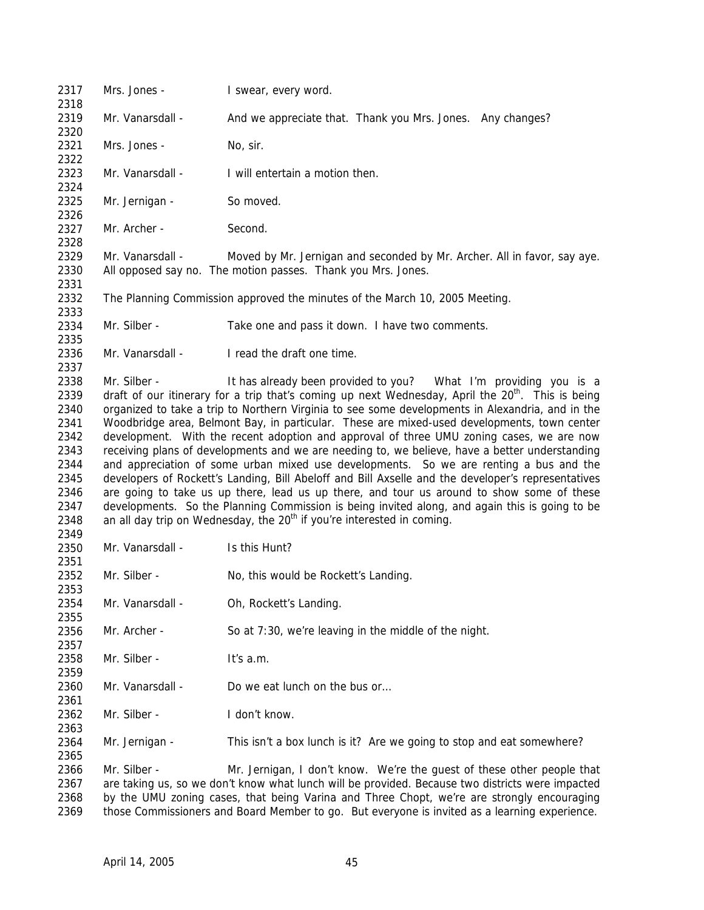Mrs. Jones - I swear, every word.

Mr. Vanarsdall - And we appreciate that. Thank you Mrs. Jones. Any changes?

Mrs. Jones - No, sir.

Mr. Vanarsdall - I will entertain a motion then.

Mr. Jernigan - So moved.

Mr. Archer - Second.

Mr. Vanarsdall - Moved by Mr. Jernigan and seconded by Mr. Archer. All in favor, say aye. All opposed say no. The motion passes. Thank you Mrs. Jones.

The Planning Commission approved the minutes of the March 10, 2005 Meeting.

Mr. Silber - Take one and pass it down. I have two comments.

Mr. Vanarsdall - I read the draft one time.

Mr. Silber - It has already been provided to you? What I'm providing you is a draft of our itinerary for a trip that's coming up next Wednesday, April the 20th. This is being organized to take a trip to Northern Virginia to see some developments in Alexandria, and in the Woodbridge area, Belmont Bay, in particular. These are mixed-used developments, town center development. With the recent adoption and approval of three UMU zoning cases, we are now receiving plans of developments and we are needing to, we believe, have a better understanding and appreciation of some urban mixed use developments. So we are renting a bus and the developers of Rockett's Landing, Bill Abeloff and Bill Axselle and the developer's representatives are going to take us up there, lead us up there, and tour us around to show some of these developments. So the Planning Commission is being invited along, and again this is going to be an all day trip on Wednesday, the 20th if you're interested in coming.

Mr. Vanarsdall - Is this Hunt?

Mr. Silber - No, this would be Rockett's Landing.

Mr. Vanarsdall - Oh, Rockett's Landing.

Mr. Archer - So at 7:30, we're leaving in the middle of the night.

Mr. Silber - It's a.m.

Mr. Vanarsdall - Do we eat lunch on the bus or…

Mr. Silber - I don't know.

Mr. Jernigan - This isn't a box lunch is it? Are we going to stop and eat somewhere?

Mr. Silber - Mr. Jernigan, I don't know. We're the guest of these other people that are taking us, so we don't know what lunch will be provided. Because two districts were impacted by the UMU zoning cases, that being Varina and Three Chopt, we're are strongly encouraging those Commissioners and Board Member to go. But everyone is invited as a learning experience.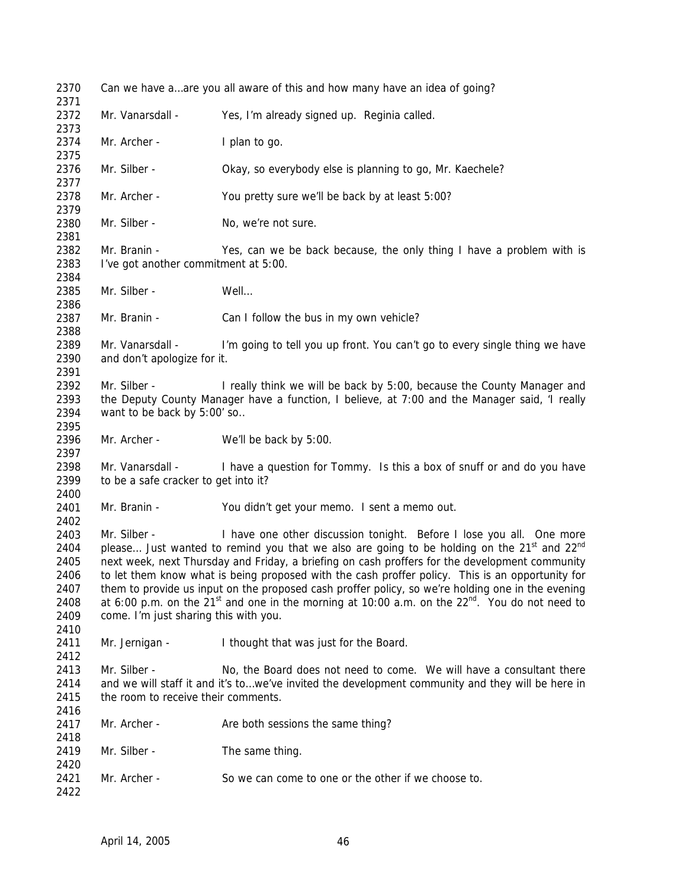2370 Can we have a…are you all aware of this and how many have an idea of going?

2372 Mr. Vanarsdall - Yes, I'm already signed up. Reginia called.

2374 Mr. Archer - I plan to go.

2376 Mr. Silber - Okay, so everybody else is planning to go, Mr. Kaechele?

2378 Mr. Archer - You pretty sure we'll be back by at least 5:00?

2380 Mr. Silber - No, we're not sure.

2382 Mr. Branin - Yes, can we be back because, the only thing I have a problem with is
2383 I've got another commitment at 5:00.

2385 Mr. Silber - Well…

2387 Mr. Branin - Can I follow the bus in my own vehicle?

2389 Mr. Vanarsdall - I'm going to tell you up front. You can't go to every single thing we have
2390 and don't apologize for it.

2392 Mr. Silber - I really think we will be back by 5:00, because the County Manager and
2393 the Deputy County Manager have a function, I believe, at 7:00 and the Manager said, 'I really
2394 want to be back by 5:00' so..

2396 Mr. Archer - We'll be back by 5:00.

2398 Mr. Vanarsdall - I have a question for Tommy. Is this a box of snuff or and do you have
2399 to be a safe cracker to get into it?

2401 Mr. Branin - You didn't get your memo. I sent a memo out.

2403 Mr. Silber - I have one other discussion tonight. Before I lose you all. One more
2404 please… Just wanted to remind you that we also are going to be holding on the 21st and 22nd
2405 next week, next Thursday and Friday, a briefing on cash proffers for the development community
2406 to let them know what is being proposed with the cash proffer policy. This is an opportunity for
2407 them to provide us input on the proposed cash proffer policy, so we're holding one in the evening
2408 at 6:00 p.m. on the 21st and one in the morning at 10:00 a.m. on the 22nd. You do not need to
2409 come. I'm just sharing this with you.

2411 Mr. Jernigan - I thought that was just for the Board.

2413 Mr. Silber - No, the Board does not need to come. We will have a consultant there
2414 and we will staff it and it's to…we've invited the development community and they will be here in
2415 the room to receive their comments.

2417 Mr. Archer - Are both sessions the same thing?

2419 Mr. Silber - The same thing.

2421 Mr. Archer - So we can come to one or the other if we choose to.

April 14, 2005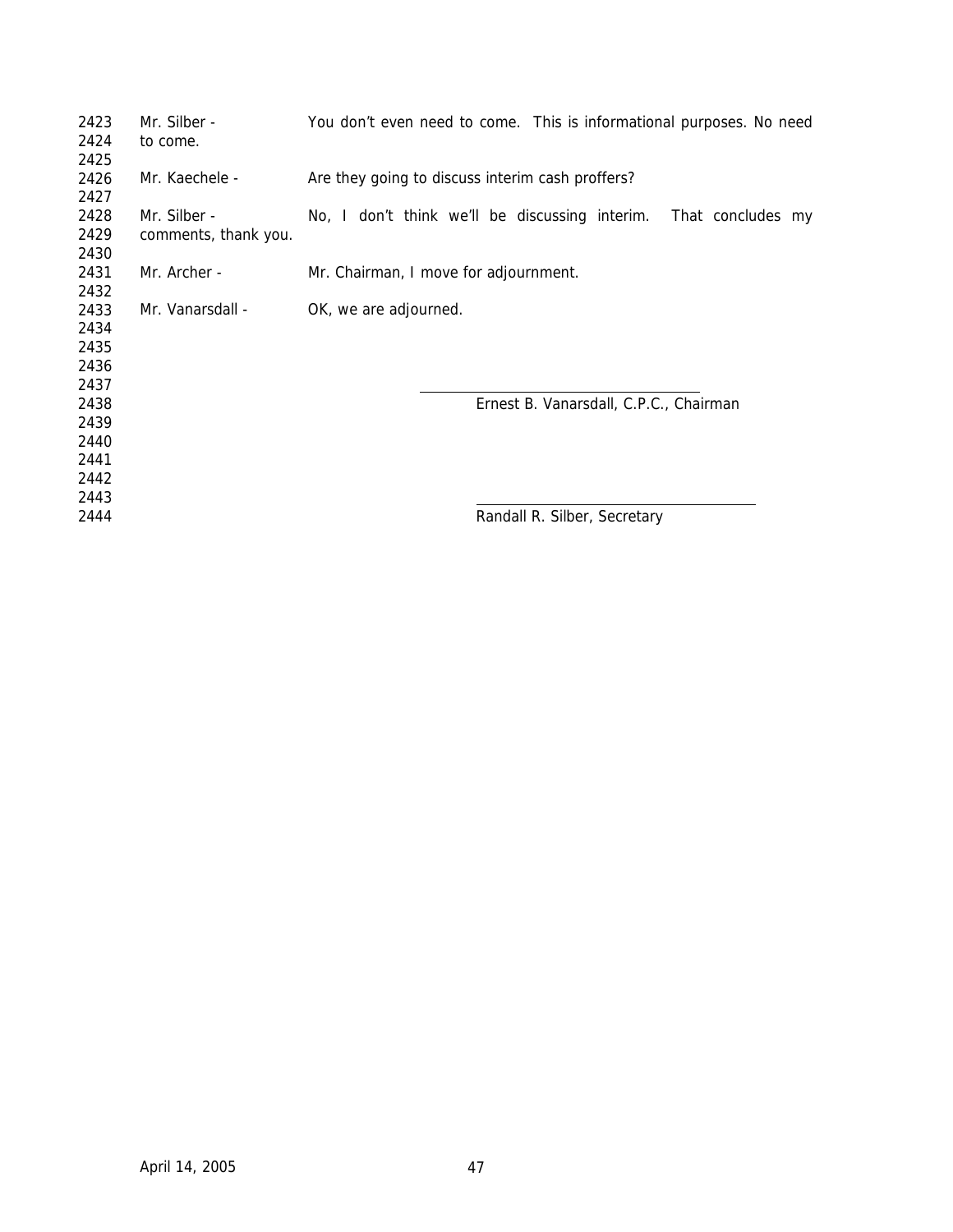Mr. Silber - You don't even need to come. This is informational purposes. No need to come.

Mr. Kaechele - Are they going to discuss interim cash proffers?

Mr. Silber - No, I don't think we'll be discussing interim. That concludes my comments, thank you.

Mr. Archer - Mr. Chairman, I move for adjournment.

Mr. Vanarsdall - OK, we are adjourned.

\_\_\_\_\_\_\_\_\_\_\_\_\_\_\_\_\_\_\_\_\_\_\_\_\_\_\_\_\_\_\_\_\_\_\_\_
Ernest B. Vanarsdall, C.P.C., Chairman

\_\_\_\_\_\_\_\_\_\_\_\_\_\_\_\_\_\_\_\_\_\_\_\_\_\_\_\_\_\_\_\_\_\_\_\_
Randall R. Silber, Secretary